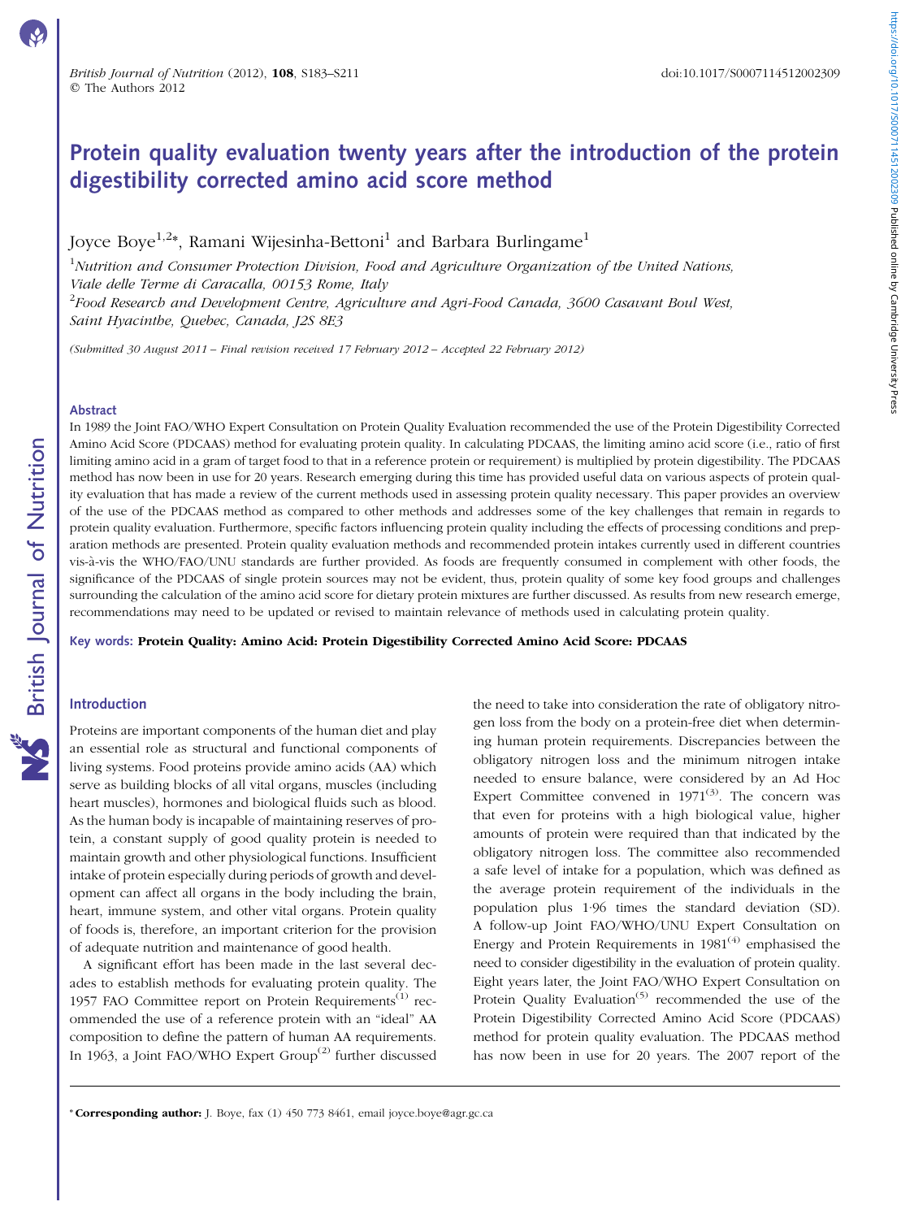# Protein quality evaluation twenty years after the introduction of the protein digestibility corrected amino acid score method

Joyce Boye[1,2]*, Ramani Wijesinha-Bettoni[1] and Barbara Burlingame[1]

[1]*Nutrition and Consumer Protection Division, Food and Agriculture Organization of the United Nations, Viale delle Terme di Caracalla, 00153 Rome, Italy*

[2]*Food Research and Development Centre, Agriculture and Agri-Food Canada, 3600 Casavant Boul West, Saint Hyacinthe, Quebec, Canada, J2S 8E3*

*(Submitted 30 August 2011 – Final revision received 17 February 2012 – Accepted 22 February 2012)*

## Abstract

In 1989 the Joint FAO/WHO Expert Consultation on Protein Quality Evaluation recommended the use of the Protein Digestibility Corrected Amino Acid Score (PDCAAS) method for evaluating protein quality. In calculating PDCAAS, the limiting amino acid score (i.e., ratio of first limiting amino acid in a gram of target food to that in a reference protein or requirement) is multiplied by protein digestibility. The PDCAAS method has now been in use for 20 years. Research emerging during this time has provided useful data on various aspects of protein quality evaluation that has made a review of the current methods used in assessing protein quality necessary. This paper provides an overview of the use of the PDCAAS method as compared to other methods and addresses some of the key challenges that remain in regards to protein quality evaluation. Furthermore, specific factors influencing protein quality including the effects of processing conditions and preparation methods are presented. Protein quality evaluation methods and recommended protein intakes currently used in different countries vis-à-vis the WHO/FAO/UNU standards are further provided. As foods are frequently consumed in complement with other foods, the significance of the PDCAAS of single protein sources may not be evident, thus, protein quality of some key food groups and challenges surrounding the calculation of the amino acid score for dietary protein mixtures are further discussed. As results from new research emerge, recommendations may need to be updated or revised to maintain relevance of methods used in calculating protein quality.

**Key words: Protein Quality: Amino Acid: Protein Digestibility Corrected Amino Acid Score: PDCAAS**

## Introduction

Proteins are important components of the human diet and play an essential role as structural and functional components of living systems. Food proteins provide amino acids (AA) which serve as building blocks of all vital organs, muscles (including heart muscles), hormones and biological fluids such as blood. As the human body is incapable of maintaining reserves of protein, a constant supply of good quality protein is needed to maintain growth and other physiological functions. Insufficient intake of protein especially during periods of growth and development can affect all organs in the body including the brain, heart, immune system, and other vital organs. Protein quality of foods is, therefore, an important criterion for the provision of adequate nutrition and maintenance of good health.

A significant effort has been made in the last several decades to establish methods for evaluating protein quality. The 1957 FAO Committee report on Protein Requirements[1] recommended the use of a reference protein with an "ideal" AA composition to define the pattern of human AA requirements. In 1963, a Joint FAO/WHO Expert Group[2] further discussed the need to take into consideration the rate of obligatory nitrogen loss from the body on a protein-free diet when determining human protein requirements. Discrepancies between the obligatory nitrogen loss and the minimum nitrogen intake needed to ensure balance, were considered by an Ad Hoc Expert Committee convened in 1971[3]. The concern was that even for proteins with a high biological value, higher amounts of protein were required than that indicated by the obligatory nitrogen loss. The committee also recommended a safe level of intake for a population, which was defined as the average protein requirement of the individuals in the population plus 1·96 times the standard deviation (SD). A follow-up Joint FAO/WHO/UNU Expert Consultation on Energy and Protein Requirements in 1981[4] emphasised the need to consider digestibility in the evaluation of protein quality. Eight years later, the Joint FAO/WHO Expert Consultation on Protein Quality Evaluation[5] recommended the use of the Protein Digestibility Corrected Amino Acid Score (PDCAAS) method for protein quality evaluation. The PDCAAS method has now been in use for 20 years. The 2007 report of the

\* **Corresponding author:** J. Boye, fax (1) 450 773 8461, email joyce.boye@agr.gc.ca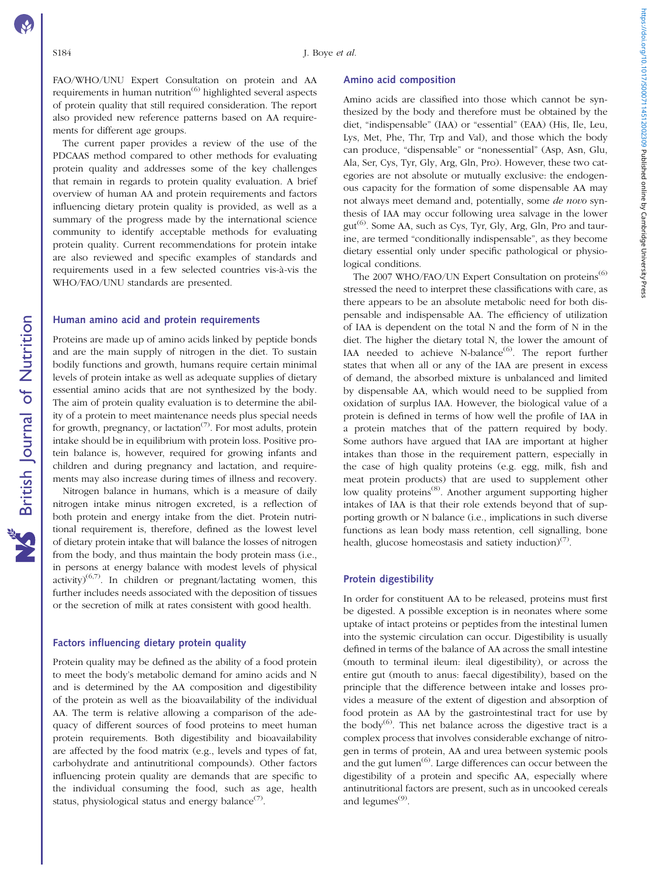FAO/WHO/UNU Expert Consultation on protein and AA requirements in human nutrition[6] highlighted several aspects of protein quality that still required consideration. The report also provided new reference patterns based on AA requirements for different age groups.

The current paper provides a review of the use of the PDCAAS method compared to other methods for evaluating protein quality and addresses some of the key challenges that remain in regards to protein quality evaluation. A brief overview of human AA and protein requirements and factors influencing dietary protein quality is provided, as well as a summary of the progress made by the international science community to identify acceptable methods for evaluating protein quality. Current recommendations for protein intake are also reviewed and specific examples of standards and requirements used in a few selected countries vis-à-vis the WHO/FAO/UNU standards are presented.

## Human amino acid and protein requirements

Proteins are made up of amino acids linked by peptide bonds and are the main supply of nitrogen in the diet. To sustain bodily functions and growth, humans require certain minimal levels of protein intake as well as adequate supplies of dietary essential amino acids that are not synthesized by the body. The aim of protein quality evaluation is to determine the ability of a protein to meet maintenance needs plus special needs for growth, pregnancy, or lactation[7]. For most adults, protein intake should be in equilibrium with protein loss. Positive protein balance is, however, required for growing infants and children and during pregnancy and lactation, and requirements may also increase during times of illness and recovery.

Nitrogen balance in humans, which is a measure of daily nitrogen intake minus nitrogen excreted, is a reflection of both protein and energy intake from the diet. Protein nutritional requirement is, therefore, defined as the lowest level of dietary protein intake that will balance the losses of nitrogen from the body, and thus maintain the body protein mass (i.e., in persons at energy balance with modest levels of physical activity)[6,7]. In children or pregnant/lactating women, this further includes needs associated with the deposition of tissues or the secretion of milk at rates consistent with good health.

## Factors influencing dietary protein quality

Protein quality may be defined as the ability of a food protein to meet the body's metabolic demand for amino acids and N and is determined by the AA composition and digestibility of the protein as well as the bioavailability of the individual AA. The term is relative allowing a comparison of the adequacy of different sources of food proteins to meet human protein requirements. Both digestibility and bioavailability are affected by the food matrix (e.g., levels and types of fat, carbohydrate and antinutritional compounds). Other factors influencing protein quality are demands that are specific to the individual consuming the food, such as age, health status, physiological status and energy balance[7].

## Amino acid composition

Amino acids are classified into those which cannot be synthesized by the body and therefore must be obtained by the diet, "indispensable" (IAA) or "essential" (EAA) (His, Ile, Leu, Lys, Met, Phe, Thr, Trp and Val), and those which the body can produce, "dispensable" or "nonessential" (Asp, Asn, Glu, Ala, Ser, Cys, Tyr, Gly, Arg, Gln, Pro). However, these two categories are not absolute or mutually exclusive: the endogenous capacity for the formation of some dispensable AA may not always meet demand and, potentially, some *de novo* synthesis of IAA may occur following urea salvage in the lower gut[6]. Some AA, such as Cys, Tyr, Gly, Arg, Gln, Pro and taurine, are termed "conditionally indispensable", as they become dietary essential only under specific pathological or physiological conditions.

The 2007 WHO/FAO/UN Expert Consultation on proteins[6] stressed the need to interpret these classifications with care, as there appears to be an absolute metabolic need for both dispensable and indispensable AA. The efficiency of utilization of IAA is dependent on the total N and the form of N in the diet. The higher the dietary total N, the lower the amount of IAA needed to achieve N-balance[6]. The report further states that when all or any of the IAA are present in excess of demand, the absorbed mixture is unbalanced and limited by dispensable AA, which would need to be supplied from oxidation of surplus IAA. However, the biological value of a protein is defined in terms of how well the profile of IAA in a protein matches that of the pattern required by body. Some authors have argued that IAA are important at higher intakes than those in the requirement pattern, especially in the case of high quality proteins (e.g. egg, milk, fish and meat protein products) that are used to supplement other low quality proteins[8]. Another argument supporting higher intakes of IAA is that their role extends beyond that of supporting growth or N balance (i.e., implications in such diverse functions as lean body mass retention, cell signalling, bone health, glucose homeostasis and satiety induction)[7].

## Protein digestibility

In order for constituent AA to be released, proteins must first be digested. A possible exception is in neonates where some uptake of intact proteins or peptides from the intestinal lumen into the systemic circulation can occur. Digestibility is usually defined in terms of the balance of AA across the small intestine (mouth to terminal ileum: ileal digestibility), or across the entire gut (mouth to anus: faecal digestibility), based on the principle that the difference between intake and losses provides a measure of the extent of digestion and absorption of food protein as AA by the gastrointestinal tract for use by the body[6]. This net balance across the digestive tract is a complex process that involves considerable exchange of nitrogen in terms of protein, AA and urea between systemic pools and the gut lumen[6]. Large differences can occur between the digestibility of a protein and specific AA, especially where antinutritional factors are present, such as in uncooked cereals and legumes[9].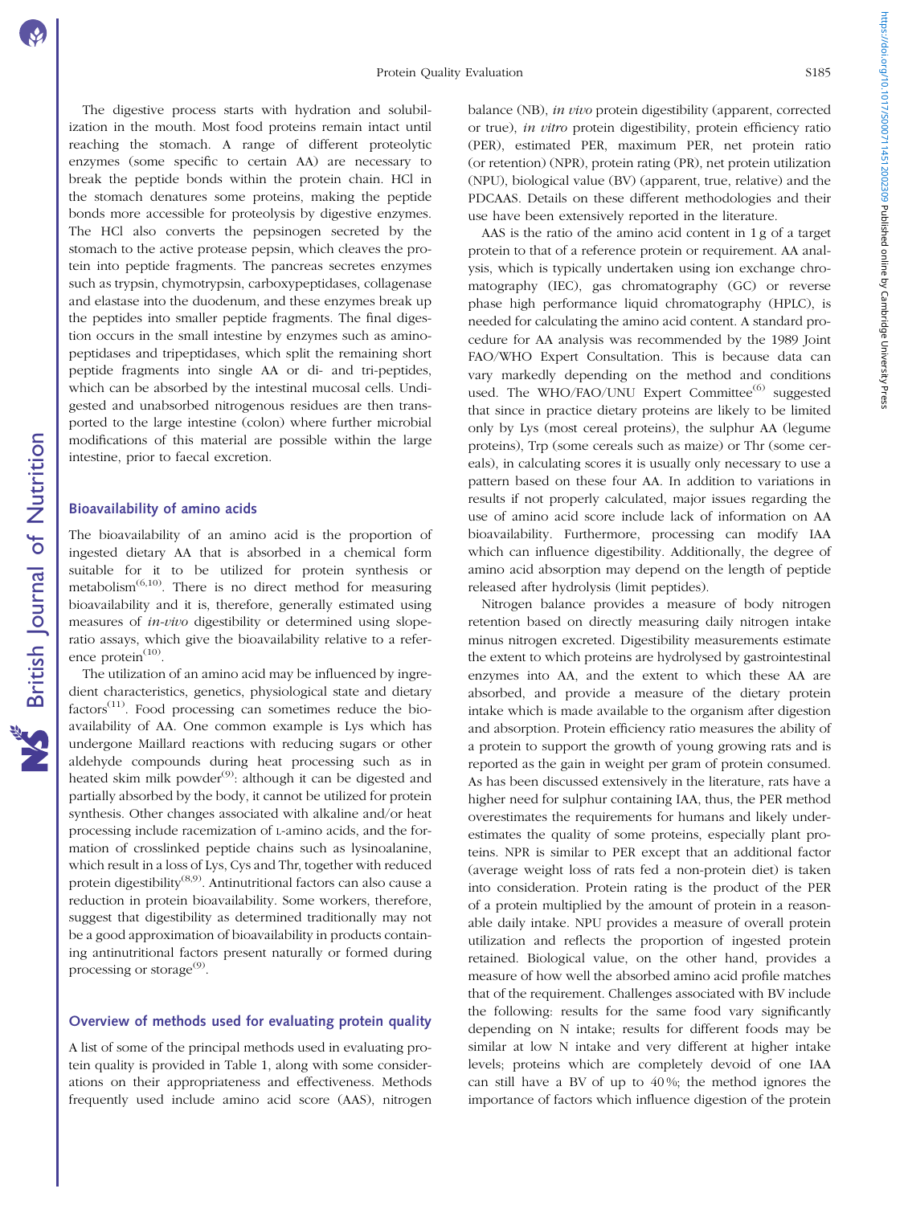The digestive process starts with hydration and solubilization in the mouth. Most food proteins remain intact until reaching the stomach. A range of different proteolytic enzymes (some specific to certain AA) are necessary to break the peptide bonds within the protein chain. HCl in the stomach denatures some proteins, making the peptide bonds more accessible for proteolysis by digestive enzymes. The HCl also converts the pepsinogen secreted by the stomach to the active protease pepsin, which cleaves the protein into peptide fragments. The pancreas secretes enzymes such as trypsin, chymotrypsin, carboxypeptidases, collagenase and elastase into the duodenum, and these enzymes break up the peptides into smaller peptide fragments. The final digestion occurs in the small intestine by enzymes such as aminopeptidases and tripeptidases, which split the remaining short peptide fragments into single AA or di- and tri-peptides, which can be absorbed by the intestinal mucosal cells. Undigested and unabsorbed nitrogenous residues are then transported to the large intestine (colon) where further microbial modifications of this material are possible within the large intestine, prior to faecal excretion.

## Bioavailability of amino acids

The bioavailability of an amino acid is the proportion of ingested dietary AA that is absorbed in a chemical form suitable for it to be utilized for protein synthesis or metabolism[6,10]. There is no direct method for measuring bioavailability and it is, therefore, generally estimated using measures of *in-vivo* digestibility or determined using slope-ratio assays, which give the bioavailability relative to a reference protein[10].

The utilization of an amino acid may be influenced by ingredient characteristics, genetics, physiological state and dietary factors[11]. Food processing can sometimes reduce the bioavailability of AA. One common example is Lys which has undergone Maillard reactions with reducing sugars or other aldehyde compounds during heat processing such as in heated skim milk powder[9]: although it can be digested and partially absorbed by the body, it cannot be utilized for protein synthesis. Other changes associated with alkaline and/or heat processing include racemization of L-amino acids, and the formation of crosslinked peptide chains such as lysinoalanine, which result in a loss of Lys, Cys and Thr, together with reduced protein digestibility[8,9]. Antinutritional factors can also cause a reduction in protein bioavailability. Some workers, therefore, suggest that digestibility as determined traditionally may not be a good approximation of bioavailability in products containing antinutritional factors present naturally or formed during processing or storage[9].

## Overview of methods used for evaluating protein quality

A list of some of the principal methods used in evaluating protein quality is provided in Table 1, along with some considerations on their appropriateness and effectiveness. Methods frequently used include amino acid score (AAS), nitrogen balance (NB), *in vivo* protein digestibility (apparent, corrected or true), *in vitro* protein digestibility, protein efficiency ratio (PER), estimated PER, maximum PER, net protein ratio (or retention) (NPR), protein rating (PR), net protein utilization (NPU), biological value (BV) (apparent, true, relative) and the PDCAAS. Details on these different methodologies and their use have been extensively reported in the literature.

AAS is the ratio of the amino acid content in 1 g of a target protein to that of a reference protein or requirement. AA analysis, which is typically undertaken using ion exchange chromatography (IEC), gas chromatography (GC) or reverse phase high performance liquid chromatography (HPLC), is needed for calculating the amino acid content. A standard procedure for AA analysis was recommended by the 1989 Joint FAO/WHO Expert Consultation. This is because data can vary markedly depending on the method and conditions used. The WHO/FAO/UNU Expert Committee[6] suggested that since in practice dietary proteins are likely to be limited only by Lys (most cereal proteins), the sulphur AA (legume proteins), Trp (some cereals such as maize) or Thr (some cereals), in calculating scores it is usually only necessary to use a pattern based on these four AA. In addition to variations in results if not properly calculated, major issues regarding the use of amino acid score include lack of information on AA bioavailability. Furthermore, processing can modify IAA which can influence digestibility. Additionally, the degree of amino acid absorption may depend on the length of peptide released after hydrolysis (limit peptides).

Nitrogen balance provides a measure of body nitrogen retention based on directly measuring daily nitrogen intake minus nitrogen excreted. Digestibility measurements estimate the extent to which proteins are hydrolysed by gastrointestinal enzymes into AA, and the extent to which these AA are absorbed, and provide a measure of the dietary protein intake which is made available to the organism after digestion and absorption. Protein efficiency ratio measures the ability of a protein to support the growth of young growing rats and is reported as the gain in weight per gram of protein consumed. As has been discussed extensively in the literature, rats have a higher need for sulphur containing IAA, thus, the PER method overestimates the requirements for humans and likely underestimates the quality of some proteins, especially plant proteins. NPR is similar to PER except that an additional factor (average weight loss of rats fed a non-protein diet) is taken into consideration. Protein rating is the product of the PER of a protein multiplied by the amount of protein in a reasonable daily intake. NPU provides a measure of overall protein utilization and reflects the proportion of ingested protein retained. Biological value, on the other hand, provides a measure of how well the absorbed amino acid profile matches that of the requirement. Challenges associated with BV include the following: results for the same food vary significantly depending on N intake; results for different foods may be similar at low N intake and very different at higher intake levels; proteins which are completely devoid of one IAA can still have a BV of up to 40 %; the method ignores the importance of factors which influence digestion of the protein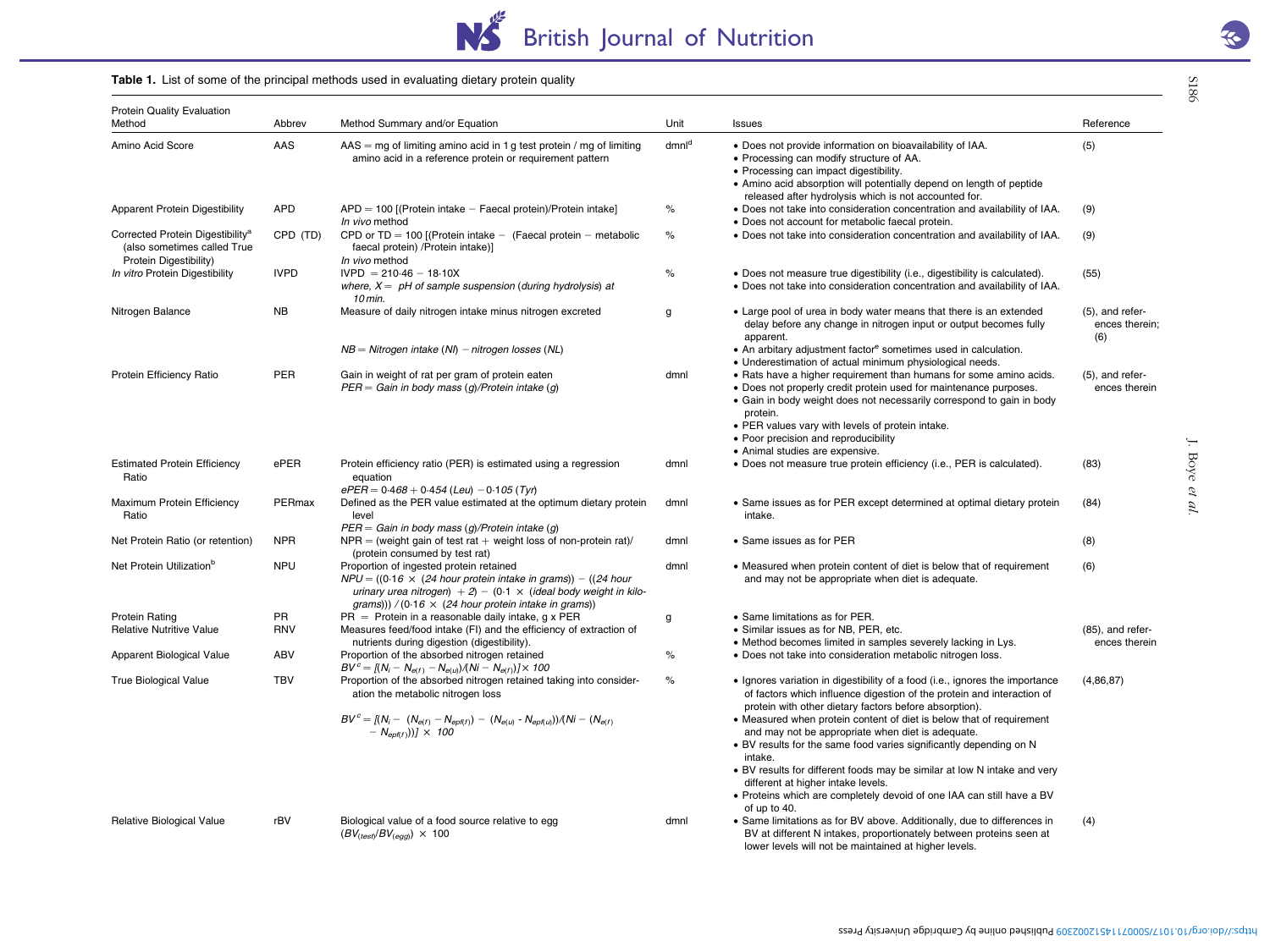**Table 1.** List of some of the principal methods used in evaluating dietary protein quality

| Protein Quality Evaluation Method | Abbrev | Method Summary and/or Equation | Unit | Issues | Reference |
|---|---|---|---|---|---|
| Amino Acid Score | AAS | AAS = mg of limiting amino acid in 1 g test protein / mg of limiting amino acid in a reference protein or requirement pattern | dmnl[d] | • Does not provide information on bioavailability of IAA. • Processing can modify structure of AA. • Processing can impact digestibility. • Amino acid absorption will potentially depend on length of peptide released after hydrolysis which is not accounted for. | (5) |
| Apparent Protein Digestibility | APD | APD = 100 [(Protein intake − Faecal protein)/Protein intake] *In vivo* method | % | • Does not take into consideration concentration and availability of IAA. • Does not account for metabolic faecal protein. | (9) |
| Corrected Protein Digestibility[a] (also sometimes called True Protein Digestibility) | CPD (TD) | CPD or TD = 100 [(Protein intake − (Faecal protein − metabolic faecal protein) /Protein intake)] *In vivo* method | % | • Does not take into consideration concentration and availability of IAA. | (9) |
| *In vitro* Protein Digestibility | IVPD | IVPD = 210·46 − 18·10X *where, X = pH of sample suspension (during hydrolysis) at 10 min.* | % | • Does not measure true digestibility (i.e., digestibility is calculated). • Does not take into consideration concentration and availability of IAA. | (55) |
| Nitrogen Balance | NB | Measure of daily nitrogen intake minus nitrogen excreted *NB = Nitrogen intake (NI) − nitrogen losses (NL)* | g | • Large pool of urea in body water means that there is an extended delay before any change in nitrogen input or output becomes fully apparent. • An arbitary adjustment factor[e] sometimes used in calculation. • Underestimation of actual minimum physiological needs. | (5), and references therein; (6) |
| Protein Efficiency Ratio | PER | Gain in weight of rat per gram of protein eaten *PER = Gain in body mass (g)/Protein intake (g)* | dmnl | • Rats have a higher requirement than humans for some amino acids. • Does not properly credit protein used for maintenance purposes. • Gain in body weight does not necessarily correspond to gain in body protein. • PER values vary with levels of protein intake. • Poor precision and reproducibility • Animal studies are expensive. | (5), and references therein |
| Estimated Protein Efficiency Ratio | ePER | Protein efficiency ratio (PER) is estimated using a regression equation *ePER = 0·468 + 0·454 (Leu) − 0·105 (Tyr)* | dmnl | • Does not measure true protein efficiency (i.e., PER is calculated). | (83) |
| Maximum Protein Efficiency Ratio | PERmax | Defined as the PER value estimated at the optimum dietary protein level *PER = Gain in body mass (g)/Protein intake (g)* | dmnl | • Same issues as for PER except determined at optimal dietary protein intake. | (84) |
| Net Protein Ratio (or retention) | NPR | NPR = (weight gain of test rat + weight loss of non-protein rat)/ (protein consumed by test rat) | dmnl | • Same issues as for PER | (8) |
| Net Protein Utilization[b] | NPU | Proportion of ingested protein retained *NPU = ((0·16 × (24 hour protein intake in grams)) − ((24 hour urinary urea nitrogen) + 2) − (0·1 × (ideal body weight in kilograms))) / (0·16 × (24 hour protein intake in grams))* | dmnl | • Measured when protein content of diet is below that of requirement and may not be appropriate when diet is adequate. | (6) |
| Protein Rating | PR | PR = Protein in a reasonable daily intake, g x PER | g | • Same limitations as for PER. | |
| Relative Nutritive Value | RNV | Measures feed/food intake (FI) and the efficiency of extraction of nutrients during digestion (digestibility). | | • Similar issues as for NB, PER, etc. • Method becomes limited in samples severely lacking in Lys. | (85), and references therein |
| Apparent Biological Value | ABV | Proportion of the absorbed nitrogen retained $BV^c = [(N_i - N_{e(f)} - N_{e(u)})/(Ni - N_{e(f)})] \times 100$ | % | • Does not take into consideration metabolic nitrogen loss. | |
| True Biological Value | TBV | Proportion of the absorbed nitrogen retained taking into consideration the metabolic nitrogen loss $BV^c = [(N_i - (N_{e(f)} - N_{epf(f)}) - (N_{e(u)} - N_{epf(u)}))/(Ni - (N_{e(f)} - N_{epf(f)}))] \times 100$ | % | • Ignores variation in digestibility of a food (i.e., ignores the importance of factors which influence digestion of the protein and interaction of protein with other dietary factors before absorption). • Measured when protein content of diet is below that of requirement and may not be appropriate when diet is adequate. • BV results for the same food varies significantly depending on N intake. • BV results for different foods may be similar at low N intake and very different at higher intake levels. • Proteins which are completely devoid of one IAA can still have a BV of up to 40. | (4,86,87) |
| Relative Biological Value | rBV | Biological value of a food source relative to egg $(BV_{(test)}/BV_{(egg)}) \times 100$ | dmnl | • Same limitations as for BV above. Additionally, due to differences in BV at different N intakes, proportionately between proteins seen at lower levels will not be maintained at higher levels. | (4) |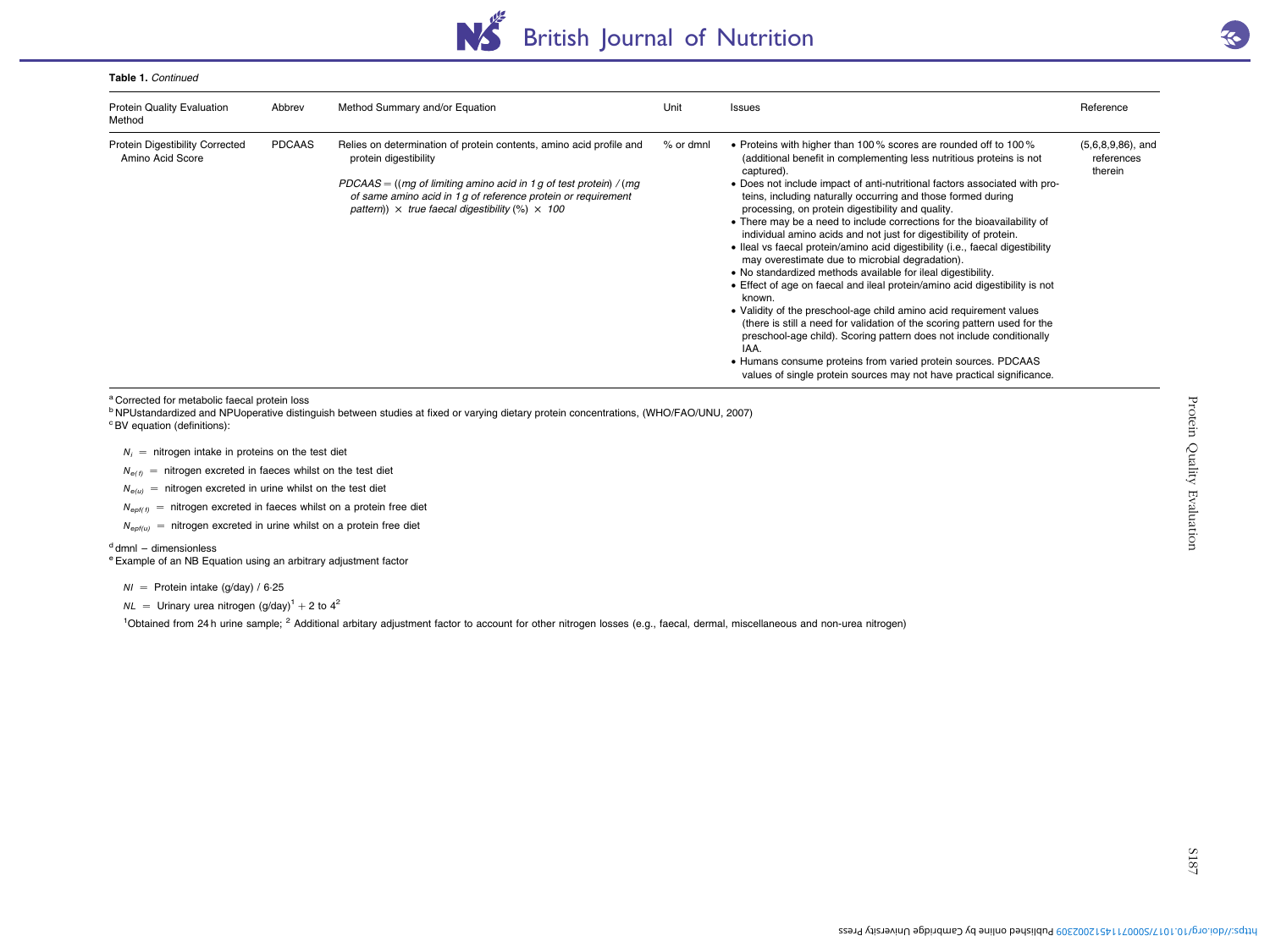**Table 1.** *Continued*

| Protein Quality Evaluation Method | Abbrev | Method Summary and/or Equation | Unit | Issues | Reference |
|---|---|---|---|---|---|
| Protein Digestibility Corrected Amino Acid Score | PDCAAS | Relies on determination of protein contents, amino acid profile and protein digestibility<br><br>*PDCAAS* = ((*mg of limiting amino acid in 1 g of test protein*) / (*mg of same amino acid in 1 g of reference protein or requirement pattern*)) × *true faecal digestibility* (%) × *100* | % or dmnl | • Proteins with higher than 100 % scores are rounded off to 100 % (additional benefit in complementing less nutritious proteins is not captured).<br>• Does not include impact of anti-nutritional factors associated with proteins, including naturally occurring and those formed during processing, on protein digestibility and quality.<br>• There may be a need to include corrections for the bioavailability of individual amino acids and not just for digestibility of protein.<br>• Ileal vs faecal protein/amino acid digestibility (i.e., faecal digestibility may overestimate due to microbial degradation).<br>• No standardized methods available for ileal digestibility.<br>• Effect of age on faecal and ileal protein/amino acid digestibility is not known.<br>• Validity of the preschool-age child amino acid requirement values (there is still a need for validation of the scoring pattern used for the preschool-age child). Scoring pattern does not include conditionally IAA.<br>• Humans consume proteins from varied protein sources. PDCAAS values of single protein sources may not have practical significance. | (5,6,8,9,86), and references therein |

[a] Corrected for metabolic faecal protein loss

[b] NPUstandardized and NPUoperative distinguish between studies at fixed or varying dietary protein concentrations, (WHO/FAO/UNU, 2007)

[c] BV equation (definitions):

$N_i$ = nitrogen intake in proteins on the test diet

$N_{e(f)}$ = nitrogen excreted in faeces whilst on the test diet

$N_{e(u)}$ = nitrogen excreted in urine whilst on the test diet

$N_{epf(f)}$ = nitrogen excreted in faeces whilst on a protein free diet

$N_{epf(u)}$ = nitrogen excreted in urine whilst on a protein free diet

[d] dmnl – dimensionless

[e] Example of an NB Equation using an arbitrary adjustment factor

$NI$ = Protein intake (g/day) / 6·25

$NL$ = Urinary urea nitrogen (g/day)[1] + 2 to 4[2]

[1]Obtained from 24 h urine sample; [2] Additional arbitary adjustment factor to account for other nitrogen losses (e.g., faecal, dermal, miscellaneous and non-urea nitrogen)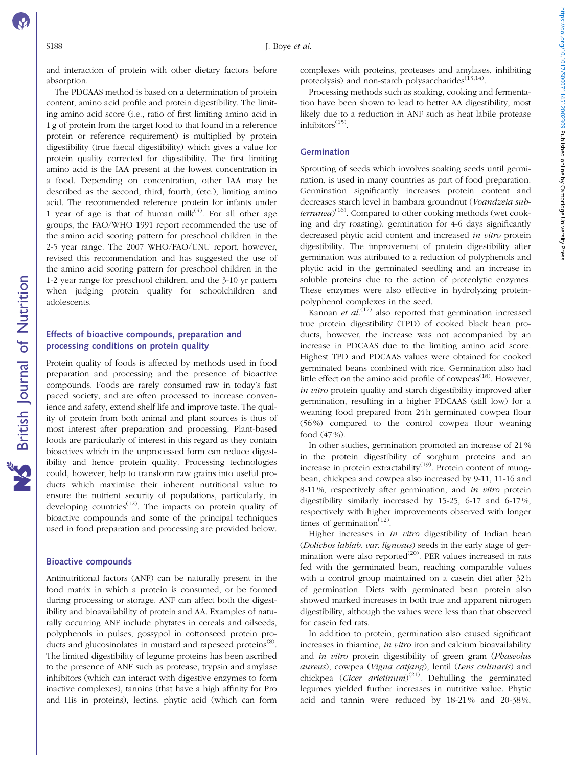and interaction of protein with other dietary factors before absorption.

The PDCAAS method is based on a determination of protein content, amino acid profile and protein digestibility. The limiting amino acid score (i.e., ratio of first limiting amino acid in 1 g of protein from the target food to that found in a reference protein or reference requirement) is multiplied by protein digestibility (true faecal digestibility) which gives a value for protein quality corrected for digestibility. The first limiting amino acid is the IAA present at the lowest concentration in a food. Depending on concentration, other IAA may be described as the second, third, fourth, (etc.), limiting amino acid. The recommended reference protein for infants under 1 year of age is that of human milk[4]. For all other age groups, the FAO/WHO 1991 report recommended the use of the amino acid scoring pattern for preschool children in the 2-5 year range. The 2007 WHO/FAO/UNU report, however, revised this recommendation and has suggested the use of the amino acid scoring pattern for preschool children in the 1-2 year range for preschool children, and the 3-10 yr pattern when judging protein quality for schoolchildren and adolescents.

## Effects of bioactive compounds, preparation and processing conditions on protein quality

Protein quality of foods is affected by methods used in food preparation and processing and the presence of bioactive compounds. Foods are rarely consumed raw in today's fast paced society, and are often processed to increase convenience and safety, extend shelf life and improve taste. The quality of protein from both animal and plant sources is thus of most interest after preparation and processing. Plant-based foods are particularly of interest in this regard as they contain bioactives which in the unprocessed form can reduce digestibility and hence protein quality. Processing technologies could, however, help to transform raw grains into useful products which maximise their inherent nutritional value to ensure the nutrient security of populations, particularly, in developing countries[12]. The impacts on protein quality of bioactive compounds and some of the principal techniques used in food preparation and processing are provided below.

### Bioactive compounds

Antinutritional factors (ANF) can be naturally present in the food matrix in which a protein is consumed, or be formed during processing or storage. ANF can affect both the digestibility and bioavailability of protein and AA. Examples of naturally occurring ANF include phytates in cereals and oilseeds, polyphenols in pulses, gossypol in cottonseed protein products and glucosinolates in mustard and rapeseed proteins[8]. The limited digestibility of legume proteins has been ascribed to the presence of ANF such as protease, trypsin and amylase inhibitors (which can interact with digestive enzymes to form inactive complexes), tannins (that have a high affinity for Pro and His in proteins), lectins, phytic acid (which can form complexes with proteins, proteases and amylases, inhibiting proteolysis) and non-starch polysaccharides[13,14].

Processing methods such as soaking, cooking and fermentation have been shown to lead to better AA digestibility, most likely due to a reduction in ANF such as heat labile protease inhibitors[15].

### Germination

Sprouting of seeds which involves soaking seeds until germination, is used in many countries as part of food preparation. Germination significantly increases protein content and decreases starch level in bambara groundnut (*Voandzeia subterranea*)[16]. Compared to other cooking methods (wet cooking and dry roasting), germination for 4-6 days significantly decreased phytic acid content and increased *in vitro* protein digestibility. The improvement of protein digestibility after germination was attributed to a reduction of polyphenols and phytic acid in the germinated seedling and an increase in soluble proteins due to the action of proteolytic enzymes. These enzymes were also effective in hydrolyzing protein-polyphenol complexes in the seed.

Kannan *et al.*[17] also reported that germination increased true protein digestibility (TPD) of cooked black bean products, however, the increase was not accompanied by an increase in PDCAAS due to the limiting amino acid score. Highest TPD and PDCAAS values were obtained for cooked germinated beans combined with rice. Germination also had little effect on the amino acid profile of cowpeas[18]. However, *in vitro* protein quality and starch digestibility improved after germination, resulting in a higher PDCAAS (still low) for a weaning food prepared from 24 h germinated cowpea flour (56 %) compared to the control cowpea flour weaning food (47 %).

In other studies, germination promoted an increase of 21 % in the protein digestibility of sorghum proteins and an increase in protein extractability[19]. Protein content of mungbean, chickpea and cowpea also increased by 9-11, 11-16 and 8-11 %, respectively after germination, and *in vitro* protein digestibility similarly increased by 15-25, 6-17 and 6-17 %, respectively with higher improvements observed with longer times of germination[12].

Higher increases in *in vitro* digestibility of Indian bean (*Dolichos lablab. var. lignosus*) seeds in the early stage of germination were also reported[20]. PER values increased in rats fed with the germinated bean, reaching comparable values with a control group maintained on a casein diet after 32 h of germination. Diets with germinated bean protein also showed marked increases in both true and apparent nitrogen digestibility, although the values were less than that observed for casein fed rats.

In addition to protein, germination also caused significant increases in thiamine, *in vitro* iron and calcium bioavailability and *in vitro* protein digestibility of green gram (*Phaseolus aureus*), cowpea (*Vigna catjang*), lentil (*Lens culinaris*) and chickpea (*Cicer arietinum*)[21]. Dehulling the germinated legumes yielded further increases in nutritive value. Phytic acid and tannin were reduced by 18-21 % and 20-38 %,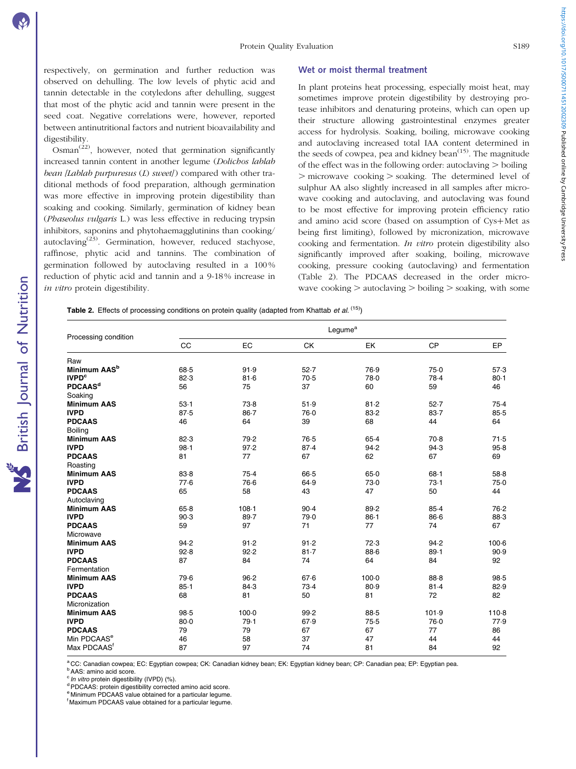respectively, on germination and further reduction was observed on dehulling. The low levels of phytic acid and tannin detectable in the cotyledons after dehulling, suggest that most of the phytic acid and tannin were present in the seed coat. Negative correlations were, however, reported between antinutritional factors and nutrient bioavailability and digestibility.

Osman[22], however, noted that germination significantly increased tannin content in another legume (*Dolichos lablab bean [Lablab purpuresus (L) sweet]*) compared with other traditional methods of food preparation, although germination was more effective in improving protein digestibility than soaking and cooking. Similarly, germination of kidney bean (*Phaseolus vulgaris* L.) was less effective in reducing trypsin inhibitors, saponins and phytohaemagglutinins than cooking/autoclaving[23]. Germination, however, reduced stachyose, raffinose, phytic acid and tannins. The combination of germination followed by autoclaving resulted in a 100 % reduction of phytic acid and tannin and a 9-18 % increase in *in vitro* protein digestibility.

## Wet or moist thermal treatment

In plant proteins heat processing, especially moist heat, may sometimes improve protein digestibility by destroying protease inhibitors and denaturing proteins, which can open up their structure allowing gastrointestinal enzymes greater access for hydrolysis. Soaking, boiling, microwave cooking and autoclaving increased total IAA content determined in the seeds of cowpea, pea and kidney bean[15]. The magnitude of the effect was in the following order: autoclaving > boiling > microwave cooking > soaking. The determined level of sulphur AA also slightly increased in all samples after microwave cooking and autoclaving, and autoclaving was found to be most effective for improving protein efficiency ratio and amino acid score (based on assumption of Cys+Met as being first limiting), followed by micronization, microwave cooking and fermentation. *In vitro* protein digestibility also significantly improved after soaking, boiling, microwave cooking, pressure cooking (autoclaving) and fermentation (Table 2). The PDCAAS decreased in the order microwave cooking > autoclaving > boiling > soaking, with some

**Table 2.** Effects of processing conditions on protein quality (adapted from Khattab *et al.* [15])

| Processing condition | Legume[a] | | | | | |
|---|---|---|---|---|---|---|
| | CC | EC | CK | EK | CP | EP |
| Raw | | | | | | |
| **Minimum AAS[b]** | 68·5 | 91·9 | 52·7 | 76·9 | 75·0 | 57·3 |
| **IVPD[c]** | 82·3 | 81·6 | 70·5 | 78·0 | 78·4 | 80·1 |
| **PDCAAS[d]** | 56 | 75 | 37 | 60 | 59 | 46 |
| Soaking | | | | | | |
| **Minimum AAS** | 53·1 | 73·8 | 51·9 | 81·2 | 52·7 | 75·4 |
| **IVPD** | 87·5 | 86·7 | 76·0 | 83·2 | 83·7 | 85·5 |
| **PDCAAS** | 46 | 64 | 39 | 68 | 44 | 64 |
| Boiling | | | | | | |
| **Minimum AAS** | 82·3 | 79·2 | 76·5 | 65·4 | 70·8 | 71·5 |
| **IVPD** | 98·1 | 97·2 | 87·4 | 94·2 | 94·3 | 95·8 |
| **PDCAAS** | 81 | 77 | 67 | 62 | 67 | 69 |
| Roasting | | | | | | |
| **Minimum AAS** | 83·8 | 75·4 | 66·5 | 65·0 | 68·1 | 58·8 |
| **IVPD** | 77·6 | 76·6 | 64·9 | 73·0 | 73·1 | 75·0 |
| **PDCAAS** | 65 | 58 | 43 | 47 | 50 | 44 |
| Autoclaving | | | | | | |
| **Minimum AAS** | 65·8 | 108·1 | 90·4 | 89·2 | 85·4 | 76·2 |
| **IVPD** | 90·3 | 89·7 | 79·0 | 86·1 | 86·6 | 88·3 |
| **PDCAAS** | 59 | 97 | 71 | 77 | 74 | 67 |
| Microwave | | | | | | |
| **Minimum AAS** | 94·2 | 91·2 | 91·2 | 72·3 | 94·2 | 100·6 |
| **IVPD** | 92·8 | 92·2 | 81·7 | 88·6 | 89·1 | 90·9 |
| **PDCAAS** | 87 | 84 | 74 | 64 | 84 | 92 |
| Fermentation | | | | | | |
| **Minimum AAS** | 79·6 | 96·2 | 67·6 | 100·0 | 88·8 | 98·5 |
| **IVPD** | 85·1 | 84·3 | 73·4 | 80·9 | 81·4 | 82·9 |
| **PDCAAS** | 68 | 81 | 50 | 81 | 72 | 82 |
| Micronization | | | | | | |
| **Minimum AAS** | 98·5 | 100·0 | 99·2 | 88·5 | 101·9 | 110·8 |
| **IVPD** | 80·0 | 79·1 | 67·9 | 75·5 | 76·0 | 77·9 |
| **PDCAAS** | 79 | 79 | 67 | 67 | 77 | 86 |
| Min PDCAAS[e] | 46 | 58 | 37 | 47 | 44 | 44 |
| Max PDCAAS[f] | 87 | 97 | 74 | 81 | 84 | 92 |

[a] CC: Canadian cowpea; EC: Egyptian cowpea; CK: Canadian kidney bean; EK: Egyptian kidney bean; CP: Canadian pea; EP: Egyptian pea.
[b] AAS: amino acid score.
[c] *In vitro* protein digestibility (IVPD) (%).
[d] PDCAAS: protein digestibility corrected amino acid score.
[e] Minimum PDCAAS value obtained for a particular legume.
[f] Maximum PDCAAS value obtained for a particular legume.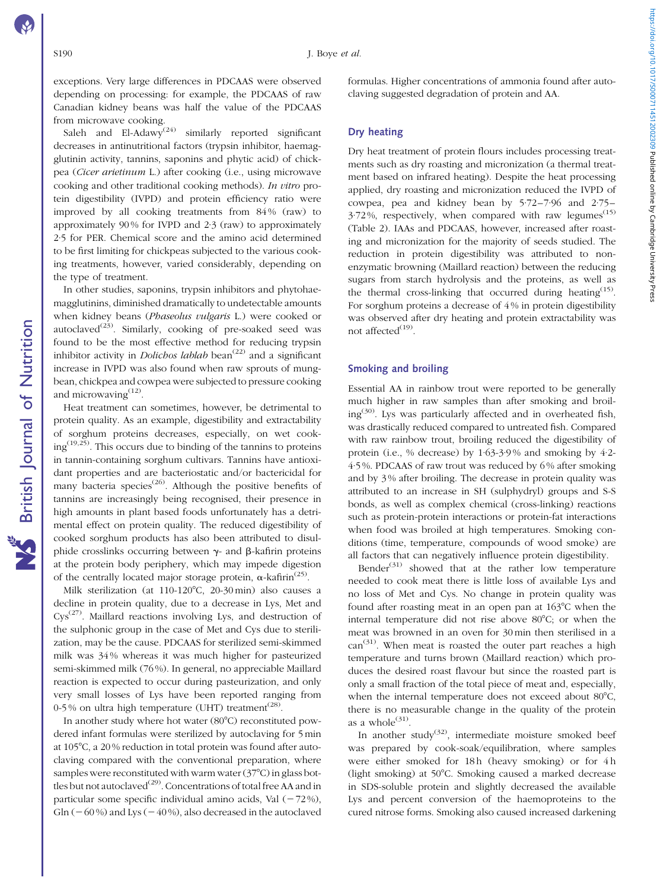exceptions. Very large differences in PDCAAS were observed depending on processing: for example, the PDCAAS of raw Canadian kidney beans was half the value of the PDCAAS from microwave cooking.

Saleh and El-Adawy[24] similarly reported significant decreases in antinutritional factors (trypsin inhibitor, haemagglutinin activity, tannins, saponins and phytic acid) of chickpea (*Cicer arietinum* L.) after cooking (i.e., using microwave cooking and other traditional cooking methods). *In vitro* protein digestibility (IVPD) and protein efficiency ratio were improved by all cooking treatments from 84 % (raw) to approximately 90 % for IVPD and 2·3 (raw) to approximately 2·5 for PER. Chemical score and the amino acid determined to be first limiting for chickpeas subjected to the various cooking treatments, however, varied considerably, depending on the type of treatment.

In other studies, saponins, trypsin inhibitors and phytohaemagglutinins, diminished dramatically to undetectable amounts when kidney beans (*Phaseolus vulgaris* L.) were cooked or autoclaved[23]. Similarly, cooking of pre-soaked seed was found to be the most effective method for reducing trypsin inhibitor activity in *Dolichos lablab* bean[22] and a significant increase in IVPD was also found when raw sprouts of mungbean, chickpea and cowpea were subjected to pressure cooking and microwaving[12].

Heat treatment can sometimes, however, be detrimental to protein quality. As an example, digestibility and extractability of sorghum proteins decreases, especially, on wet cooking[19,25]. This occurs due to binding of the tannins to proteins in tannin-containing sorghum cultivars. Tannins have antioxidant properties and are bacteriostatic and/or bactericidal for many bacteria species[26]. Although the positive benefits of tannins are increasingly being recognised, their presence in high amounts in plant based foods unfortunately has a detrimental effect on protein quality. The reduced digestibility of cooked sorghum products has also been attributed to disulphide crosslinks occurring between $\gamma$- and $\beta$-kafirin proteins at the protein body periphery, which may impede digestion of the centrally located major storage protein, $\alpha$-kafirin[25].

Milk sterilization (at 110-120°C, 20-30 min) also causes a decline in protein quality, due to a decrease in Lys, Met and Cys[27]. Maillard reactions involving Lys, and destruction of the sulphonic group in the case of Met and Cys due to sterilization, may be the cause. PDCAAS for sterilized semi-skimmed milk was 34 % whereas it was much higher for pasteurized semi-skimmed milk (76 %). In general, no appreciable Maillard reaction is expected to occur during pasteurization, and only very small losses of Lys have been reported ranging from 0-5 % on ultra high temperature (UHT) treatment[28].

In another study where hot water (80°C) reconstituted powdered infant formulas were sterilized by autoclaving for 5 min at 105°C, a 20 % reduction in total protein was found after autoclaving compared with the conventional preparation, where samples were reconstituted with warm water (37°C) in glass bottles but not autoclaved[29]. Concentrations of total free AA and in particular some specific individual amino acids, Val (−72 %), Gln (−60 %) and Lys (−40 %), also decreased in the autoclaved formulas. Higher concentrations of ammonia found after autoclaving suggested degradation of protein and AA.

## Dry heating

Dry heat treatment of protein flours includes processing treatments such as dry roasting and micronization (a thermal treatment based on infrared heating). Despite the heat processing applied, dry roasting and micronization reduced the IVPD of cowpea, pea and kidney bean by 5·72–7·96 and 2·75–3·72 %, respectively, when compared with raw legumes[15] (Table 2). IAAs and PDCAAS, however, increased after roasting and micronization for the majority of seeds studied. The reduction in protein digestibility was attributed to non-enzymatic browning (Maillard reaction) between the reducing sugars from starch hydrolysis and the proteins, as well as the thermal cross-linking that occurred during heating[15]. For sorghum proteins a decrease of 4 % in protein digestibility was observed after dry heating and protein extractability was not affected[19].

## Smoking and broiling

Essential AA in rainbow trout were reported to be generally much higher in raw samples than after smoking and broiling[30]. Lys was particularly affected and in overheated fish, was drastically reduced compared to untreated fish. Compared with raw rainbow trout, broiling reduced the digestibility of protein (i.e., % decrease) by 1·63-3·9 % and smoking by 4·2-4·5 %. PDCAAS of raw trout was reduced by 6 % after smoking and by 3 % after broiling. The decrease in protein quality was attributed to an increase in SH (sulphydryl) groups and S-S bonds, as well as complex chemical (cross-linking) reactions such as protein-protein interactions or protein-fat interactions when food was broiled at high temperatures. Smoking conditions (time, temperature, compounds of wood smoke) are all factors that can negatively influence protein digestibility.

Bender[31] showed that at the rather low temperature needed to cook meat there is little loss of available Lys and no loss of Met and Cys. No change in protein quality was found after roasting meat in an open pan at 163°C when the internal temperature did not rise above 80°C; or when the meat was browned in an oven for 30 min then sterilised in a can[31]. When meat is roasted the outer part reaches a high temperature and turns brown (Maillard reaction) which produces the desired roast flavour but since the roasted part is only a small fraction of the total piece of meat and, especially, when the internal temperature does not exceed about 80°C, there is no measurable change in the quality of the protein as a whole[31].

In another study[32], intermediate moisture smoked beef was prepared by cook-soak/equilibration, where samples were either smoked for 18 h (heavy smoking) or for 4 h (light smoking) at 50°C. Smoking caused a marked decrease in SDS-soluble protein and slightly decreased the available Lys and percent conversion of the haemoproteins to the cured nitrose forms. Smoking also caused increased darkening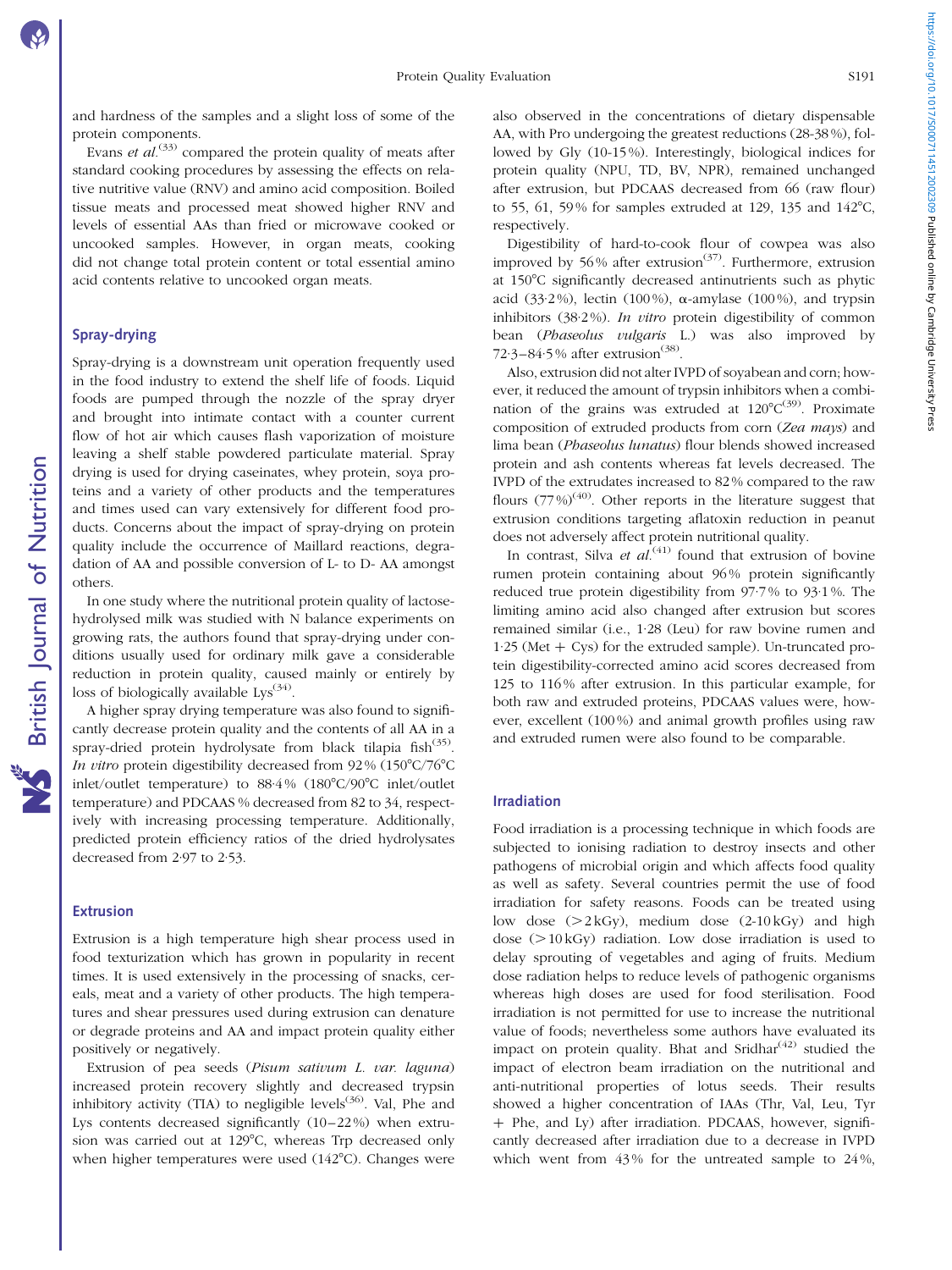and hardness of the samples and a slight loss of some of the protein components.

Evans *et al.*[33] compared the protein quality of meats after standard cooking procedures by assessing the effects on relative nutritive value (RNV) and amino acid composition. Boiled tissue meats and processed meat showed higher RNV and levels of essential AAs than fried or microwave cooked or uncooked samples. However, in organ meats, cooking did not change total protein content or total essential amino acid contents relative to uncooked organ meats.

## Spray-drying

Spray-drying is a downstream unit operation frequently used in the food industry to extend the shelf life of foods. Liquid foods are pumped through the nozzle of the spray dryer and brought into intimate contact with a counter current flow of hot air which causes flash vaporization of moisture leaving a shelf stable powdered particulate material. Spray drying is used for drying caseinates, whey protein, soya proteins and a variety of other products and the temperatures and times used can vary extensively for different food products. Concerns about the impact of spray-drying on protein quality include the occurrence of Maillard reactions, degradation of AA and possible conversion of L- to D- AA amongst others.

In one study where the nutritional protein quality of lactose-hydrolysed milk was studied with N balance experiments on growing rats, the authors found that spray-drying under conditions usually used for ordinary milk gave a considerable reduction in protein quality, caused mainly or entirely by loss of biologically available Lys[34].

A higher spray drying temperature was also found to significantly decrease protein quality and the contents of all AA in a spray-dried protein hydrolysate from black tilapia fish[35]. *In vitro* protein digestibility decreased from 92 % (150°C/76°C inlet/outlet temperature) to 88·4 % (180°C/90°C inlet/outlet temperature) and PDCAAS % decreased from 82 to 34, respectively with increasing processing temperature. Additionally, predicted protein efficiency ratios of the dried hydrolysates decreased from 2·97 to 2·53.

## Extrusion

Extrusion is a high temperature high shear process used in food texturization which has grown in popularity in recent times. It is used extensively in the processing of snacks, cereals, meat and a variety of other products. The high temperatures and shear pressures used during extrusion can denature or degrade proteins and AA and impact protein quality either positively or negatively.

Extrusion of pea seeds (*Pisum sativum L. var. laguna*) increased protein recovery slightly and decreased trypsin inhibitory activity (TIA) to negligible levels[36]. Val, Phe and Lys contents decreased significantly (10–22 %) when extrusion was carried out at 129°C, whereas Trp decreased only when higher temperatures were used (142°C). Changes were also observed in the concentrations of dietary dispensable AA, with Pro undergoing the greatest reductions (28-38 %), followed by Gly (10-15 %). Interestingly, biological indices for protein quality (NPU, TD, BV, NPR), remained unchanged after extrusion, but PDCAAS decreased from 66 (raw flour) to 55, 61, 59 % for samples extruded at 129, 135 and 142°C, respectively.

Digestibility of hard-to-cook flour of cowpea was also improved by 56 % after extrusion[37]. Furthermore, extrusion at 150°C significantly decreased antinutrients such as phytic acid (33·2 %), lectin (100 %), α-amylase (100 %), and trypsin inhibitors (38·2 %). *In vitro* protein digestibility of common bean (*Phaseolus vulgaris* L.) was also improved by 72·3–84·5 % after extrusion[38].

Also, extrusion did not alter IVPD of soyabean and corn; however, it reduced the amount of trypsin inhibitors when a combination of the grains was extruded at 120°C[39]. Proximate composition of extruded products from corn (*Zea mays*) and lima bean (*Phaseolus lunatus*) flour blends showed increased protein and ash contents whereas fat levels decreased. The IVPD of the extrudates increased to 82 % compared to the raw flours (77 %)[40]. Other reports in the literature suggest that extrusion conditions targeting aflatoxin reduction in peanut does not adversely affect protein nutritional quality.

In contrast, Silva *et al.*[41] found that extrusion of bovine rumen protein containing about 96 % protein significantly reduced true protein digestibility from 97·7 % to 93·1 %. The limiting amino acid also changed after extrusion but scores remained similar (i.e., 1·28 (Leu) for raw bovine rumen and 1·25 (Met + Cys) for the extruded sample). Un-truncated protein digestibility-corrected amino acid scores decreased from 125 to 116 % after extrusion. In this particular example, for both raw and extruded proteins, PDCAAS values were, however, excellent (100 %) and animal growth profiles using raw and extruded rumen were also found to be comparable.

## Irradiation

Food irradiation is a processing technique in which foods are subjected to ionising radiation to destroy insects and other pathogens of microbial origin and which affects food quality as well as safety. Several countries permit the use of food irradiation for safety reasons. Foods can be treated using low dose (>2 kGy), medium dose (2-10 kGy) and high dose (>10 kGy) radiation. Low dose irradiation is used to delay sprouting of vegetables and aging of fruits. Medium dose radiation helps to reduce levels of pathogenic organisms whereas high doses are used for food sterilisation. Food irradiation is not permitted for use to increase the nutritional value of foods; nevertheless some authors have evaluated its impact on protein quality. Bhat and Sridhar[42] studied the impact of electron beam irradiation on the nutritional and anti-nutritional properties of lotus seeds. Their results showed a higher concentration of IAAs (Thr, Val, Leu, Tyr + Phe, and Ly) after irradiation. PDCAAS, however, significantly decreased after irradiation due to a decrease in IVPD which went from 43 % for the untreated sample to 24 %,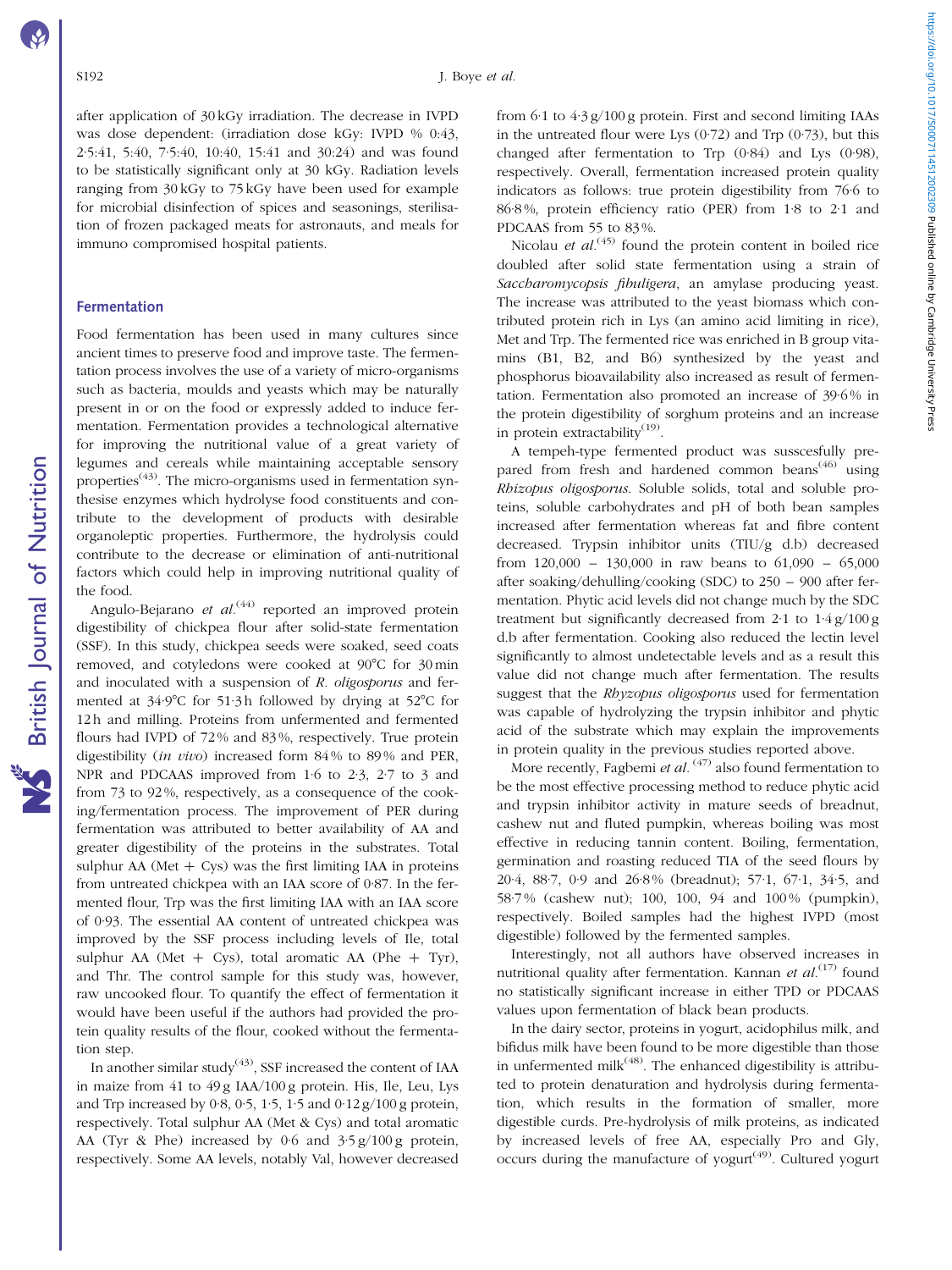after application of 30 kGy irradiation. The decrease in IVPD was dose dependent: (irradiation dose kGy: IVPD % 0:43, 2·5:41, 5:40, 7·5:40, 10:40, 15:41 and 30:24) and was found to be statistically significant only at 30 kGy. Radiation levels ranging from 30 kGy to 75 kGy have been used for example for microbial disinfection of spices and seasonings, sterilisation of frozen packaged meats for astronauts, and meals for immuno compromised hospital patients.

## Fermentation

Food fermentation has been used in many cultures since ancient times to preserve food and improve taste. The fermentation process involves the use of a variety of micro-organisms such as bacteria, moulds and yeasts which may be naturally present in or on the food or expressly added to induce fermentation. Fermentation provides a technological alternative for improving the nutritional value of a great variety of legumes and cereals while maintaining acceptable sensory properties[43]. The micro-organisms used in fermentation synthesise enzymes which hydrolyse food constituents and contribute to the development of products with desirable organoleptic properties. Furthermore, the hydrolysis could contribute to the decrease or elimination of anti-nutritional factors which could help in improving nutritional quality of the food.

Angulo-Bejarano *et al.*[44] reported an improved protein digestibility of chickpea flour after solid-state fermentation (SSF). In this study, chickpea seeds were soaked, seed coats removed, and cotyledons were cooked at 90°C for 30 min and inoculated with a suspension of *R. oligosporus* and fermented at 34·9°C for 51·3 h followed by drying at 52°C for 12 h and milling. Proteins from unfermented and fermented flours had IVPD of 72% and 83%, respectively. True protein digestibility (*in vivo*) increased form 84% to 89% and PER, NPR and PDCAAS improved from 1·6 to 2·3, 2·7 to 3 and from 73 to 92%, respectively, as a consequence of the cooking/fermentation process. The improvement of PER during fermentation was attributed to better availability of AA and greater digestibility of the proteins in the substrates. Total sulphur AA (Met + Cys) was the first limiting IAA in proteins from untreated chickpea with an IAA score of 0·87. In the fermented flour, Trp was the first limiting IAA with an IAA score of 0·93. The essential AA content of untreated chickpea was improved by the SSF process including levels of Ile, total sulphur AA (Met + Cys), total aromatic AA (Phe + Tyr), and Thr. The control sample for this study was, however, raw uncooked flour. To quantify the effect of fermentation it would have been useful if the authors had provided the protein quality results of the flour, cooked without the fermentation step.

In another similar study[43], SSF increased the content of IAA in maize from 41 to 49 g IAA/100 g protein. His, Ile, Leu, Lys and Trp increased by 0·8, 0·5, 1·5, 1·5 and 0·12 g/100 g protein, respectively. Total sulphur AA (Met & Cys) and total aromatic AA (Tyr & Phe) increased by 0·6 and 3·5 g/100 g protein, respectively. Some AA levels, notably Val, however decreased from 6·1 to 4·3 g/100 g protein. First and second limiting IAAs in the untreated flour were Lys (0·72) and Trp (0·73), but this changed after fermentation to Trp (0·84) and Lys (0·98), respectively. Overall, fermentation increased protein quality indicators as follows: true protein digestibility from 76·6 to 86·8%, protein efficiency ratio (PER) from 1·8 to 2·1 and PDCAAS from 55 to 83%.

Nicolau *et al.*[45] found the protein content in boiled rice doubled after solid state fermentation using a strain of *Saccharomycopsis fibuligera*, an amylase producing yeast. The increase was attributed to the yeast biomass which contributed protein rich in Lys (an amino acid limiting in rice), Met and Trp. The fermented rice was enriched in B group vitamins (B1, B2, and B6) synthesized by the yeast and phosphorus bioavailability also increased as result of fermentation. Fermentation also promoted an increase of 39·6% in the protein digestibility of sorghum proteins and an increase in protein extractability[19].

A tempeh-type fermented product was susscesfully prepared from fresh and hardened common beans[46] using *Rhizopus oligosporus*. Soluble solids, total and soluble proteins, soluble carbohydrates and pH of both bean samples increased after fermentation whereas fat and fibre content decreased. Trypsin inhibitor units (TIU/g d.b) decreased from 120,000 – 130,000 in raw beans to 61,090 – 65,000 after soaking/dehulling/cooking (SDC) to 250 – 900 after fermentation. Phytic acid levels did not change much by the SDC treatment but significantly decreased from 2·1 to 1·4 g/100 g d.b after fermentation. Cooking also reduced the lectin level significantly to almost undetectable levels and as a result this value did not change much after fermentation. The results suggest that the *Rhyzopus oligosporus* used for fermentation was capable of hydrolyzing the trypsin inhibitor and phytic acid of the substrate which may explain the improvements in protein quality in the previous studies reported above.

More recently, Fagbemi *et al.*[47] also found fermentation to be the most effective processing method to reduce phytic acid and trypsin inhibitor activity in mature seeds of breadnut, cashew nut and fluted pumpkin, whereas boiling was most effective in reducing tannin content. Boiling, fermentation, germination and roasting reduced TIA of the seed flours by 20·4, 88·7, 0·9 and 26·8% (breadnut); 57·1, 67·1, 34·5, and 58·7% (cashew nut); 100, 100, 94 and 100% (pumpkin), respectively. Boiled samples had the highest IVPD (most digestible) followed by the fermented samples.

Interestingly, not all authors have observed increases in nutritional quality after fermentation. Kannan *et al.*[17] found no statistically significant increase in either TPD or PDCAAS values upon fermentation of black bean products.

In the dairy sector, proteins in yogurt, acidophilus milk, and bifidus milk have been found to be more digestible than those in unfermented milk[48]. The enhanced digestibility is attributed to protein denaturation and hydrolysis during fermentation, which results in the formation of smaller, more digestible curds. Pre-hydrolysis of milk proteins, as indicated by increased levels of free AA, especially Pro and Gly, occurs during the manufacture of yogurt[49]. Cultured yogurt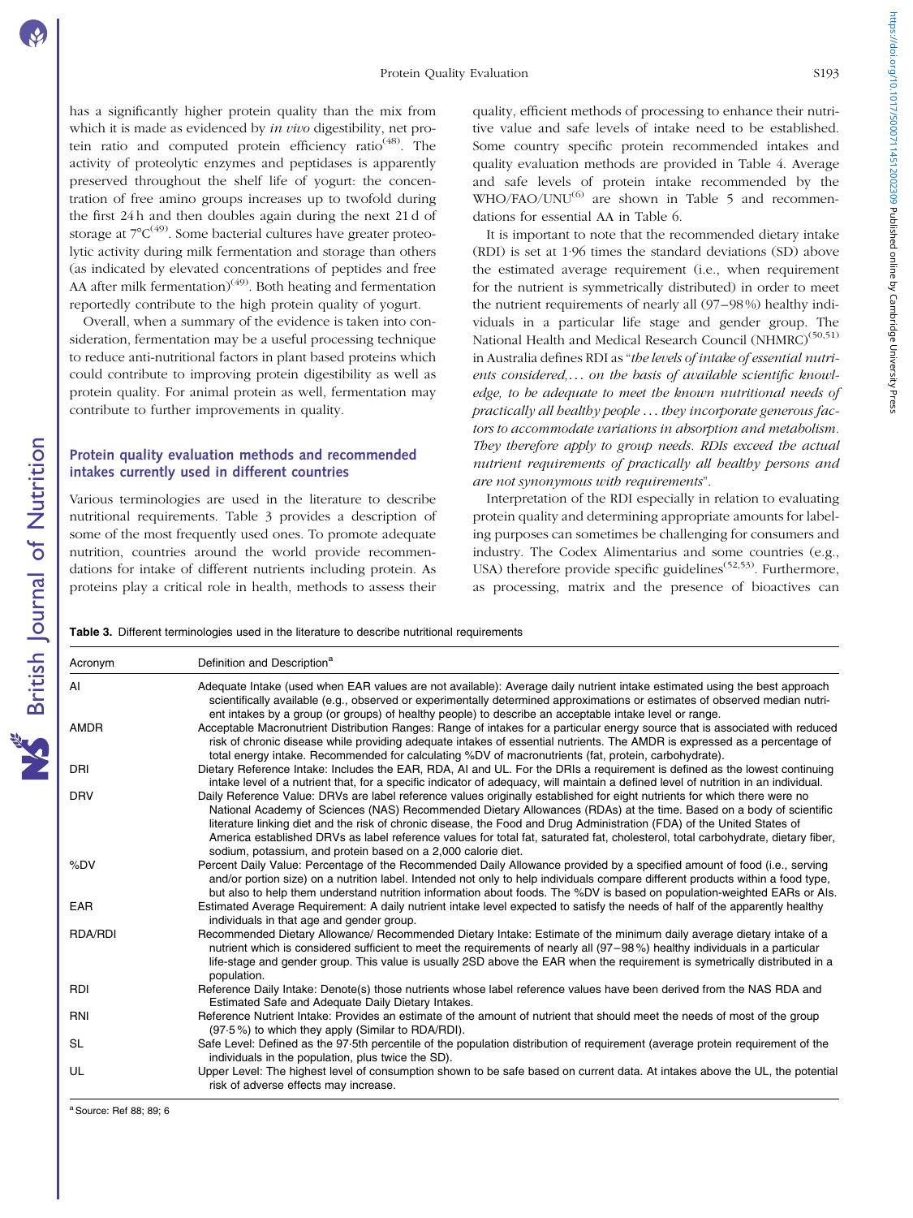has a significantly higher protein quality than the mix from which it is made as evidenced by *in vivo* digestibility, net protein ratio and computed protein efficiency ratio[48]. The activity of proteolytic enzymes and peptidases is apparently preserved throughout the shelf life of yogurt: the concentration of free amino groups increases up to twofold during the first 24 h and then doubles again during the next 21 d of storage at 7°C[49]. Some bacterial cultures have greater proteolytic activity during milk fermentation and storage than others (as indicated by elevated concentrations of peptides and free AA after milk fermentation)[49]. Both heating and fermentation reportedly contribute to the high protein quality of yogurt.

Overall, when a summary of the evidence is taken into consideration, fermentation may be a useful processing technique to reduce anti-nutritional factors in plant based proteins which could contribute to improving protein digestibility as well as protein quality. For animal protein as well, fermentation may contribute to further improvements in quality.

## Protein quality evaluation methods and recommended intakes currently used in different countries

Various terminologies are used in the literature to describe nutritional requirements. Table 3 provides a description of some of the most frequently used ones. To promote adequate nutrition, countries around the world provide recommendations for intake of different nutrients including protein. As proteins play a critical role in health, methods to assess their quality, efficient methods of processing to enhance their nutritive value and safe levels of intake need to be established. Some country specific protein recommended intakes and quality evaluation methods are provided in Table 4. Average and safe levels of protein intake recommended by the WHO/FAO/UNU[6] are shown in Table 5 and recommendations for essential AA in Table 6.

It is important to note that the recommended dietary intake (RDI) is set at 1·96 times the standard deviations (SD) above the estimated average requirement (i.e., when requirement for the nutrient is symmetrically distributed) in order to meet the nutrient requirements of nearly all (97–98 %) healthy individuals in a particular life stage and gender group. The National Health and Medical Research Council (NHMRC)[50,51] in Australia defines RDI as "*the levels of intake of essential nutrients considered,… on the basis of available scientific knowledge, to be adequate to meet the known nutritional needs of practically all healthy people … they incorporate generous factors to accommodate variations in absorption and metabolism. They therefore apply to group needs. RDIs exceed the actual nutrient requirements of practically all healthy persons and are not synonymous with requirements*".

Interpretation of the RDI especially in relation to evaluating protein quality and determining appropriate amounts for labeling purposes can sometimes be challenging for consumers and industry. The Codex Alimentarius and some countries (e.g., USA) therefore provide specific guidelines[52,53]. Furthermore, as processing, matrix and the presence of bioactives can

**Table 3.** Different terminologies used in the literature to describe nutritional requirements

| Acronym | Definition and Description[a] |
|---|---|
| AI | Adequate Intake (used when EAR values are not available): Average daily nutrient intake estimated using the best approach scientifically available (e.g., observed or experimentally determined approximations or estimates of observed median nutrient intakes by a group (or groups) of healthy people) to describe an acceptable intake level or range. |
| AMDR | Acceptable Macronutrient Distribution Ranges: Range of intakes for a particular energy source that is associated with reduced risk of chronic disease while providing adequate intakes of essential nutrients. The AMDR is expressed as a percentage of total energy intake. Recommended for calculating %DV of macronutrients (fat, protein, carbohydrate). |
| DRI | Dietary Reference Intake: Includes the EAR, RDA, AI and UL. For the DRIs a requirement is defined as the lowest continuing intake level of a nutrient that, for a specific indicator of adequacy, will maintain a defined level of nutrition in an individual. |
| DRV | Daily Reference Value: DRVs are label reference values originally established for eight nutrients for which there were no National Academy of Sciences (NAS) Recommended Dietary Allowances (RDAs) at the time. Based on a body of scientific literature linking diet and the risk of chronic disease, the Food and Drug Administration (FDA) of the United States of America established DRVs as label reference values for total fat, saturated fat, cholesterol, total carbohydrate, dietary fiber, sodium, potassium, and protein based on a 2,000 calorie diet. |
| %DV | Percent Daily Value: Percentage of the Recommended Daily Allowance provided by a specified amount of food (i.e., serving and/or portion size) on a nutrition label. Intended not only to help individuals compare different products within a food type, but also to help them understand nutrition information about foods. The %DV is based on population-weighted EARs or AIs. |
| EAR | Estimated Average Requirement: A daily nutrient intake level expected to satisfy the needs of half of the apparently healthy individuals in that age and gender group. |
| RDA/RDI | Recommended Dietary Allowance/ Recommended Dietary Intake: Estimate of the minimum daily average dietary intake of a nutrient which is considered sufficient to meet the requirements of nearly all (97–98 %) healthy individuals in a particular life-stage and gender group. This value is usually 2SD above the EAR when the requirement is symetrically distributed in a population. |
| RDI | Reference Daily Intake: Denote(s) those nutrients whose label reference values have been derived from the NAS RDA and Estimated Safe and Adequate Daily Dietary Intakes. |
| RNI | Reference Nutrient Intake: Provides an estimate of the amount of nutrient that should meet the needs of most of the group (97·5 %) to which they apply (Similar to RDA/RDI). |
| SL | Safe Level: Defined as the 97·5th percentile of the population distribution of requirement (average protein requirement of the individuals in the population, plus twice the SD). |
| UL | Upper Level: The highest level of consumption shown to be safe based on current data. At intakes above the UL, the potential risk of adverse effects may increase. |

[a] Source: Ref 88; 89; 6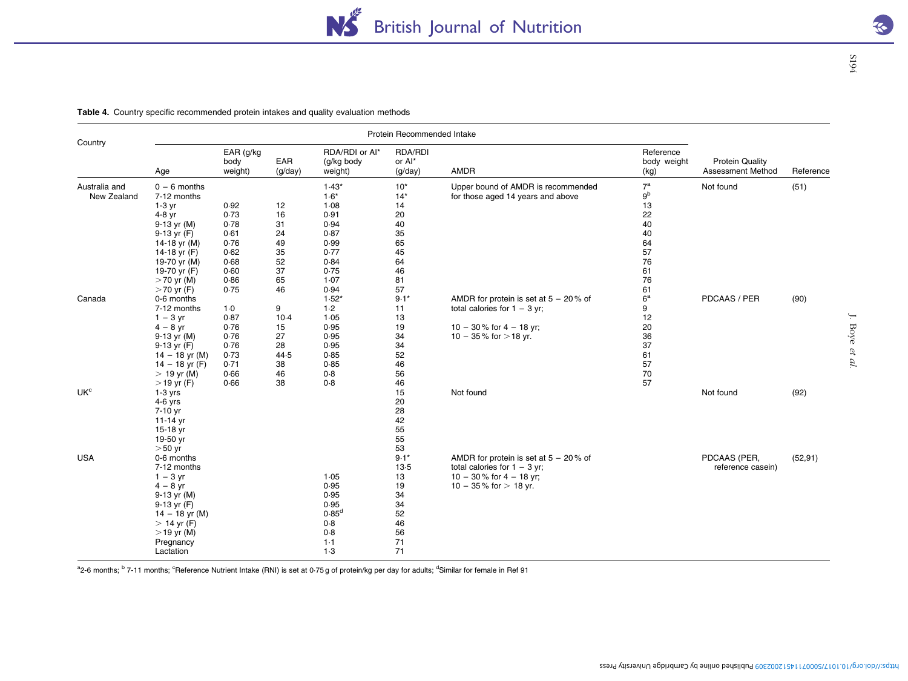**Table 4.** Country specific recommended protein intakes and quality evaluation methods

| Country | Protein Recommended Intake | | | | | | | Protein Quality Assessment Method | Reference |
|---|---|---|---|---|---|---|---|---|---|
| | Age | EAR (g/kg body weight) | EAR (g/day) | RDA/RDI or AI* (g/kg body weight) | RDA/RDI or AI* (g/day) | AMDR | Reference body weight (kg) | | |
| Australia and New Zealand | 0 – 6 months | | | 1·43* | 10* | Upper bound of AMDR is recommended for those aged 14 years and above | 7[a] | Not found | (51) |
| | 7-12 months | | | 1·6* | 14* | | 9[b] | | |
| | 1-3 yr | 0·92 | 12 | 1·08 | 14 | | 13 | | |
| | 4-8 yr | 0·73 | 16 | 0·91 | 20 | | 22 | | |
| | 9-13 yr (M) | 0·78 | 31 | 0·94 | 40 | | 40 | | |
| | 9-13 yr (F) | 0·61 | 24 | 0·87 | 35 | | 40 | | |
| | 14-18 yr (M) | 0·76 | 49 | 0·99 | 65 | | 64 | | |
| | 14-18 yr (F) | 0·62 | 35 | 0·77 | 45 | | 57 | | |
| | 19-70 yr (M) | 0·68 | 52 | 0·84 | 64 | | 76 | | |
| | 19-70 yr (F) | 0·60 | 37 | 0·75 | 46 | | 61 | | |
| | >70 yr (M) | 0·86 | 65 | 1·07 | 81 | | 76 | | |
| | >70 yr (F) | 0·75 | 46 | 0·94 | 57 | | 61 | | |
| Canada | 0-6 months | | | 1·52* | 9·1* | AMDR for protein is set at 5 – 20 % of total calories for 1 – 3 yr; 10 – 30 % for 4 – 18 yr; 10 – 35 % for >18 yr. | 6[a] | PDCAAS / PER | (90) |
| | 7-12 months | 1·0 | 9 | 1·2 | 11 | | 9 | | |
| | 1 – 3 yr | 0·87 | 10·4 | 1·05 | 13 | | 12 | | |
| | 4 – 8 yr | 0·76 | 15 | 0·95 | 19 | | 20 | | |
| | 9-13 yr (M) | 0·76 | 27 | 0·95 | 34 | | 36 | | |
| | 9-13 yr (F) | 0·76 | 28 | 0·95 | 34 | | 37 | | |
| | 14 – 18 yr (M) | 0·73 | 44·5 | 0·85 | 52 | | 61 | | |
| | 14 – 18 yr (F) | 0·71 | 38 | 0·85 | 46 | | 57 | | |
| | > 19 yr (M) | 0·66 | 46 | 0·8 | 56 | | 70 | | |
| | >19 yr (F) | 0·66 | 38 | 0·8 | 46 | | 57 | | |
| UK[c] | 1-3 yrs | | | | 15 | Not found | | Not found | (92) |
| | 4-6 yrs | | | | 20 | | | | |
| | 7-10 yr | | | | 28 | | | | |
| | 11-14 yr | | | | 42 | | | | |
| | 15-18 yr | | | | 55 | | | | |
| | 19-50 yr | | | | 55 | | | | |
| | >50 yr | | | | 53 | | | | |
| USA | 0-6 months | | | | 9·1* | AMDR for protein is set at 5 – 20 % of total calories for 1 – 3 yr; 10 – 30 % for 4 – 18 yr; 10 – 35 % for > 18 yr. | | PDCAAS (PER, reference casein) | (52,91) |
| | 7-12 months | | | | 13·5 | | | | |
| | 1 – 3 yr | | | 1·05 | 13 | | | | |
| | 4 – 8 yr | | | 0·95 | 19 | | | | |
| | 9-13 yr (M) | | | 0·95 | 34 | | | | |
| | 9-13 yr (F) | | | 0·95 | 34 | | | | |
| | 14 – 18 yr (M) | | | 0·85[d] | 52 | | | | |
| | > 14 yr (F) | | | 0·8 | 46 | | | | |
| | >19 yr (M) | | | 0·8 | 56 | | | | |
| | Pregnancy | | | 1·1 | 71 | | | | |
| | Lactation | | | 1·3 | 71 | | | | |

[a]2-6 months; [b] 7-11 months; [c]Reference Nutrient Intake (RNI) is set at 0·75 g of protein/kg per day for adults; [d]Similar for female in Ref 91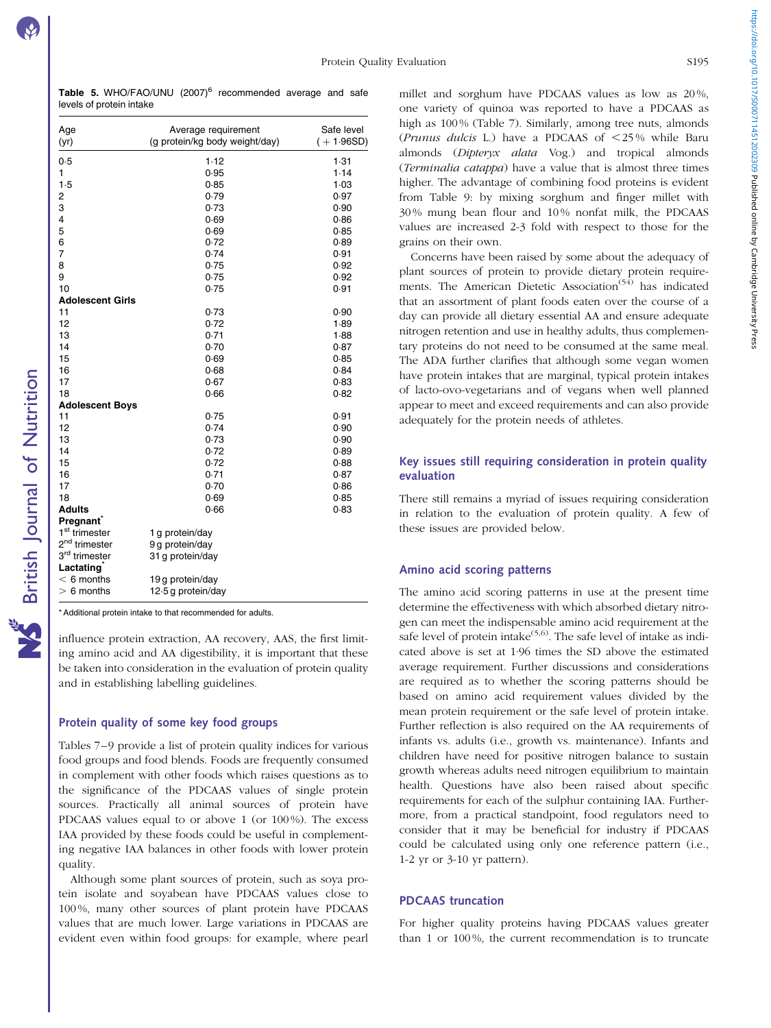**Table 5.** WHO/FAO/UNU (2007)[6] recommended average and safe levels of protein intake

| Age (yr) | Average requirement (g protein/kg body weight/day) | Safe level (+1·96SD) |
|---|---|---|
| 0·5 | 1·12 | 1·31 |
| 1 | 0·95 | 1·14 |
| 1·5 | 0·85 | 1·03 |
| 2 | 0·79 | 0·97 |
| 3 | 0·73 | 0·90 |
| 4 | 0·69 | 0·86 |
| 5 | 0·69 | 0·85 |
| 6 | 0·72 | 0·89 |
| 7 | 0·74 | 0·91 |
| 8 | 0·75 | 0·92 |
| 9 | 0·75 | 0·92 |
| 10 | 0·75 | 0·91 |
| **Adolescent Girls** | | |
| 11 | 0·73 | 0·90 |
| 12 | 0·72 | 1·89 |
| 13 | 0·71 | 1·88 |
| 14 | 0·70 | 0·87 |
| 15 | 0·69 | 0·85 |
| 16 | 0·68 | 0·84 |
| 17 | 0·67 | 0·83 |
| 18 | 0·66 | 0·82 |
| **Adolescent Boys** | | |
| 11 | 0·75 | 0·91 |
| 12 | 0·74 | 0·90 |
| 13 | 0·73 | 0·90 |
| 14 | 0·72 | 0·89 |
| 15 | 0·72 | 0·88 |
| 16 | 0·71 | 0·87 |
| 17 | 0·70 | 0·86 |
| 18 | 0·69 | 0·85 |
| **Adults** | 0·66 | 0·83 |
| **Pregnant*** | | |
| 1st trimester | 1 g protein/day | |
| 2nd trimester | 9 g protein/day | |
| 3rd trimester | 31 g protein/day | |
| **Lactating*** | | |
| < 6 months | 19 g protein/day | |
| > 6 months | 12·5 g protein/day | |

* Additional protein intake to that recommended for adults.

influence protein extraction, AA recovery, AAS, the first limiting amino acid and AA digestibility, it is important that these be taken into consideration in the evaluation of protein quality and in establishing labelling guidelines.

## Protein quality of some key food groups

Tables 7–9 provide a list of protein quality indices for various food groups and food blends. Foods are frequently consumed in complement with other foods which raises questions as to the significance of the PDCAAS values of single protein sources. Practically all animal sources of protein have PDCAAS values equal to or above 1 (or 100 %). The excess IAA provided by these foods could be useful in complementing negative IAA balances in other foods with lower protein quality.

Although some plant sources of protein, such as soya protein isolate and soyabean have PDCAAS values close to 100 %, many other sources of plant protein have PDCAAS values that are much lower. Large variations in PDCAAS are evident even within food groups: for example, where pearl millet and sorghum have PDCAAS values as low as 20 %, one variety of quinoa was reported to have a PDCAAS as high as 100 % (Table 7). Similarly, among tree nuts, almonds (*Prunus dulcis* L.) have a PDCAAS of <25 % while Baru almonds (*Dipteryx alata* Vog.) and tropical almonds (*Terminalia catappa*) have a value that is almost three times higher. The advantage of combining food proteins is evident from Table 9: by mixing sorghum and finger millet with 30 % mung bean flour and 10 % nonfat milk, the PDCAAS values are increased 2-3 fold with respect to those for the grains on their own.

Concerns have been raised by some about the adequacy of plant sources of protein to provide dietary protein requirements. The American Dietetic Association[54] has indicated that an assortment of plant foods eaten over the course of a day can provide all dietary essential AA and ensure adequate nitrogen retention and use in healthy adults, thus complementary proteins do not need to be consumed at the same meal. The ADA further clarifies that although some vegan women have protein intakes that are marginal, typical protein intakes of lacto-ovo-vegetarians and of vegans when well planned appear to meet and exceed requirements and can also provide adequately for the protein needs of athletes.

## Key issues still requiring consideration in protein quality evaluation

There still remains a myriad of issues requiring consideration in relation to the evaluation of protein quality. A few of these issues are provided below.

### Amino acid scoring patterns

The amino acid scoring patterns in use at the present time determine the effectiveness with which absorbed dietary nitrogen can meet the indispensable amino acid requirement at the safe level of protein intake[5,6]. The safe level of intake as indicated above is set at 1·96 times the SD above the estimated average requirement. Further discussions and considerations are required as to whether the scoring patterns should be based on amino acid requirement values divided by the mean protein requirement or the safe level of protein intake. Further reflection is also required on the AA requirements of infants vs. adults (i.e., growth vs. maintenance). Infants and children have need for positive nitrogen balance to sustain growth whereas adults need nitrogen equilibrium to maintain health. Questions have also been raised about specific requirements for each of the sulphur containing IAA. Furthermore, from a practical standpoint, food regulators need to consider that it may be beneficial for industry if PDCAAS could be calculated using only one reference pattern (i.e., 1-2 yr or 3-10 yr pattern).

### PDCAAS truncation

For higher quality proteins having PDCAAS values greater than 1 or 100 %, the current recommendation is to truncate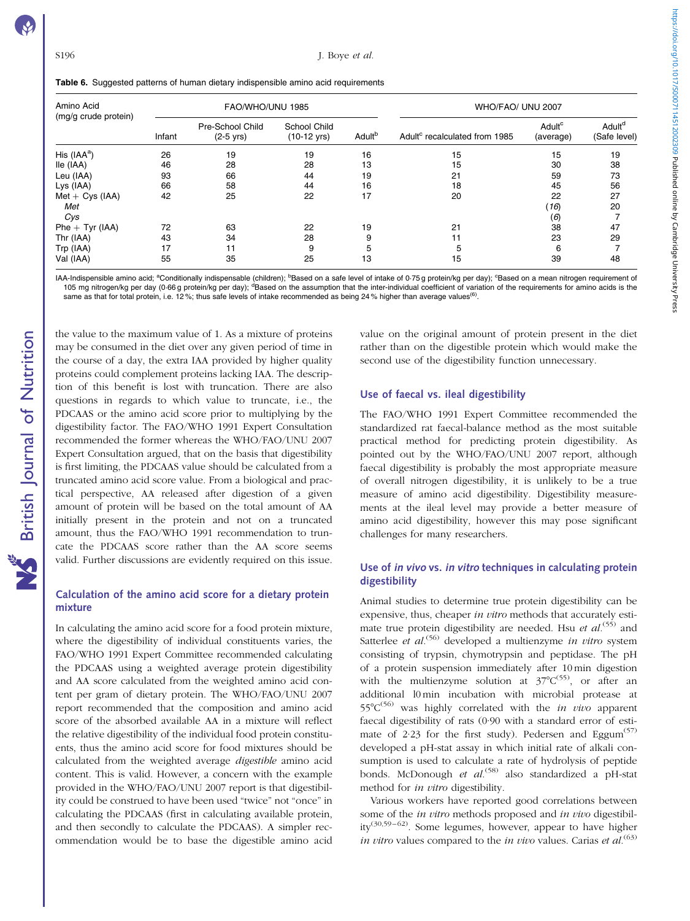**Table 6.** Suggested patterns of human dietary indispensable amino acid requirements

| Amino Acid (mg/g crude protein) | FAO/WHO/UNU 1985 | | | | WHO/FAO/ UNU 2007 | | |
|---|---|---|---|---|---|---|---|
| | Infant | Pre-School Child (2-5 yrs) | School Child (10-12 yrs) | Adult[b] | Adult[c] recalculated from 1985 | Adult[c] (average) | Adult[d] (Safe level) |
| His (IAA[a]) | 26 | 19 | 19 | 16 | 15 | 15 | 19 |
| Ile (IAA) | 46 | 28 | 28 | 13 | 15 | 30 | 38 |
| Leu (IAA) | 93 | 66 | 44 | 19 | 21 | 59 | 73 |
| Lys (IAA) | 66 | 58 | 44 | 16 | 18 | 45 | 56 |
| Met + Cys (IAA) | 42 | 25 | 22 | 17 | 20 | 22 | 27 |
| *Met* | | | | | | (*16*) | 20 |
| *Cys* | | | | | | (*6*) | 7 |
| Phe + Tyr (IAA) | 72 | 63 | 22 | 19 | 21 | 38 | 47 |
| Thr (IAA) | 43 | 34 | 28 | 9 | 11 | 23 | 29 |
| Trp (IAA) | 17 | 11 | 9 | 5 | 5 | 6 | 7 |
| Val (IAA) | 55 | 35 | 25 | 13 | 15 | 39 | 48 |

IAA-Indispensable amino acid; [a]Conditionally indispensable (children); [b]Based on a safe level of intake of 0·75 g protein/kg per day); [c]Based on a mean nitrogen requirement of 105 mg nitrogen/kg per day (0·66 g protein/kg per day); [d]Based on the assumption that the inter-individual coefficient of variation of the requirements for amino acids is the same as that for total protein, i.e. 12 %; thus safe levels of intake recommended as being 24 % higher than average values[6].

the value to the maximum value of 1. As a mixture of proteins may be consumed in the diet over any given period of time in the course of a day, the extra IAA provided by higher quality proteins could complement proteins lacking IAA. The description of this benefit is lost with truncation. There are also questions in regards to which value to truncate, i.e., the PDCAAS or the amino acid score prior to multiplying by the digestibility factor. The FAO/WHO 1991 Expert Consultation recommended the former whereas the WHO/FAO/UNU 2007 Expert Consultation argued, that on the basis that digestibility is first limiting, the PDCAAS value should be calculated from a truncated amino acid score value. From a biological and practical perspective, AA released after digestion of a given amount of protein will be based on the total amount of AA initially present in the protein and not on a truncated amount, thus the FAO/WHO 1991 recommendation to truncate the PDCAAS score rather than the AA score seems valid. Further discussions are evidently required on this issue.

## Calculation of the amino acid score for a dietary protein mixture

In calculating the amino acid score for a food protein mixture, where the digestibility of individual constituents varies, the FAO/WHO 1991 Expert Committee recommended calculating the PDCAAS using a weighted average protein digestibility and AA score calculated from the weighted amino acid content per gram of dietary protein. The WHO/FAO/UNU 2007 report recommended that the composition and amino acid score of the absorbed available AA in a mixture will reflect the relative digestibility of the individual food protein constituents, thus the amino acid score for food mixtures should be calculated from the weighted average *digestible* amino acid content. This is valid. However, a concern with the example provided in the WHO/FAO/UNU 2007 report is that digestibility could be construed to have been used "twice" not "once" in calculating the PDCAAS (first in calculating available protein, and then secondly to calculate the PDCAAS). A simpler recommendation would be to base the digestible amino acid value on the original amount of protein present in the diet rather than on the digestible protein which would make the second use of the digestibility function unnecessary.

## Use of faecal vs. ileal digestibility

The FAO/WHO 1991 Expert Committee recommended the standardized rat faecal-balance method as the most suitable practical method for predicting protein digestibility. As pointed out by the WHO/FAO/UNU 2007 report, although faecal digestibility is probably the most appropriate measure of overall nitrogen digestibility, it is unlikely to be a true measure of amino acid digestibility. Digestibility measurements at the ileal level may provide a better measure of amino acid digestibility, however this may pose significant challenges for many researchers.

## Use of *in vivo* vs. *in vitro* techniques in calculating protein digestibility

Animal studies to determine true protein digestibility can be expensive, thus, cheaper *in vitro* methods that accurately estimate true protein digestibility are needed. Hsu *et al.*[55] and Satterlee *et al.*[56] developed a multienzyme *in vitro* system consisting of trypsin, chymotrypsin and peptidase. The pH of a protein suspension immediately after 10 min digestion with the multienzyme solution at 37°C[55], or after an additional 10 min incubation with microbial protease at 55°C[56] was highly correlated with the *in vivo* apparent faecal digestibility of rats (0·90 with a standard error of estimate of 2·23 for the first study). Pedersen and Eggum[57] developed a pH-stat assay in which initial rate of alkali consumption is used to calculate a rate of hydrolysis of peptide bonds. McDonough *et al.*[58] also standardized a pH-stat method for *in vitro* digestibility.

Various workers have reported good correlations between some of the *in vitro* methods proposed and *in vivo* digestibility[30,59–62]. Some legumes, however, appear to have higher *in vitro* values compared to the *in vivo* values. Carias *et al.*[63]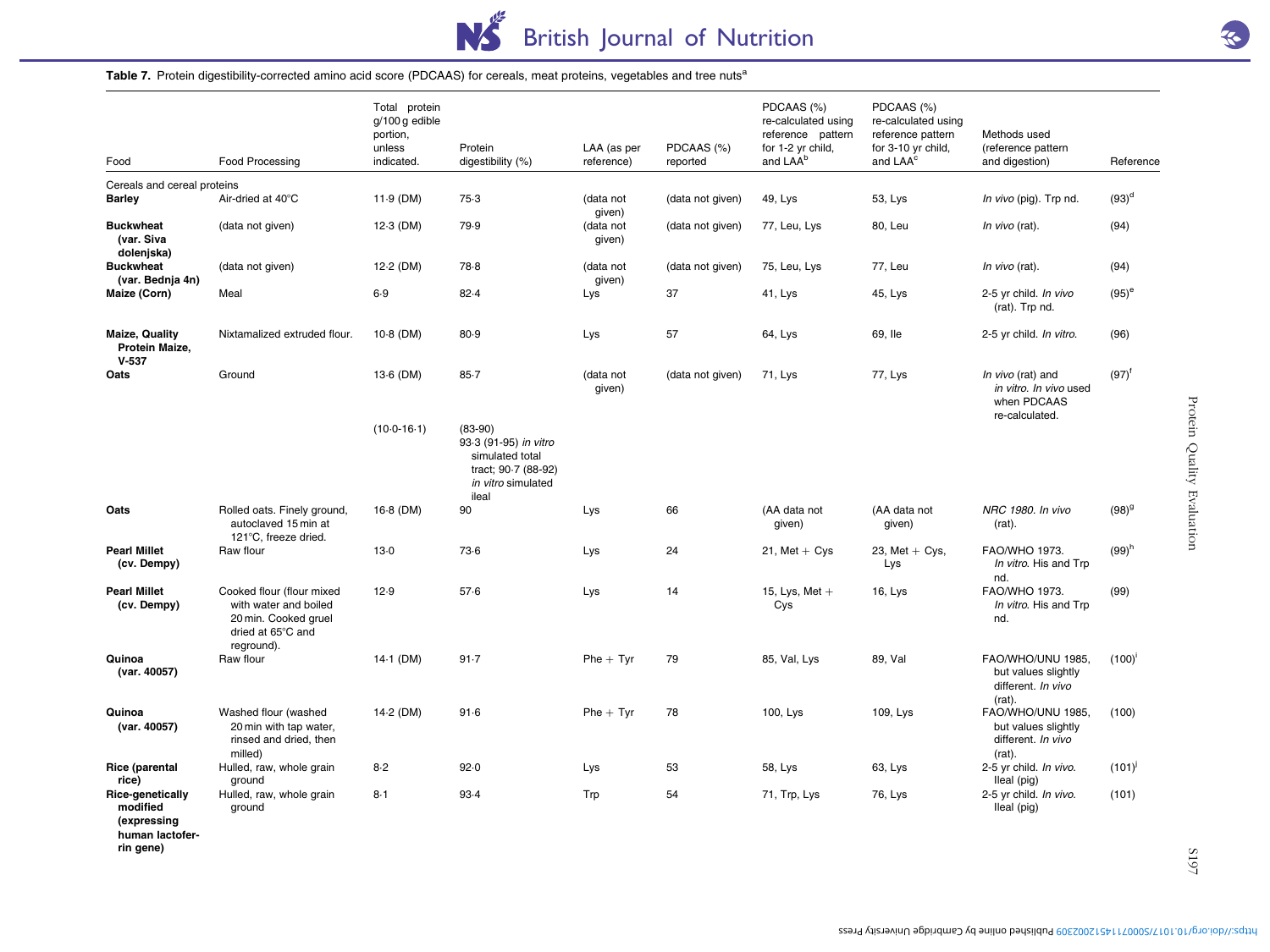**Table 7.** Protein digestibility-corrected amino acid score (PDCAAS) for cereals, meat proteins, vegetables and tree nuts[a]

| Food | Food Processing | Total protein g/100 g edible portion, unless indicated. | Protein digestibility (%) | LAA (as per reference) | PDCAAS (%) reported | PDCAAS (%) re-calculated using reference pattern for 1-2 yr child, and LAA[b] | PDCAAS (%) re-calculated using reference pattern for 3-10 yr child, and LAA[c] | Methods used (reference pattern and digestion) | Reference |
|---|---|---|---|---|---|---|---|---|---|
| Cereals and cereal proteins | | | | | | | | | |
| **Barley** | Air-dried at 40°C | 11·9 (DM) | 75·3 | (data not given) | (data not given) | 49, Lys | 53, Lys | *In vivo* (pig). Trp nd. | (93)[d] |
| **Buckwheat (var. Siva dolenjska)** | (data not given) | 12·3 (DM) | 79·9 | (data not given) | (data not given) | 77, Leu, Lys | 80, Leu | *In vivo* (rat). | (94) |
| **Buckwheat (var. Bednja 4n)** | (data not given) | 12·2 (DM) | 78·8 | (data not given) | (data not given) | 75, Leu, Lys | 77, Leu | *In vivo* (rat). | (94) |
| **Maize (Corn)** | Meal | 6·9 | 82·4 | Lys | 37 | 41, Lys | 45, Lys | 2-5 yr child. *In vivo* (rat). Trp nd. | (95)[e] |
| **Maize, Quality Protein Maize, V-537** | Nixtamalized extruded flour. | 10·8 (DM) | 80·9 | Lys | 57 | 64, Lys | 69, Ile | 2-5 yr child. *In vitro.* | (96) |
| **Oats** | Ground | 13·6 (DM) (10·0-16·1) | 85·7 (83-90) 93·3 (91-95) *in vitro* simulated total tract; 90·7 (88-92) *in vitro* simulated ileal | (data not given) | (data not given) | 71, Lys | 77, Lys | *In vivo* (rat) and *in vitro*. *In vivo* used when PDCAAS re-calculated. | (97)[f] |
| **Oats** | Rolled oats. Finely ground, autoclaved 15 min at 121°C, freeze dried. | 16·8 (DM) | 90 | Lys | 66 | (AA data not given) | (AA data not given) | *NRC 1980. In vivo* (rat). | (98)[g] |
| **Pearl Millet (cv. Dempy)** | Raw flour | 13·0 | 73·6 | Lys | 24 | 21, Met + Cys | 23, Met + Cys, Lys | FAO/WHO 1973. *In vitro.* His and Trp nd. | (99)[h] |
| **Pearl Millet (cv. Dempy)** | Cooked flour (flour mixed with water and boiled 20 min. Cooked gruel dried at 65°C and reground). | 12·9 | 57·6 | Lys | 14 | 15, Lys, Met + Cys | 16, Lys | FAO/WHO 1973. *In vitro.* His and Trp nd. | (99) |
| **Quinoa (var. 40057)** | Raw flour | 14·1 (DM) | 91·7 | Phe + Tyr | 79 | 85, Val, Lys | 89, Val | FAO/WHO/UNU 1985, but values slightly different. *In vivo* (rat). | (100)[i] |
| **Quinoa (var. 40057)** | Washed flour (washed 20 min with tap water, rinsed and dried, then milled) | 14·2 (DM) | 91·6 | Phe + Tyr | 78 | 100, Lys | 109, Lys | FAO/WHO/UNU 1985, but values slightly different. *In vivo* (rat). | (100) |
| **Rice (parental rice)** | Hulled, raw, whole grain ground | 8·2 | 92·0 | Lys | 53 | 58, Lys | 63, Lys | 2-5 yr child. *In vivo.* Ileal (pig) | (101)[j] |
| **Rice-genetically modified (expressing human lactoferrin gene)** | Hulled, raw, whole grain ground | 8·1 | 93·4 | Trp | 54 | 71, Trp, Lys | 76, Lys | 2-5 yr child. *In vivo.* Ileal (pig) | (101) |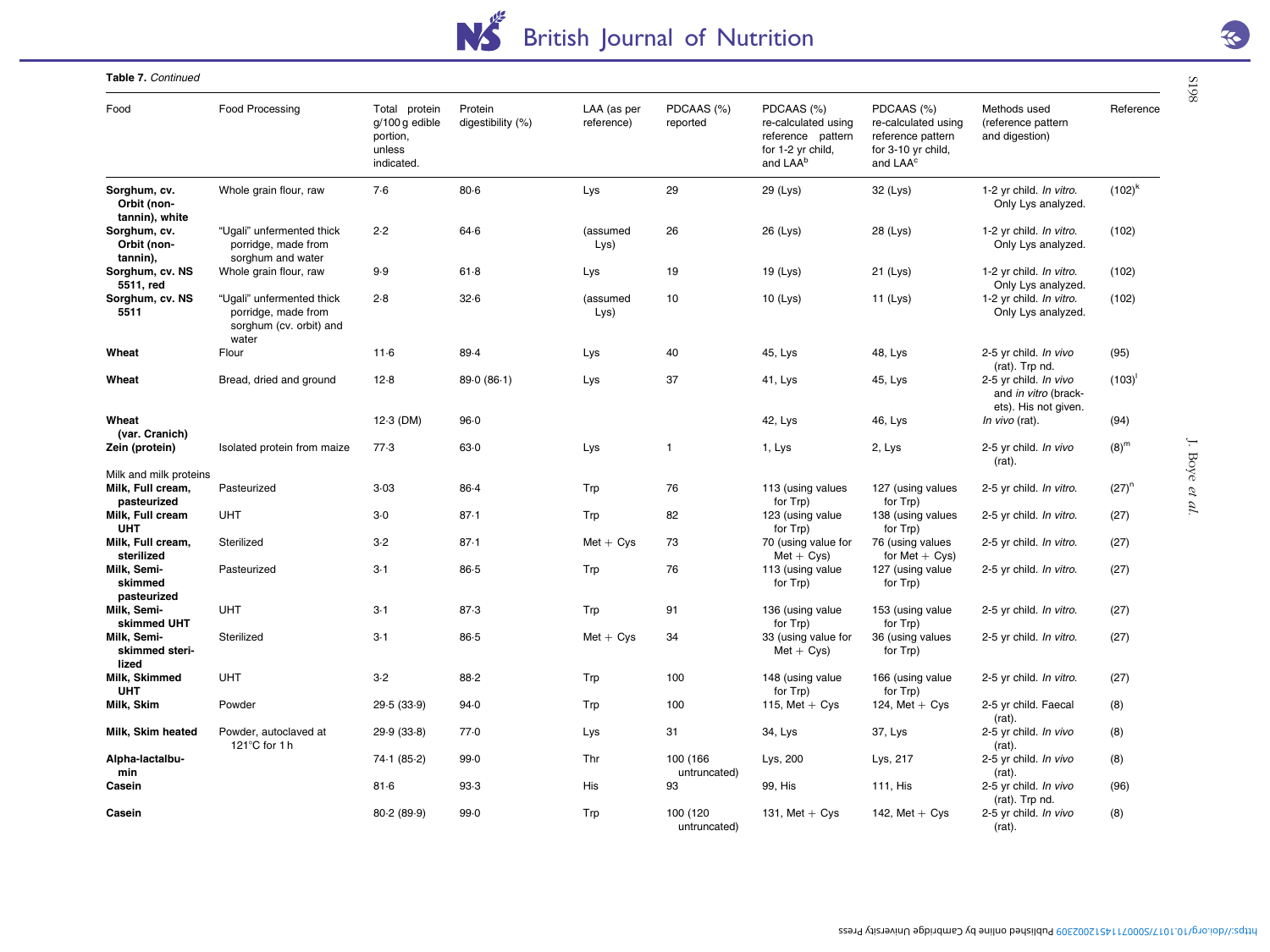**Table 7.** *Continued*

| Food | Food Processing | Total protein g/100 g edible portion, unless indicated. | Protein digestibility (%) | LAA (as per reference) | PDCAAS (%) reported | PDCAAS (%) re-calculated using reference pattern for 1-2 yr child, and LAA[b] | PDCAAS (%) re-calculated using reference pattern for 3-10 yr child, and LAA[c] | Methods used (reference pattern and digestion) | Reference |
|---|---|---|---|---|---|---|---|---|---|
| **Sorghum, cv. Orbit (non-tannin), white** | Whole grain flour, raw | 7·6 | 80·6 | Lys | 29 | 29 (Lys) | 32 (Lys) | 1-2 yr child. *In vitro*. Only Lys analyzed. | (102)[k] |
| **Sorghum, cv. Orbit (non-tannin),** | "Ugali" unfermented thick porridge, made from sorghum and water | 2·2 | 64·6 | (assumed Lys) | 26 | 26 (Lys) | 28 (Lys) | 1-2 yr child. *In vitro*. Only Lys analyzed. | (102) |
| **Sorghum, cv. NS 5511, red** | Whole grain flour, raw | 9·9 | 61·8 | Lys | 19 | 19 (Lys) | 21 (Lys) | 1-2 yr child. *In vitro*. Only Lys analyzed. | (102) |
| **Sorghum, cv. NS 5511** | "Ugali" unfermented thick porridge, made from sorghum (cv. orbit) and water | 2·8 | 32·6 | (assumed Lys) | 10 | 10 (Lys) | 11 (Lys) | 1-2 yr child. *In vitro*. Only Lys analyzed. | (102) |
| **Wheat** | Flour | 11·6 | 89·4 | Lys | 40 | 45, Lys | 48, Lys | 2-5 yr child. *In vivo* (rat). Trp nd. | (95) |
| **Wheat** | Bread, dried and ground | 12·8 | 89·0 (86·1) | Lys | 37 | 41, Lys | 45, Lys | 2-5 yr child. *In vivo* and *in vitro* (brackets). His not given. | (103)[l] |
| **Wheat (var. Cranich)** | | 12·3 (DM) | 96·0 | | | 42, Lys | 46, Lys | *In vivo* (rat). | (94) |
| **Zein (protein)** | Isolated protein from maize | 77·3 | 63·0 | Lys | 1 | 1, Lys | 2, Lys | 2-5 yr child. *In vivo* (rat). | (8)[m] |
| Milk and milk proteins | | | | | | | | | |
| **Milk, Full cream, pasteurized** | Pasteurized | 3·03 | 86·4 | Trp | 76 | 113 (using values for Trp) | 127 (using values for Trp) | 2-5 yr child. *In vitro*. | (27)[n] |
| **Milk, Full cream UHT** | UHT | 3·0 | 87·1 | Trp | 82 | 123 (using value for Trp) | 138 (using values for Trp) | 2-5 yr child. *In vitro*. | (27) |
| **Milk, Full cream, sterilized** | Sterilized | 3·2 | 87·1 | Met + Cys | 73 | 70 (using value for Met + Cys) | 76 (using values for Met + Cys) | 2-5 yr child. *In vitro*. | (27) |
| **Milk, Semi-skimmed pasteurized** | Pasteurized | 3·1 | 86·5 | Trp | 76 | 113 (using value for Trp) | 127 (using value for Trp) | 2-5 yr child. *In vitro*. | (27) |
| **Milk, Semi-skimmed UHT** | UHT | 3·1 | 87·3 | Trp | 91 | 136 (using value for Trp) | 153 (using value for Trp) | 2-5 yr child. *In vitro*. | (27) |
| **Milk, Semi-skimmed sterilized** | Sterilized | 3·1 | 86·5 | Met + Cys | 34 | 33 (using value for Met + Cys) | 36 (using values for Trp) | 2-5 yr child. *In vitro*. | (27) |
| **Milk, Skimmed UHT** | UHT | 3·2 | 88·2 | Trp | 100 | 148 (using value for Trp) | 166 (using value for Trp) | 2-5 yr child. *In vitro*. | (27) |
| **Milk, Skim** | Powder | 29·5 (33·9) | 94·0 | Trp | 100 | 115, Met + Cys | 124, Met + Cys | 2-5 yr child. Faecal (rat). | (8) |
| **Milk, Skim heated** | Powder, autoclaved at 121°C for 1 h | 29·9 (33·8) | 77·0 | Lys | 31 | 34, Lys | 37, Lys | 2-5 yr child. *In vivo* (rat). | (8) |
| **Alpha-lactalbumin** | | 74·1 (85·2) | 99·0 | Thr | 100 (166 untruncated) | Lys, 200 | Lys, 217 | 2-5 yr child. *In vivo* (rat). | (8) |
| **Casein** | | 81·6 | 93·3 | His | 93 | 99, His | 111, His | 2-5 yr child. *In vivo* (rat). Trp nd. | (96) |
| **Casein** | | 80·2 (89·9) | 99·0 | Trp | 100 (120 untruncated) | 131, Met + Cys | 142, Met + Cys | 2-5 yr child. *In vivo* (rat). | (8) |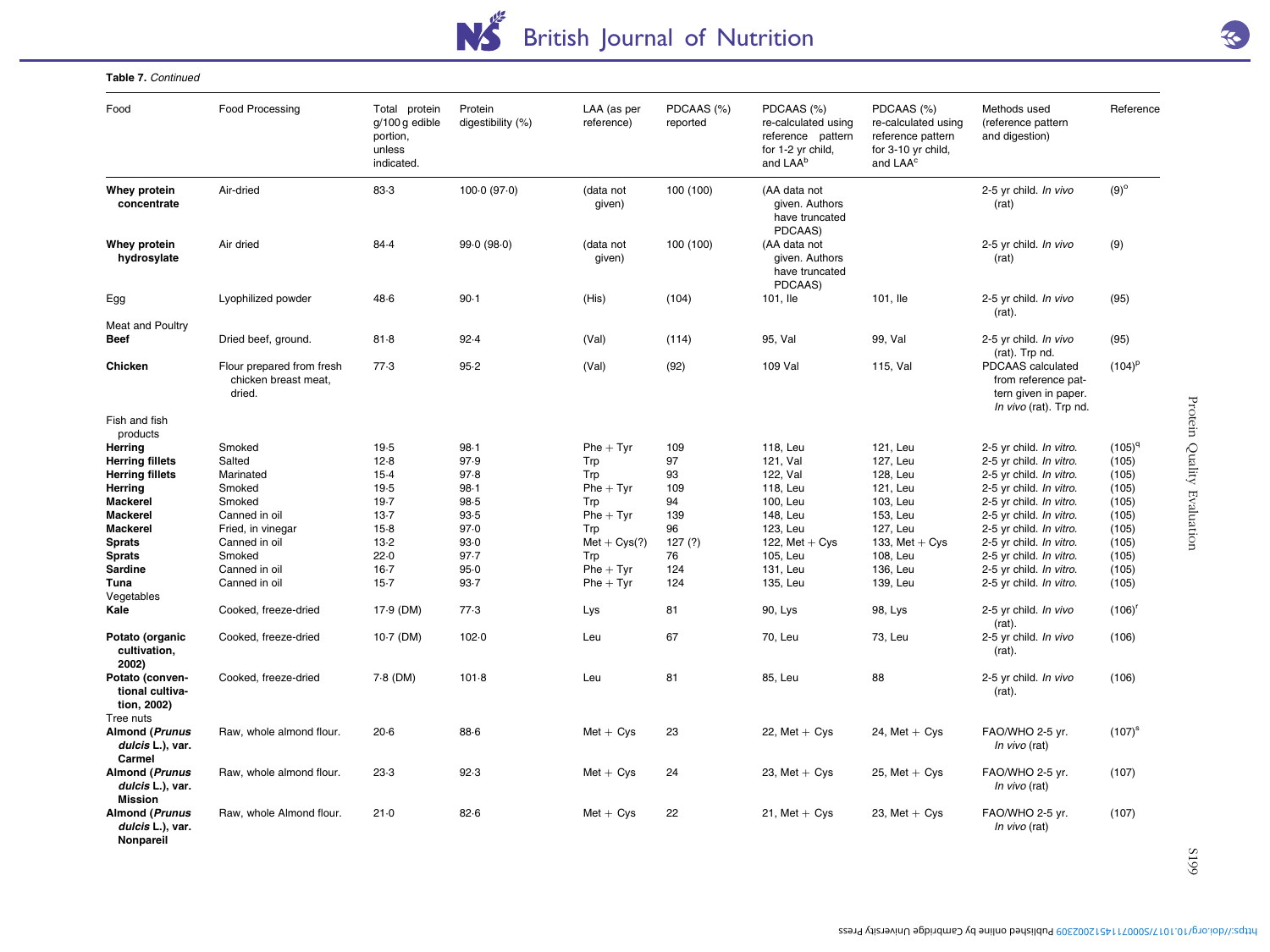**Table 7.** *Continued*

| Food | Food Processing | Total protein g/100 g edible portion, unless indicated. | Protein digestibility (%) | LAA (as per reference) | PDCAAS (%) reported | PDCAAS (%) re-calculated using reference pattern for 1-2 yr child, and LAA[b] | PDCAAS (%) re-calculated using reference pattern for 3-10 yr child, and LAA[c] | Methods used (reference pattern and digestion) | Reference |
|---|---|---|---|---|---|---|---|---|---|
| **Whey protein concentrate** | Air-dried | 83·3 | 100·0 (97·0) | (data not given) | 100 (100) | (AA data not given. Authors have truncated PDCAAS) | | 2-5 yr child. *In vivo* (rat) | (9)[o] |
| **Whey protein hydrosylate** | Air dried | 84·4 | 99·0 (98·0) | (data not given) | 100 (100) | (AA data not given. Authors have truncated PDCAAS) | | 2-5 yr child. *In vivo* (rat) | (9) |
| Egg | Lyophilized powder | 48·6 | 90·1 | (His) | (104) | 101, Ile | 101, Ile | 2-5 yr child. *In vivo* (rat). | (95) |
| Meat and Poultry | | | | | | | | | |
| **Beef** | Dried beef, ground. | 81·8 | 92·4 | (Val) | (114) | 95, Val | 99, Val | 2-5 yr child. *In vivo* (rat). Trp nd. | (95) |
| **Chicken** | Flour prepared from fresh chicken breast meat, dried. | 77·3 | 95·2 | (Val) | (92) | 109 Val | 115, Val | PDCAAS calculated from reference pattern given in paper. *In vivo* (rat). Trp nd. | (104)[p] |
| Fish and fish products | | | | | | | | | |
| **Herring** | Smoked | 19·5 | 98·1 | Phe + Tyr | 109 | 118, Leu | 121, Leu | 2-5 yr child. *In vitro.* | (105)[q] |
| **Herring fillets** | Salted | 12·8 | 97·9 | Trp | 97 | 121, Val | 127, Leu | 2-5 yr child. *In vitro.* | (105) |
| **Herring fillets** | Marinated | 15·4 | 97·8 | Trp | 93 | 122, Val | 128, Leu | 2-5 yr child. *In vitro.* | (105) |
| **Herring** | Smoked | 19·5 | 98·1 | Phe + Tyr | 109 | 118, Leu | 121, Leu | 2-5 yr child. *In vitro.* | (105) |
| **Mackerel** | Smoked | 19·7 | 98·5 | Trp | 94 | 100, Leu | 103, Leu | 2-5 yr child. *In vitro.* | (105) |
| **Mackerel** | Canned in oil | 13·7 | 93·5 | Phe + Tyr | 139 | 148, Leu | 153, Leu | 2-5 yr child. *In vitro.* | (105) |
| **Mackerel** | Fried, in vinegar | 15·8 | 97·0 | Trp | 96 | 123, Leu | 127, Leu | 2-5 yr child. *In vitro.* | (105) |
| **Sprats** | Canned in oil | 13·2 | 93·0 | Met + Cys(?) | 127 (?) | 122, Met + Cys | 133, Met + Cys | 2-5 yr child. *In vitro.* | (105) |
| **Sprats** | Smoked | 22·0 | 97·7 | Trp | 76 | 105, Leu | 108, Leu | 2-5 yr child. *In vitro.* | (105) |
| **Sardine** | Canned in oil | 16·7 | 95·0 | Phe + Tyr | 124 | 131, Leu | 136, Leu | 2-5 yr child. *In vitro.* | (105) |
| **Tuna** | Canned in oil | 15·7 | 93·7 | Phe + Tyr | 124 | 135, Leu | 139, Leu | 2-5 yr child. *In vitro.* | (105) |
| Vegetables | | | | | | | | | |
| **Kale** | Cooked, freeze-dried | 17·9 (DM) | 77·3 | Lys | 81 | 90, Lys | 98, Lys | 2-5 yr child. *In vivo* (rat). | (106)[r] |
| **Potato (organic cultivation, 2002)** | Cooked, freeze-dried | 10·7 (DM) | 102·0 | Leu | 67 | 70, Leu | 73, Leu | 2-5 yr child. *In vivo* (rat). | (106) |
| **Potato (conventional cultivation, 2002)** | Cooked, freeze-dried | 7·8 (DM) | 101·8 | Leu | 81 | 85, Leu | 88 | 2-5 yr child. *In vivo* (rat). | (106) |
| Tree nuts | | | | | | | | | |
| **Almond (*Prunus dulcis* L.), var. Carmel** | Raw, whole almond flour. | 20·6 | 88·6 | Met + Cys | 23 | 22, Met + Cys | 24, Met + Cys | FAO/WHO 2-5 yr. *In vivo* (rat) | (107)[s] |
| **Almond (*Prunus dulcis* L.), var. Mission** | Raw, whole almond flour. | 23·3 | 92·3 | Met + Cys | 24 | 23, Met + Cys | 25, Met + Cys | FAO/WHO 2-5 yr. *In vivo* (rat) | (107) |
| **Almond (*Prunus dulcis* L.), var. Nonpareil** | Raw, whole Almond flour. | 21·0 | 82·6 | Met + Cys | 22 | 21, Met + Cys | 23, Met + Cys | FAO/WHO 2-5 yr. *In vivo* (rat) | (107) |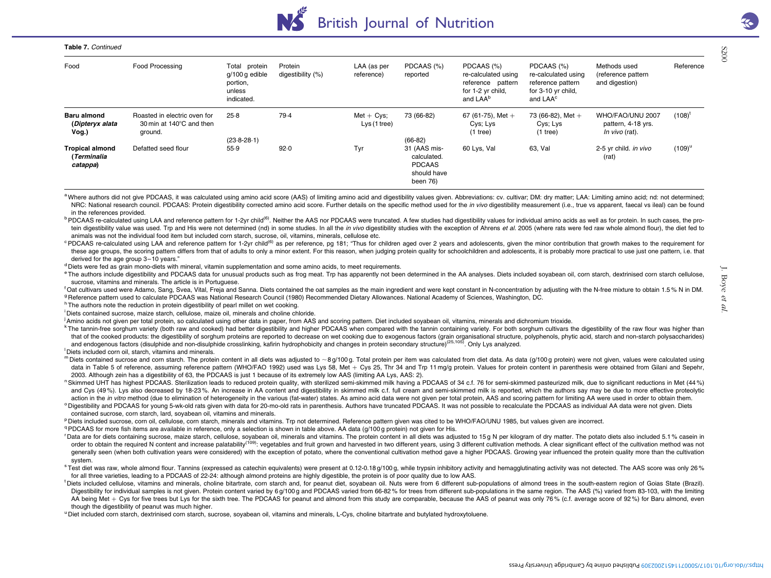**Table 7.** *Continued*

| Food | Food Processing | Total protein g/100 g edible portion, unless indicated. | Protein digestibility (%) | LAA (as per reference) | PDCAAS (%) reported | PDCAAS (%) re-calculated using reference pattern for 1-2 yr child, and LAA[b] | PDCAAS (%) re-calculated using reference pattern for 3-10 yr child, and LAA[c] | Methods used (reference pattern and digestion) | Reference |
|---|---|---|---|---|---|---|---|---|---|
| **Baru almond (*Dipteryx alata* Vog.)** | Roasted in electric oven for 30 min at 140°C and then ground. | 25·8 (23·8-28·1) | 79·4 | Met + Cys; Lys (1 tree) | 73 (66-82) (66-82) | 67 (61-75), Met + Cys; Lys (1 tree) | 73 (66-82), Met + Cys; Lys (1 tree) | WHO/FAO/UNU 2007 pattern, 4-18 yrs. *In vivo* (rat). | (108)[t] |
| **Tropical almond (*Terminalia catappa*)** | Defatted seed flour | 55·9 | 92·0 | Tyr | 31 (AAS mis-calculated. PDCAAS should have been 76) | 60 Lys, Val | 63, Val | 2-5 yr child. *in vivo* (rat) | (109)[u] |

[a] Where authors did not give PDCAAS, it was calculated using amino acid score (AAS) of limiting amino acid and digestibility values given. Abbreviations: cv. cultivar; DM: dry matter; LAA: Limiting amino acid; nd: not determined; NRC: National research council. PDCAAS: Protein digestibility corrected amino acid score. Further details on the specific method used for the *in vivo* digestibility measurement (i.e., true vs apparent, faecal vs ileal) can be found in the references provided.

[b] PDCAAS re-calculated using LAA and reference pattern for 1-2yr child[6]. Neither the AAS nor PDCAAS were truncated. A few studies had digestibility values for individual amino acids as well as for protein. In such cases, the protein digestibility value was used. Trp and His were not determined (nd) in some studies. In all the *in vivo* digestibility studies with the exception of Ahrens *et al.* 2005 (where rats were fed raw whole almond flour), the diet fed to animals was not the individual food item but included corn starch, sucrose, oil, vitamins, minerals, cellulose etc.

[c] PDCAAS re-calculated using LAA and reference pattern for 1-2yr child[6] as per reference, pg 181; "Thus for children aged over 2 years and adolescents, given the minor contribution that growth makes to the requirement for these age groups, the scoring pattern differs from that of adults to only a minor extent. For this reason, when judging protein quality for schoolchildren and adolescents, it is probably more practical to use just one pattern, i.e. that derived for the age group 3–10 years."

[d] Diets were fed as grain mono-diets with mineral, vitamin supplementation and some amino acids, to meet requirements.

[e] The authors include digestibility and PDCAAS data for unusual products such as frog meat. Trp has apparently not been determined in the AA analyses. Diets included soyabean oil, corn starch, dextrinised corn starch cellulose, sucrose, vitamins and minerals. The article is in Portuguese.

[f] Oat cultivars used were Adamo, Sang, Svea, Vital, Freja and Sanna. Diets contained the oat samples as the main ingredient and were kept constant in N-concentration by adjusting with the N-free mixture to obtain 1.5 % N in DM.

[g] Reference pattern used to calculate PDCAAS was National Research Council (1980) Recommended Dietary Allowances. National Academy of Sciences, Washington, DC.

[h] The authors note the reduction in protein digestibility of pearl millet on wet cooking.

[i] Diets contained sucrose, maize starch, cellulose, maize oil, minerals and choline chloride.

[j] Amino acids not given per total protein, so calculated using other data in paper, from AAS and scoring pattern. Diet included soyabean oil, vitamins, minerals and dichromium trioxide.

[k] The tannin-free sorghum variety (both raw and cooked) had better digestibility and higher PDCAAS when compared with the tannin containing variety. For both sorghum cultivars the digestibility of the raw flour was higher than that of the cooked products: the digestibility of sorghum proteins are reported to decrease on wet cooking due to exogenous factors (grain organisational structure, polyphenols, phytic acid, starch and non-starch polysaccharides) and endogenous factors (disulphide and non-disulphide crosslinking, kafirin hydrophobicity and changes in protein secondary structure)[25,105]. Only Lys analyzed.

[l] Diets included corn oil, starch, vitamins and minerals.

[m] Diets contained sucrose and corn starch. The protein content in all diets was adjusted to ~8 g/100 g. Total protein per item was calculated from diet data. As data (g/100 g protein) were not given, values were calculated using data in Table 5 of reference, assuming reference pattern (WHO/FAO 1992) used was Lys 58, Met + Cys 25, Thr 34 and Trp 11 mg/g protein. Values for protein content in parenthesis were obtained from Gilani and Sepehr, 2003. Although zein has a digestibility of 63, the PDCAAS is just 1 because of its extremely low AAS (limiting AA Lys, AAS: 2).

[n] Skimmed UHT has highest PDCAAS. Sterilization leads to reduced protein quality, with sterilized semi-skimmed milk having a PDCAAS of 34 c.f. 76 for semi-skimmed pasteurized milk, due to significant reductions in Met (44 %) and Cys (49 %). Lys also decreased by 18-23 %. An increase in AA content and digestibility in skimmed milk c.f. full cream and semi-skimmed milk is reported, which the authors say may be due to more effective proteolytic action in the *in vitro* method (due to elimination of heterogeneity in the various (fat-water) states. As amino acid data were not given per total protein, AAS and scoring pattern for limiting AA were used in order to obtain them.

[o] Digestibility and PDCAAS for young 5-wk-old rats given with data for 20-mo-old rats in parenthesis. Authors have truncated PDCAAS. It was not possible to recalculate the PDCAAS as individual AA data were not given. Diets contained sucrose, corn starch, lard, soyabean oil, vitamins and minerals.

[p] Diets included sucrose, corn oil, cellulose, corn starch, minerals and vitamins. Trp not determined. Reference pattern given was cited to be WHO/FAO/UNU 1985, but values given are incorrect.

[q] PDCAAS for more fish items are available in reference, only a selection is shown in table above. AA data (g/100 g protein) not given for His.

[r] Data are for diets containing sucrose, maize starch, cellulose, soyabean oil, minerals and vitamins. The protein content in all diets was adjusted to 15 g N per kilogram of dry matter. The potato diets also included 5.1 % casein in order to obtain the required N content and increase palatability[109]: vegetables and fruit grown and harvested in two different years, using 3 different cultivation methods. A clear significant effect of the cultivation method was not generally seen (when both cultivation years were considered) with the exception of potato, where the conventional cultivation method gave a higher PDCAAS. Growing year influenced the protein quality more than the cultivation system.

[s] Test diet was raw, whole almond flour. Tannins (expressed as catechin equivalents) were present at 0.12-0.18 g/100 g, while trypsin inhibitory activity and hemagglutinating activity was not detected. The AAS score was only 26 % for all three varieties, leading to a PDCAAS of 22-24: although almond proteins are highly digestible, the protein is of poor quality due to low AAS.

[t] Diets included cellulose, vitamins and minerals, choline bitartrate, corn starch and, for peanut diet, soyabean oil. Nuts were from 6 different sub-populations of almond trees in the south-eastern region of Goias State (Brazil). Digestibility for individual samples is not given. Protein content varied by 6 g/100 g and PDCAAS varied from 66-82 % for trees from different sub-populations in the same region. The AAS (%) varied from 83-103, with the limiting AA being Met + Cys for five trees but Lys for the sixth tree. The PDCAAS for peanut and almond from this study are comparable, because the AAS of peanut was only 76 % (c.f. average score of 92 %) for Baru almond, even though the digestibility of peanut was much higher.

[u] Diet included corn starch, dextrinised corn starch, sucrose, soyabean oil, vitamins and minerals, L-Cys, choline bitartrate and butylated hydroxytoluene.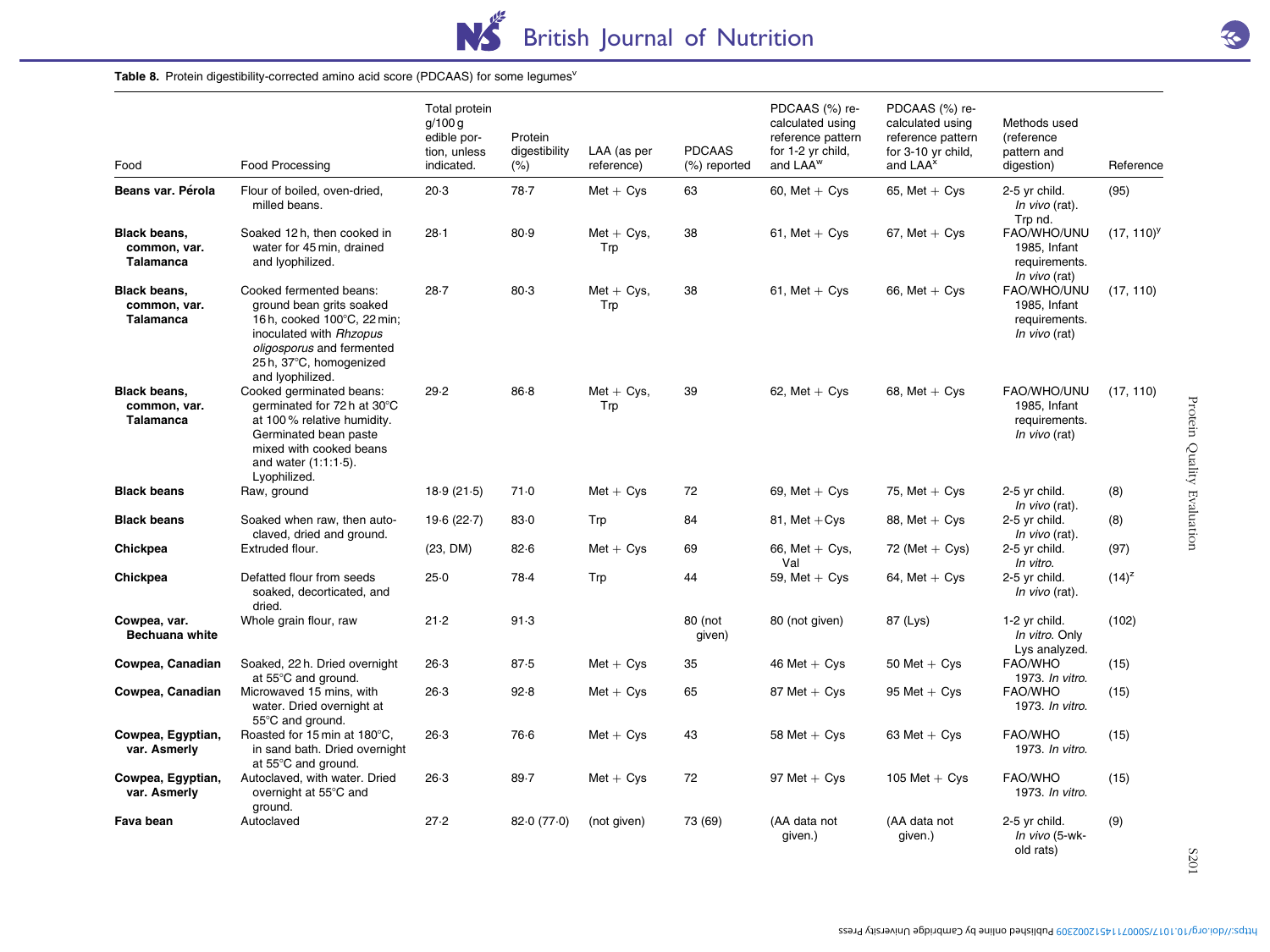**Table 8.** Protein digestibility-corrected amino acid score (PDCAAS) for some legumes[v]

| Food | Food Processing | Total protein g/100 g edible portion, unless indicated. | Protein digestibility (%) | LAA (as per reference) | PDCAAS (%) reported | PDCAAS (%) re-calculated using reference pattern for 1-2 yr child, and LAA[w] | PDCAAS (%) re-calculated using reference pattern for 3-10 yr child, and LAA[x] | Methods used (reference pattern and digestion) | Reference |
|---|---|---|---|---|---|---|---|---|---|
| **Beans var. Pérola** | Flour of boiled, oven-dried, milled beans. | 20·3 | 78·7 | Met + Cys | 63 | 60, Met + Cys | 65, Met + Cys | 2-5 yr child. *In vivo* (rat). Trp nd. | (95) |
| **Black beans, common, var. Talamanca** | Soaked 12 h, then cooked in water for 45 min, drained and lyophilized. | 28·1 | 80·9 | Met + Cys, Trp | 38 | 61, Met + Cys | 67, Met + Cys | FAO/WHO/UNU 1985, Infant requirements. *In vivo* (rat) | (17, 110)[y] |
| **Black beans, common, var. Talamanca** | Cooked fermented beans: ground bean grits soaked 16 h, cooked 100°C, 22 min; inoculated with *Rhzopus oligosporus* and fermented 25 h, 37°C, homogenized and lyophilized. | 28·7 | 80·3 | Met + Cys, Trp | 38 | 61, Met + Cys | 66, Met + Cys | FAO/WHO/UNU 1985, Infant requirements. *In vivo* (rat) | (17, 110) |
| **Black beans, common, var. Talamanca** | Cooked germinated beans: germinated for 72 h at 30°C at 100 % relative humidity. Germinated bean paste mixed with cooked beans and water (1:1:1·5). Lyophilized. | 29·2 | 86·8 | Met + Cys, Trp | 39 | 62, Met + Cys | 68, Met + Cys | FAO/WHO/UNU 1985, Infant requirements. *In vivo* (rat) | (17, 110) |
| **Black beans** | Raw, ground | 18·9 (21·5) | 71·0 | Met + Cys | 72 | 69, Met + Cys | 75, Met + Cys | 2-5 yr child. *In vivo* (rat). | (8) |
| **Black beans** | Soaked when raw, then autoclaved, dried and ground. | 19·6 (22·7) | 83·0 | Trp | 84 | 81, Met +Cys | 88, Met + Cys | 2-5 yr child. *In vivo* (rat). | (8) |
| **Chickpea** | Extruded flour. | (23, DM) | 82·6 | Met + Cys | 69 | 66, Met + Cys, Val | 72 (Met + Cys) | 2-5 yr child. *In vitro*. | (97) |
| **Chickpea** | Defatted flour from seeds soaked, decorticated, and dried. | 25·0 | 78·4 | Trp | 44 | 59, Met + Cys | 64, Met + Cys | 2-5 yr child. *In vivo* (rat). | (14)[z] |
| **Cowpea, var. Bechuana white** | Whole grain flour, raw | 21·2 | 91·3 | | 80 (not given) | 80 (not given) | 87 (Lys) | 1-2 yr child. *In vitro*. Only Lys analyzed. | (102) |
| **Cowpea, Canadian** | Soaked, 22 h. Dried overnight at 55°C and ground. | 26·3 | 87·5 | Met + Cys | 35 | 46 Met + Cys | 50 Met + Cys | FAO/WHO 1973. *In vitro*. | (15) |
| **Cowpea, Canadian** | Microwaved 15 mins, with water. Dried overnight at 55°C and ground. | 26·3 | 92·8 | Met + Cys | 65 | 87 Met + Cys | 95 Met + Cys | FAO/WHO 1973. *In vitro*. | (15) |
| **Cowpea, Egyptian, var. Asmerly** | Roasted for 15 min at 180°C, in sand bath. Dried overnight at 55°C and ground. | 26·3 | 76·6 | Met + Cys | 43 | 58 Met + Cys | 63 Met + Cys | FAO/WHO 1973. *In vitro*. | (15) |
| **Cowpea, Egyptian, var. Asmerly** | Autoclaved, with water. Dried overnight at 55°C and ground. | 26·3 | 89·7 | Met + Cys | 72 | 97 Met + Cys | 105 Met + Cys | FAO/WHO 1973. *In vitro*. | (15) |
| **Fava bean** | Autoclaved | 27·2 | 82·0 (77·0) | (not given) | 73 (69) | (AA data not given.) | (AA data not given.) | 2-5 yr child. *In vivo* (5-wk-old rats) | (9) |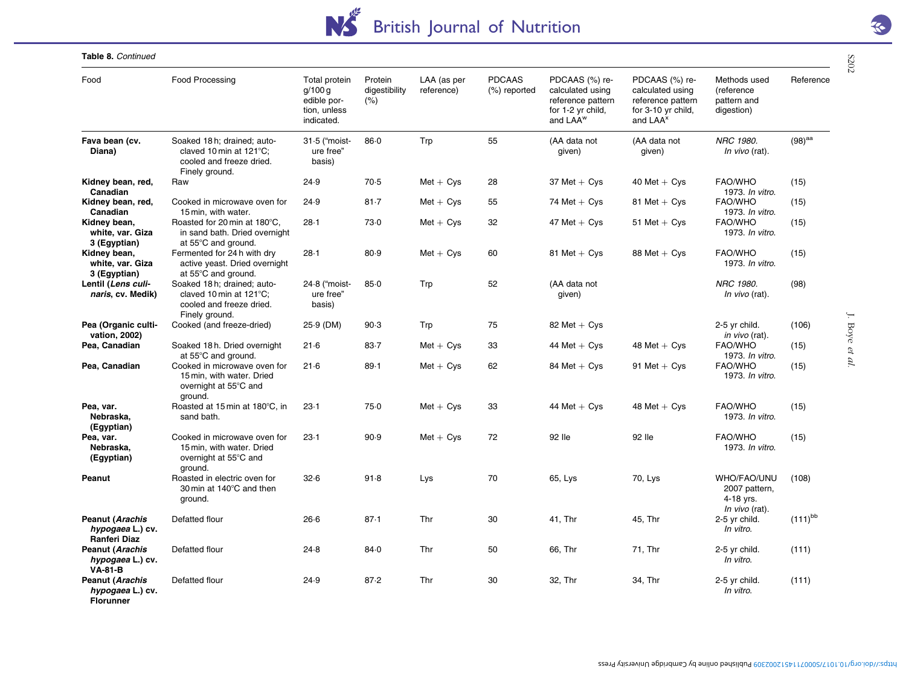**Table 8.** *Continued*

| Food | Food Processing | Total protein g/100 g edible portion, unless indicated. | Protein digestibility (%) | LAA (as per reference) | PDCAAS (%) reported | PDCAAS (%) re-calculated using reference pattern for 1-2 yr child, and LAA[w] | PDCAAS (%) re-calculated using reference pattern for 3-10 yr child, and LAA[x] | Methods used (reference pattern and digestion) | Reference |
|---|---|---|---|---|---|---|---|---|---|
| **Fava bean (cv. Diana)** | Soaked 18 h; drained; autoclaved 10 min at 121°C; cooled and freeze dried. Finely ground. | 31·5 ("moisture free" basis) | 86·0 | Trp | 55 | (AA data not given) | (AA data not given) | *NRC 1980. In vivo* (rat). | (98)[aa] |
| **Kidney bean, red, Canadian** | Raw | 24·9 | 70·5 | Met + Cys | 28 | 37 Met + Cys | 40 Met + Cys | FAO/WHO 1973. *In vitro.* | (15) |
| **Kidney bean, red, Canadian** | Cooked in microwave oven for 15 min, with water. | 24·9 | 81·7 | Met + Cys | 55 | 74 Met + Cys | 81 Met + Cys | FAO/WHO 1973. *In vitro.* | (15) |
| **Kidney bean, white, var. Giza 3 (Egyptian)** | Roasted for 20 min at 180°C, in sand bath. Dried overnight at 55°C and ground. | 28·1 | 73·0 | Met + Cys | 32 | 47 Met + Cys | 51 Met + Cys | FAO/WHO 1973. *In vitro.* | (15) |
| **Kidney bean, white, var. Giza 3 (Egyptian)** | Fermented for 24 h with dry active yeast. Dried overnight at 55°C and ground. | 28·1 | 80·9 | Met + Cys | 60 | 81 Met + Cys | 88 Met + Cys | FAO/WHO 1973. *In vitro.* | (15) |
| **Lentil (*Lens culinaris*, cv. Medik)** | Soaked 18 h; drained; autoclaved 10 min at 121°C; cooled and freeze dried. Finely ground. | 24·8 ("moisture free" basis) | 85·0 | Trp | 52 | (AA data not given) | | *NRC 1980. In vivo* (rat). | (98) |
| **Pea (Organic cultivation, 2002)** | Cooked (and freeze-dried) | 25·9 (DM) | 90·3 | Trp | 75 | 82 Met + Cys | | 2-5 yr child. *in vivo* (rat). | (106) |
| **Pea, Canadian** | Soaked 18 h. Dried overnight at 55°C and ground. | 21·6 | 83·7 | Met + Cys | 33 | 44 Met + Cys | 48 Met + Cys | FAO/WHO 1973. *In vitro.* | (15) |
| **Pea, Canadian** | Cooked in microwave oven for 15 min, with water. Dried overnight at 55°C and ground. | 21·6 | 89·1 | Met + Cys | 62 | 84 Met + Cys | 91 Met + Cys | FAO/WHO 1973. *In vitro.* | (15) |
| **Pea, var. Nebraska, (Egyptian)** | Roasted at 15 min at 180°C, in sand bath. | 23·1 | 75·0 | Met + Cys | 33 | 44 Met + Cys | 48 Met + Cys | FAO/WHO 1973. *In vitro.* | (15) |
| **Pea, var. Nebraska, (Egyptian)** | Cooked in microwave oven for 15 min, with water. Dried overnight at 55°C and ground. | 23·1 | 90·9 | Met + Cys | 72 | 92 Ile | 92 Ile | FAO/WHO 1973. *In vitro.* | (15) |
| **Peanut** | Roasted in electric oven for 30 min at 140°C and then ground. | 32·6 | 91·8 | Lys | 70 | 65, Lys | 70, Lys | WHO/FAO/UNU 2007 pattern, 4-18 yrs. *In vivo* (rat). | (108) |
| **Peanut (*Arachis hypogaea* L.) cv. Ranferi Diaz** | Defatted flour | 26·6 | 87·1 | Thr | 30 | 41, Thr | 45, Thr | 2-5 yr child. *In vitro.* | (111)[bb] |
| **Peanut (*Arachis hypogaea* L.) cv. VA-81-B** | Defatted flour | 24·8 | 84·0 | Thr | 50 | 66, Thr | 71, Thr | 2-5 yr child. *In vitro.* | (111) |
| **Peanut (*Arachis hypogaea* L.) cv. Florunner** | Defatted flour | 24·9 | 87·2 | Thr | 30 | 32, Thr | 34, Thr | 2-5 yr child. *In vitro.* | (111) |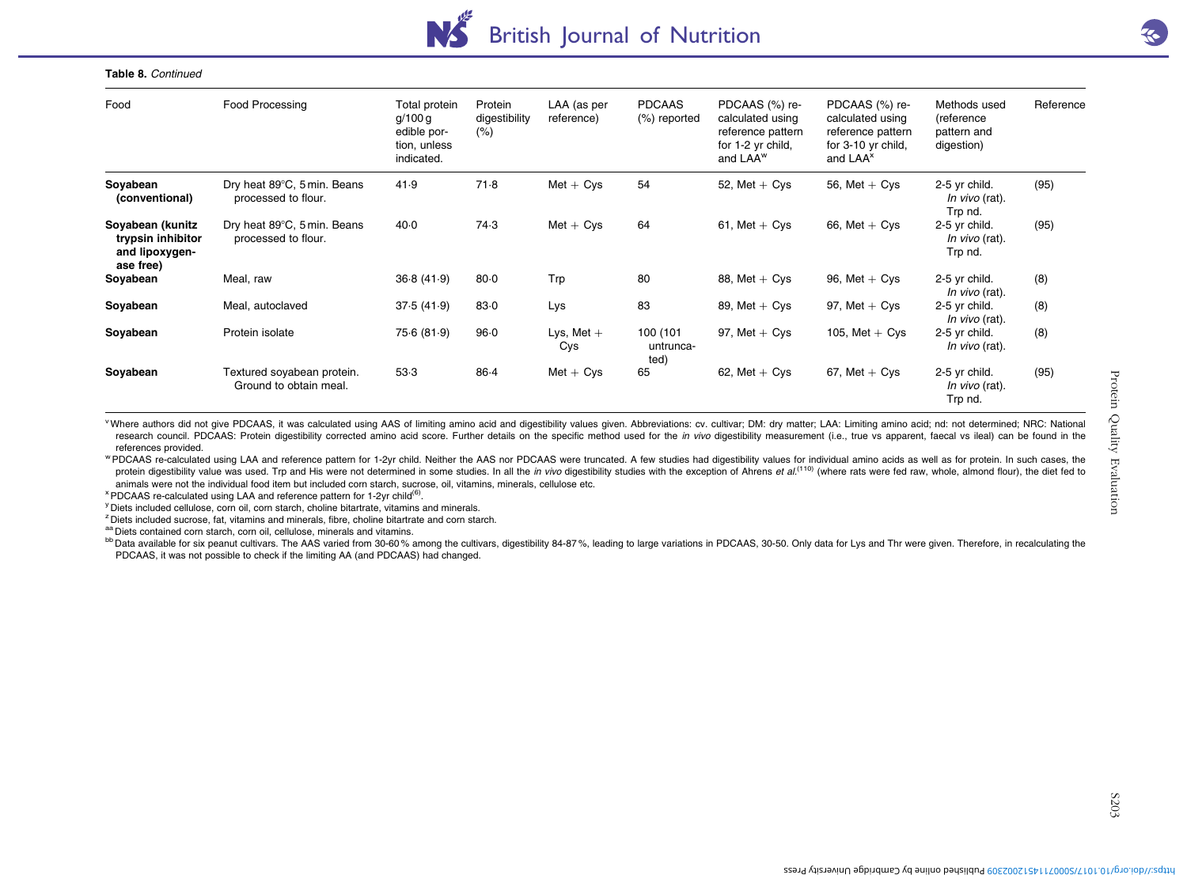**Table 8.** *Continued*

| Food | Food Processing | Total protein g/100 g edible portion, unless indicated. | Protein digestibility (%) | LAA (as per reference) | PDCAAS (%) reported | PDCAAS (%) re-calculated using reference pattern for 1-2 yr child, and LAA[w] | PDCAAS (%) re-calculated using reference pattern for 3-10 yr child, and LAA[x] | Methods used (reference pattern and digestion) | Reference |
|---|---|---|---|---|---|---|---|---|---|
| **Soyabean (conventional)** | Dry heat 89°C, 5 min. Beans processed to flour. | 41·9 | 71·8 | Met + Cys | 54 | 52, Met + Cys | 56, Met + Cys | 2-5 yr child. *In vivo* (rat). Trp nd. | (95) |
| **Soyabean (kunitz trypsin inhibitor and lipoxygenase free)** | Dry heat 89°C, 5 min. Beans processed to flour. | 40·0 | 74·3 | Met + Cys | 64 | 61, Met + Cys | 66, Met + Cys | 2-5 yr child. *In vivo* (rat). Trp nd. | (95) |
| **Soyabean** | Meal, raw | 36·8 (41·9) | 80·0 | Trp | 80 | 88, Met + Cys | 96, Met + Cys | 2-5 yr child. *In vivo* (rat). | (8) |
| **Soyabean** | Meal, autoclaved | 37·5 (41·9) | 83·0 | Lys | 83 | 89, Met + Cys | 97, Met + Cys | 2-5 yr child. *In vivo* (rat). | (8) |
| **Soyabean** | Protein isolate | 75·6 (81·9) | 96·0 | Lys, Met + Cys | 100 (101 untruncated) | 97, Met + Cys | 105, Met + Cys | 2-5 yr child. *In vivo* (rat). | (8) |
| **Soyabean** | Textured soyabean protein. Ground to obtain meal. | 53·3 | 86·4 | Met + Cys | 65 | 62, Met + Cys | 67, Met + Cys | 2-5 yr child. *In vivo* (rat). Trp nd. | (95) |

[v] Where authors did not give PDCAAS, it was calculated using AAS of limiting amino acid and digestibility values given. Abbreviations: cv. cultivar; DM: dry matter; LAA: Limiting amino acid; nd: not determined; NRC: National research council. PDCAAS: Protein digestibility corrected amino acid score. Further details on the specific method used for the *in vivo* digestibility measurement (i.e., true vs apparent, faecal vs ileal) can be found in the references provided.

[w] PDCAAS re-calculated using LAA and reference pattern for 1-2yr child. Neither the AAS nor PDCAAS were truncated. A few studies had digestibility values for individual amino acids as well as for protein. In such cases, the protein digestibility value was used. Trp and His were not determined in some studies. In all the *in vivo* digestibility studies with the exception of Ahrens *et al.*[110] (where rats were fed raw, whole, almond flour), the diet fed to animals were not the individual food item but included corn starch, sucrose, oil, vitamins, minerals, cellulose etc.

[x] PDCAAS re-calculated using LAA and reference pattern for 1-2yr child[6].

[y] Diets included cellulose, corn oil, corn starch, choline bitartrate, vitamins and minerals.

[z] Diets included sucrose, fat, vitamins and minerals, fibre, choline bitartrate and corn starch.

[aa] Diets contained corn starch, corn oil, cellulose, minerals and vitamins.

[bb] Data available for six peanut cultivars. The AAS varied from 30-60 % among the cultivars, digestibility 84-87 %, leading to large variations in PDCAAS, 30-50. Only data for Lys and Thr were given. Therefore, in recalculating the PDCAAS, it was not possible to check if the limiting AA (and PDCAAS) had changed.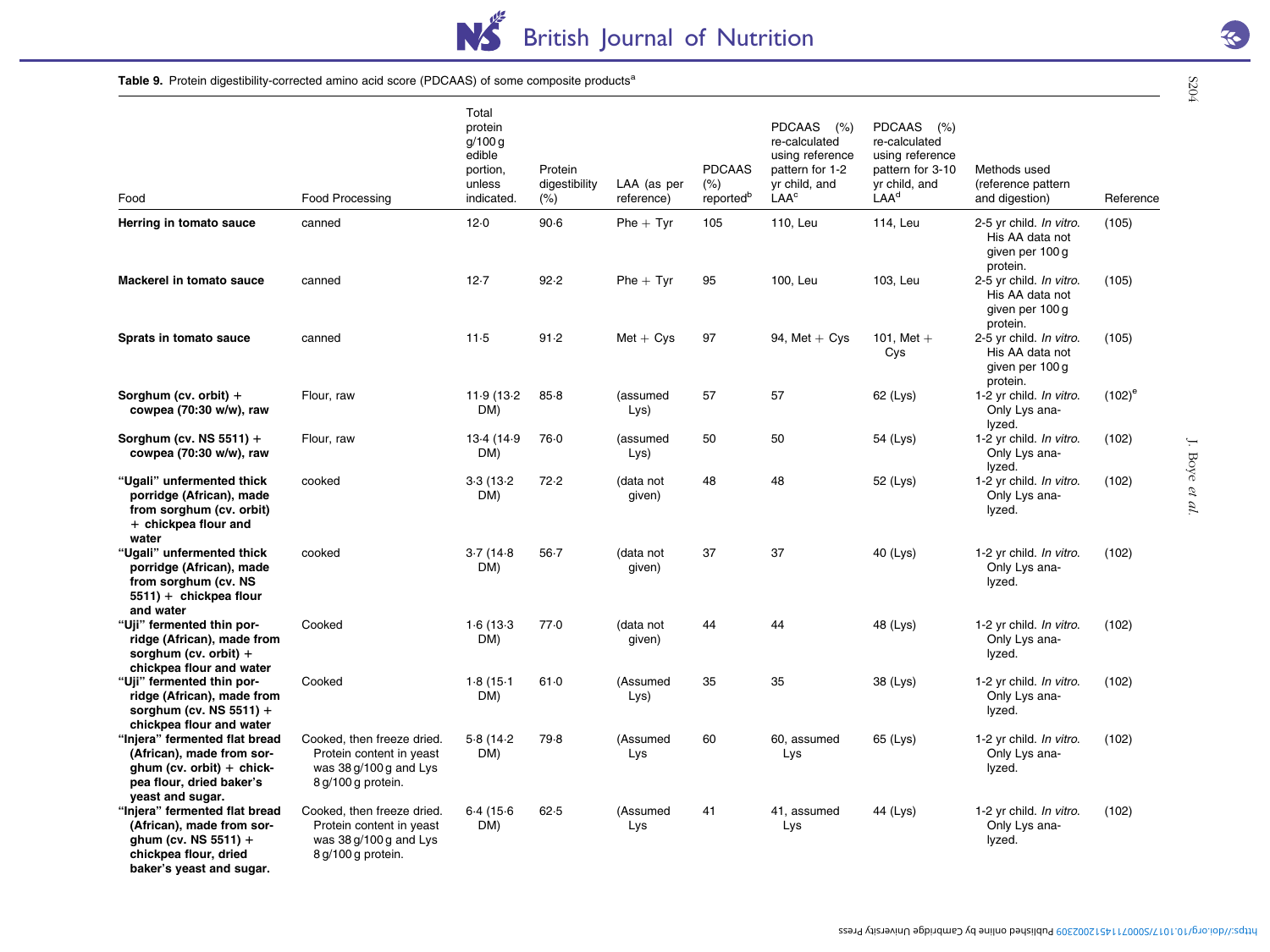**Table 9.** Protein digestibility-corrected amino acid score (PDCAAS) of some composite products[a]

| Food | Food Processing | Total protein g/100 g edible portion, unless indicated. | Protein digestibility (%) | LAA (as per reference) | PDCAAS (%) reported[b] | PDCAAS (%) re-calculated using reference pattern for 1-2 yr child, and LAA[c] | PDCAAS (%) re-calculated using reference pattern for 3-10 yr child, and LAA[d] | Methods used (reference pattern and digestion) | Reference |
|---|---|---|---|---|---|---|---|---|---|
| **Herring in tomato sauce** | canned | 12·0 | 90·6 | Phe + Tyr | 105 | 110, Leu | 114, Leu | 2-5 yr child. *In vitro.* His AA data not given per 100 g protein. | (105) |
| **Mackerel in tomato sauce** | canned | 12·7 | 92·2 | Phe + Tyr | 95 | 100, Leu | 103, Leu | 2-5 yr child. *In vitro.* His AA data not given per 100 g protein. | (105) |
| **Sprats in tomato sauce** | canned | 11·5 | 91·2 | Met + Cys | 97 | 94, Met + Cys | 101, Met + Cys | 2-5 yr child. *In vitro.* His AA data not given per 100 g protein. | (105) |
| **Sorghum (cv. orbit) + cowpea (70:30 w/w), raw** | Flour, raw | 11·9 (13·2 DM) | 85·8 | (assumed Lys) | 57 | 57 | 62 (Lys) | 1-2 yr child. *In vitro.* Only Lys analyzed. | (102)[e] |
| **Sorghum (cv. NS 5511) + cowpea (70:30 w/w), raw** | Flour, raw | 13·4 (14·9 DM) | 76·0 | (assumed Lys) | 50 | 50 | 54 (Lys) | 1-2 yr child. *In vitro.* Only Lys analyzed. | (102) |
| **"Ugali" unfermented thick porridge (African), made from sorghum (cv. orbit) + chickpea flour and water** | cooked | 3·3 (13·2 DM) | 72·2 | (data not given) | 48 | 48 | 52 (Lys) | 1-2 yr child. *In vitro.* Only Lys analyzed. | (102) |
| **"Ugali" unfermented thick porridge (African), made from sorghum (cv. NS 5511) + chickpea flour and water** | cooked | 3·7 (14·8 DM) | 56·7 | (data not given) | 37 | 37 | 40 (Lys) | 1-2 yr child. *In vitro.* Only Lys analyzed. | (102) |
| **"Uji" fermented thin porridge (African), made from sorghum (cv. orbit) + chickpea flour and water** | Cooked | 1·6 (13·3 DM) | 77·0 | (data not given) | 44 | 44 | 48 (Lys) | 1-2 yr child. *In vitro.* Only Lys analyzed. | (102) |
| **"Uji" fermented thin porridge (African), made from sorghum (cv. NS 5511) + chickpea flour and water** | Cooked | 1·8 (15·1 DM) | 61·0 | (Assumed Lys) | 35 | 35 | 38 (Lys) | 1-2 yr child. *In vitro.* Only Lys analyzed. | (102) |
| **"Injera" fermented flat bread (African), made from sorghum (cv. orbit) + chickpea flour, dried baker's yeast and sugar.** | Cooked, then freeze dried. Protein content in yeast was 38 g/100 g and Lys 8 g/100 g protein. | 5·8 (14·2 DM) | 79·8 | (Assumed Lys | 60 | 60, assumed Lys | 65 (Lys) | 1-2 yr child. *In vitro.* Only Lys analyzed. | (102) |
| **"Injera" fermented flat bread (African), made from sorghum (cv. NS 5511) + chickpea flour, dried baker's yeast and sugar.** | Cooked, then freeze dried. Protein content in yeast was 38 g/100 g and Lys 8 g/100 g protein. | 6·4 (15·6 DM) | 62·5 | (Assumed Lys | 41 | 41, assumed Lys | 44 (Lys) | 1-2 yr child. *In vitro.* Only Lys analyzed. | (102) |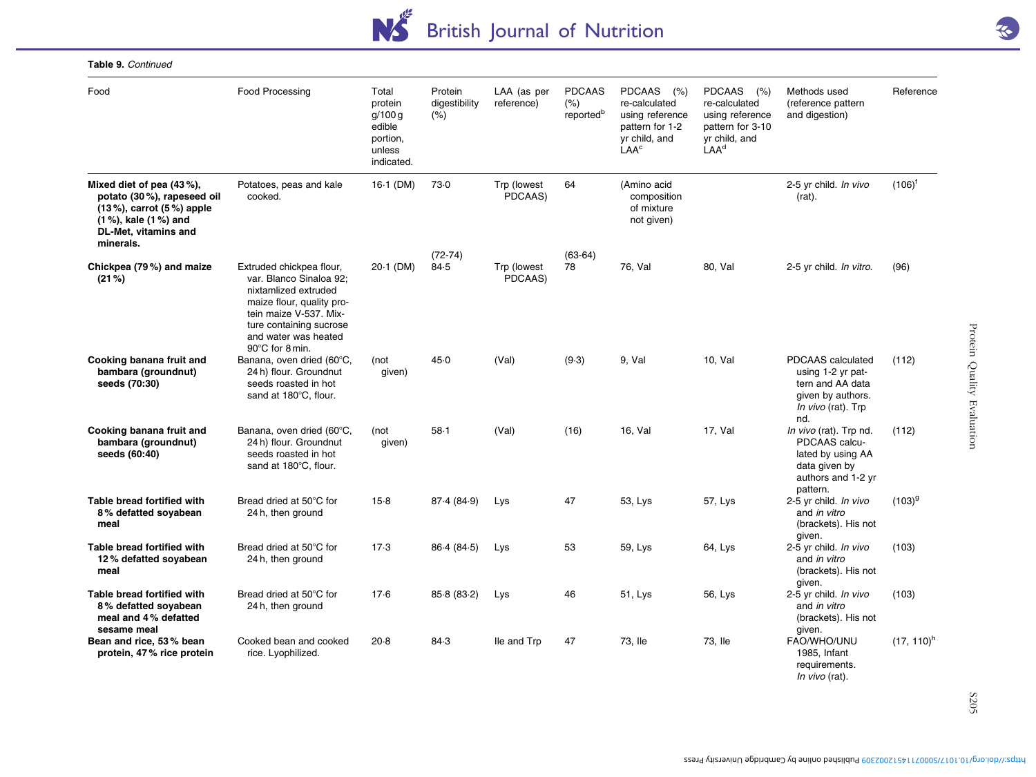**Table 9.** *Continued*

| Food | Food Processing | Total protein g/100 g edible portion, unless indicated. | Protein digestibility (%) | LAA (as per reference) | PDCAAS (%) reported[b] | PDCAAS (%) re-calculated using reference pattern for 1-2 yr child, and LAA[c] | PDCAAS (%) re-calculated using reference pattern for 3-10 yr child, and LAA[d] | Methods used (reference pattern and digestion) | Reference |
|---|---|---|---|---|---|---|---|---|---|
| **Mixed diet of pea (43 %), potato (30 %), rapeseed oil (13 %), carrot (5 %) apple (1 %), kale (1 %) and DL-Met, vitamins and minerals.** | Potatoes, peas and kale cooked. | 16·1 (DM) | 73·0 (72-74) | Trp (lowest PDCAAS) | 64 (63-64) | (Amino acid composition of mixture not given) | | 2-5 yr child. *In vivo* (rat). | (106)[f] |
| **Chickpea (79 %) and maize (21 %)** | Extruded chickpea flour, var. Blanco Sinaloa 92; nixtamlized extruded maize flour, quality protein maize V-537. Mixture containing sucrose and water was heated 90°C for 8 min. | 20·1 (DM) | 84·5 | Trp (lowest PDCAAS) | 78 | 76, Val | 80, Val | 2-5 yr child. *In vitro*. | (96) |
| **Cooking banana fruit and bambara (groundnut) seeds (70:30)** | Banana, oven dried (60°C, 24 h) flour. Groundnut seeds roasted in hot sand at 180°C, flour. | (not given) | 45·0 | (Val) | (9·3) | 9, Val | 10, Val | PDCAAS calculated using 1-2 yr pattern and AA data given by authors. *In vivo* (rat). Trp nd. | (112) |
| **Cooking banana fruit and bambara (groundnut) seeds (60:40)** | Banana, oven dried (60°C, 24 h) flour. Groundnut seeds roasted in hot sand at 180°C, flour. | (not given) | 58·1 | (Val) | (16) | 16, Val | 17, Val | *In vivo* (rat). Trp nd. PDCAAS calculated by using AA data given by authors and 1-2 yr pattern. | (112) |
| **Table bread fortified with 8 % defatted soyabean meal** | Bread dried at 50°C for 24 h, then ground | 15·8 | 87·4 (84·9) | Lys | 47 | 53, Lys | 57, Lys | 2-5 yr child. *In vivo* and *in vitro* (brackets). His not given. | (103)[g] |
| **Table bread fortified with 12 % defatted soyabean meal** | Bread dried at 50°C for 24 h, then ground | 17·3 | 86·4 (84·5) | Lys | 53 | 59, Lys | 64, Lys | 2-5 yr child. *In vivo* and *in vitro* (brackets). His not given. | (103) |
| **Table bread fortified with 8 % defatted soyabean meal and 4 % defatted sesame meal** | Bread dried at 50°C for 24 h, then ground | 17·6 | 85·8 (83·2) | Lys | 46 | 51, Lys | 56, Lys | 2-5 yr child. *In vivo* and *in vitro* (brackets). His not given. | (103) |
| **Bean and rice, 53 % bean protein, 47 % rice protein** | Cooked bean and cooked rice. Lyophilized. | 20·8 | 84·3 | Ile and Trp | 47 | 73, Ile | 73, Ile | FAO/WHO/UNU 1985, Infant requirements. *In vivo* (rat). | (17, 110)[h] |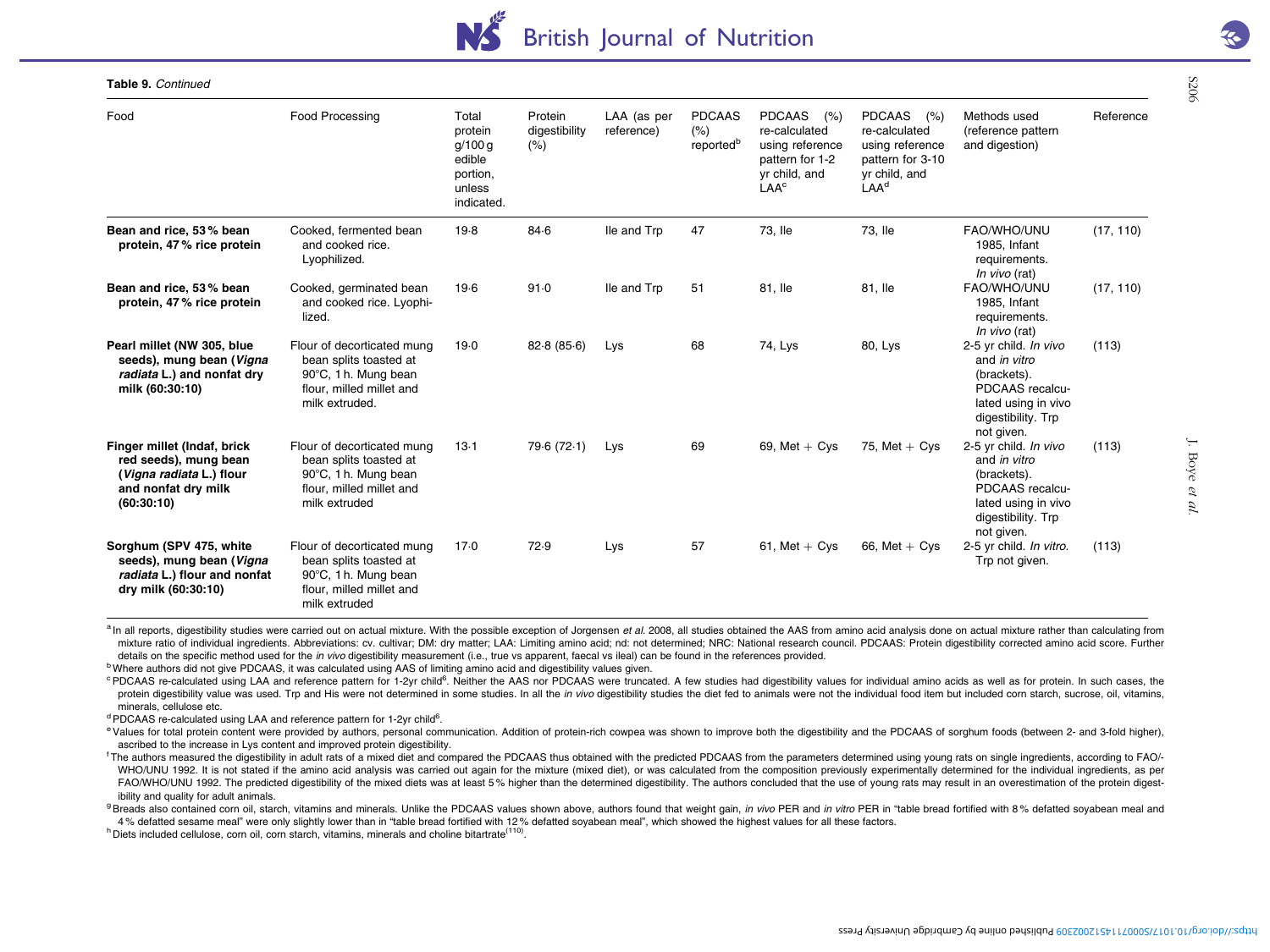**Table 9.** *Continued*

| Food | Food Processing | Total protein g/100 g edible portion, unless indicated. | Protein digestibility (%) | LAA (as per reference) | PDCAAS (%) reported[b] | PDCAAS (%) re-calculated using reference pattern for 1-2 yr child, and LAA[c] | PDCAAS (%) re-calculated using reference pattern for 3-10 yr child, and LAA[d] | Methods used (reference pattern and digestion) | Reference |
|---|---|---|---|---|---|---|---|---|---|
| **Bean and rice, 53 % bean protein, 47 % rice protein** | Cooked, fermented bean and cooked rice. Lyophilized. | 19·8 | 84·6 | Ile and Trp | 47 | 73, Ile | 73, Ile | FAO/WHO/UNU 1985, Infant requirements. *In vivo* (rat) | (17, 110) |
| **Bean and rice, 53 % bean protein, 47 % rice protein** | Cooked, germinated bean and cooked rice. Lyophilized. | 19·6 | 91·0 | Ile and Trp | 51 | 81, Ile | 81, Ile | FAO/WHO/UNU 1985, Infant requirements. *In vivo* (rat) | (17, 110) |
| **Pearl millet (NW 305, blue seeds), mung bean (*Vigna radiata* L.) and nonfat dry milk (60:30:10)** | Flour of decorticated mung bean splits toasted at 90°C, 1 h. Mung bean flour, milled millet and milk extruded. | 19·0 | 82·8 (85·6) | Lys | 68 | 74, Lys | 80, Lys | 2-5 yr child. *In vivo* and *in vitro* (brackets). PDCAAS recalculated using in vivo digestibility. Trp not given. | (113) |
| **Finger millet (Indaf, brick red seeds), mung bean (*Vigna radiata* L.) flour and nonfat dry milk (60:30:10)** | Flour of decorticated mung bean splits toasted at 90°C, 1 h. Mung bean flour, milled millet and milk extruded | 13·1 | 79·6 (72·1) | Lys | 69 | 69, Met + Cys | 75, Met + Cys | 2-5 yr child. *In vivo* and *in vitro* (brackets). PDCAAS recalculated using in vivo digestibility. Trp not given. | (113) |
| **Sorghum (SPV 475, white seeds), mung bean (*Vigna radiata* L.) flour and nonfat dry milk (60:30:10)** | Flour of decorticated mung bean splits toasted at 90°C, 1 h. Mung bean flour, milled millet and milk extruded | 17·0 | 72·9 | Lys | 57 | 61, Met + Cys | 66, Met + Cys | 2-5 yr child. *In vitro*. Trp not given. | (113) |

[a] In all reports, digestibility studies were carried out on actual mixture. With the possible exception of Jorgensen *et al.* 2008, all studies obtained the AAS from amino acid analysis done on actual mixture rather than calculating from mixture ratio of individual ingredients. Abbreviations: cv. cultivar; DM: dry matter; LAA: Limiting amino acid; nd: not determined; NRC: National research council. PDCAAS: Protein digestibility corrected amino acid score. Further details on the specific method used for the *in vivo* digestibility measurement (i.e., true vs apparent, faecal vs ileal) can be found in the references provided.

[b] Where authors did not give PDCAAS, it was calculated using AAS of limiting amino acid and digestibility values given.

[c] PDCAAS re-calculated using LAA and reference pattern for 1-2yr child[6]. Neither the AAS nor PDCAAS were truncated. A few studies had digestibility values for individual amino acids as well as for protein. In such cases, the protein digestibility value was used. Trp and His were not determined in some studies. In all the *in vivo* digestibility studies the diet fed to animals were not the individual food item but included corn starch, sucrose, oil, vitamins, minerals, cellulose etc.

[d] PDCAAS re-calculated using LAA and reference pattern for 1-2yr child[6].

[e] Values for total protein content were provided by authors, personal communication. Addition of protein-rich cowpea was shown to improve both the digestibility and the PDCAAS of sorghum foods (between 2- and 3-fold higher), ascribed to the increase in Lys content and improved protein digestibility.

[f] The authors measured the digestibility in adult rats of a mixed diet and compared the PDCAAS thus obtained with the predicted PDCAAS from the parameters determined using young rats on single ingredients, according to FAO/-WHO/UNU 1992. It is not stated if the amino acid analysis was carried out again for the mixture (mixed diet), or was calculated from the composition previously experimentally determined for the individual ingredients, as per FAO/WHO/UNU 1992. The predicted digestibility of the mixed diets was at least 5 % higher than the determined digestibility. The authors concluded that the use of young rats may result in an overestimation of the protein digestibility and quality for adult animals.

[g] Breads also contained corn oil, starch, vitamins and minerals. Unlike the PDCAAS values shown above, authors found that weight gain, *in vivo* PER and *in vitro* PER in "table bread fortified with 8 % defatted soyabean meal and 4 % defatted sesame meal" were only slightly lower than in "table bread fortified with 12 % defatted soyabean meal", which showed the highest values for all these factors.

[h] Diets included cellulose, corn oil, corn starch, vitamins, minerals and choline bitartrate[110].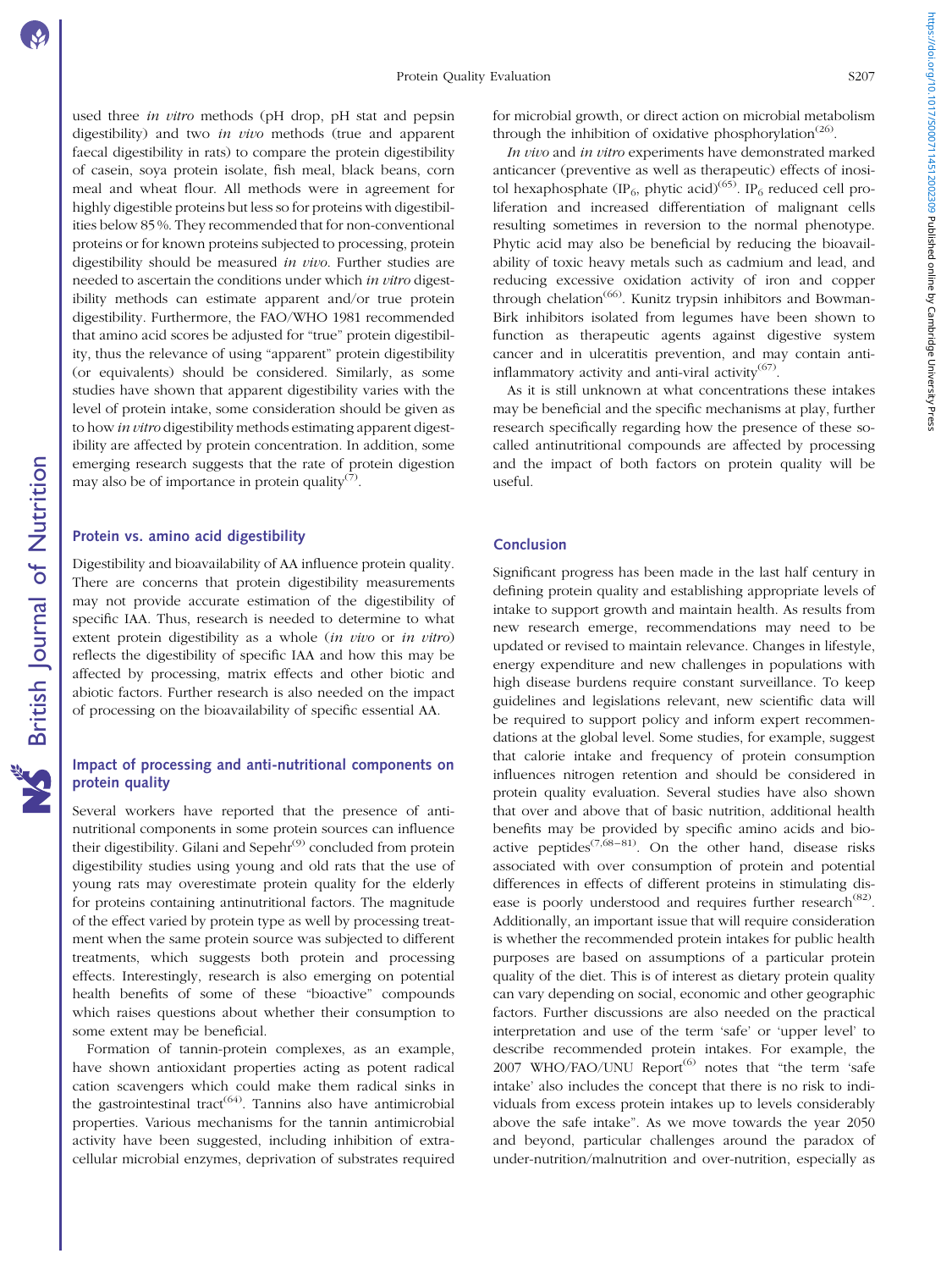used three *in vitro* methods (pH drop, pH stat and pepsin digestibility) and two *in vivo* methods (true and apparent faecal digestibility in rats) to compare the protein digestibility of casein, soya protein isolate, fish meal, black beans, corn meal and wheat flour. All methods were in agreement for highly digestible proteins but less so for proteins with digestibilities below 85 %. They recommended that for non-conventional proteins or for known proteins subjected to processing, protein digestibility should be measured *in vivo*. Further studies are needed to ascertain the conditions under which *in vitro* digestibility methods can estimate apparent and/or true protein digestibility. Furthermore, the FAO/WHO 1981 recommended that amino acid scores be adjusted for "true" protein digestibility, thus the relevance of using "apparent" protein digestibility (or equivalents) should be considered. Similarly, as some studies have shown that apparent digestibility varies with the level of protein intake, some consideration should be given as to how *in vitro* digestibility methods estimating apparent digestibility are affected by protein concentration. In addition, some emerging research suggests that the rate of protein digestion may also be of importance in protein quality[7].

## Protein vs. amino acid digestibility

Digestibility and bioavailability of AA influence protein quality. There are concerns that protein digestibility measurements may not provide accurate estimation of the digestibility of specific IAA. Thus, research is needed to determine to what extent protein digestibility as a whole (*in vivo* or *in vitro*) reflects the digestibility of specific IAA and how this may be affected by processing, matrix effects and other biotic and abiotic factors. Further research is also needed on the impact of processing on the bioavailability of specific essential AA.

## Impact of processing and anti-nutritional components on protein quality

Several workers have reported that the presence of anti-nutritional components in some protein sources can influence their digestibility. Gilani and Sepehr[9] concluded from protein digestibility studies using young and old rats that the use of young rats may overestimate protein quality for the elderly for proteins containing antinutritional factors. The magnitude of the effect varied by protein type as well by processing treatment when the same protein source was subjected to different treatments, which suggests both protein and processing effects. Interestingly, research is also emerging on potential health benefits of some of these "bioactive" compounds which raises questions about whether their consumption to some extent may be beneficial.

Formation of tannin-protein complexes, as an example, have shown antioxidant properties acting as potent radical cation scavengers which could make them radical sinks in the gastrointestinal tract[64]. Tannins also have antimicrobial properties. Various mechanisms for the tannin antimicrobial activity have been suggested, including inhibition of extra-cellular microbial enzymes, deprivation of substrates required for microbial growth, or direct action on microbial metabolism through the inhibition of oxidative phosphorylation[26].

*In vivo* and *in vitro* experiments have demonstrated marked anticancer (preventive as well as therapeutic) effects of inositol hexaphosphate ($IP_6$, phytic acid)[65]. $IP_6$ reduced cell proliferation and increased differentiation of malignant cells resulting sometimes in reversion to the normal phenotype. Phytic acid may also be beneficial by reducing the bioavailability of toxic heavy metals such as cadmium and lead, and reducing excessive oxidation activity of iron and copper through chelation[66]. Kunitz trypsin inhibitors and Bowman-Birk inhibitors isolated from legumes have been shown to function as therapeutic agents against digestive system cancer and in ulceratitis prevention, and may contain anti-inflammatory activity and anti-viral activity[67].

As it is still unknown at what concentrations these intakes may be beneficial and the specific mechanisms at play, further research specifically regarding how the presence of these so-called antinutritional compounds are affected by processing and the impact of both factors on protein quality will be useful.

## Conclusion

Significant progress has been made in the last half century in defining protein quality and establishing appropriate levels of intake to support growth and maintain health. As results from new research emerge, recommendations may need to be updated or revised to maintain relevance. Changes in lifestyle, energy expenditure and new challenges in populations with high disease burdens require constant surveillance. To keep guidelines and legislations relevant, new scientific data will be required to support policy and inform expert recommendations at the global level. Some studies, for example, suggest that calorie intake and frequency of protein consumption influences nitrogen retention and should be considered in protein quality evaluation. Several studies have also shown that over and above that of basic nutrition, additional health benefits may be provided by specific amino acids and bioactive peptides[7,68–81]. On the other hand, disease risks associated with over consumption of protein and potential differences in effects of different proteins in stimulating disease is poorly understood and requires further research[82]. Additionally, an important issue that will require consideration is whether the recommended protein intakes for public health purposes are based on assumptions of a particular protein quality of the diet. This is of interest as dietary protein quality can vary depending on social, economic and other geographic factors. Further discussions are also needed on the practical interpretation and use of the term 'safe' or 'upper level' to describe recommended protein intakes. For example, the 2007 WHO/FAO/UNU Report[6] notes that "the term 'safe intake' also includes the concept that there is no risk to individuals from excess protein intakes up to levels considerably above the safe intake". As we move towards the year 2050 and beyond, particular challenges around the paradox of under-nutrition/malnutrition and over-nutrition, especially as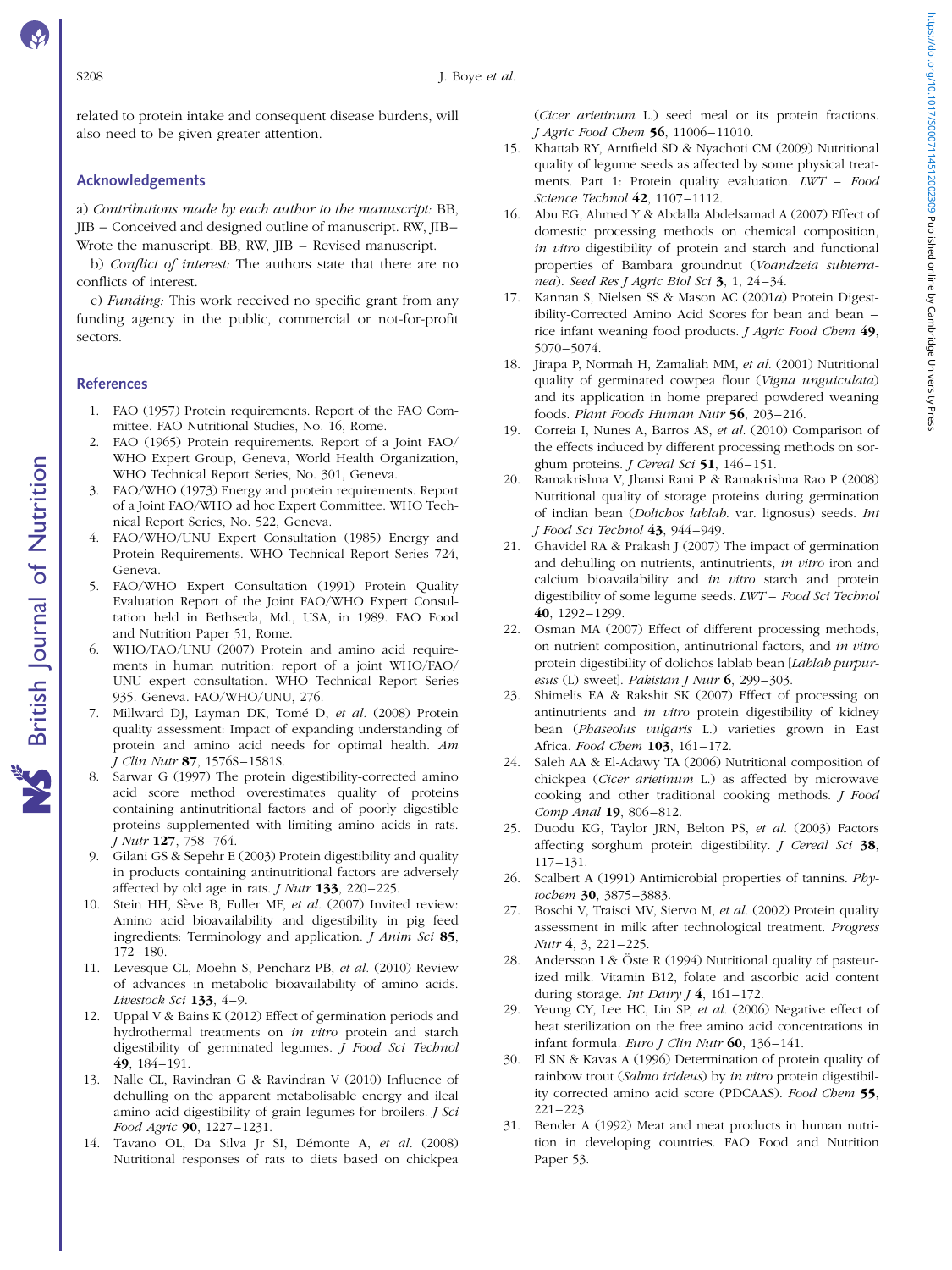related to protein intake and consequent disease burdens, will also need to be given greater attention.

## Acknowledgements

a) *Contributions made by each author to the manuscript:* BB, JIB – Conceived and designed outline of manuscript. RW, JIB– Wrote the manuscript. BB, RW, JIB – Revised manuscript.

b) *Conflict of interest:* The authors state that there are no conflicts of interest.

c) *Funding:* This work received no specific grant from any funding agency in the public, commercial or not-for-profit sectors.

## References

1. FAO (1957) Protein requirements. Report of the FAO Committee. FAO Nutritional Studies, No. 16, Rome.
2. FAO (1965) Protein requirements. Report of a Joint FAO/WHO Expert Group, Geneva, World Health Organization, WHO Technical Report Series, No. 301, Geneva.
3. FAO/WHO (1973) Energy and protein requirements. Report of a Joint FAO/WHO ad hoc Expert Committee. WHO Technical Report Series, No. 522, Geneva.
4. FAO/WHO/UNU Expert Consultation (1985) Energy and Protein Requirements. WHO Technical Report Series 724, Geneva.
5. FAO/WHO Expert Consultation (1991) Protein Quality Evaluation Report of the Joint FAO/WHO Expert Consultation held in Bethseda, Md., USA, in 1989. FAO Food and Nutrition Paper 51, Rome.
6. WHO/FAO/UNU (2007) Protein and amino acid requirements in human nutrition: report of a joint WHO/FAO/UNU expert consultation. WHO Technical Report Series 935. Geneva. FAO/WHO/UNU, 276.
7. Millward DJ, Layman DK, Tomé D, *et al.* (2008) Protein quality assessment: Impact of expanding understanding of protein and amino acid needs for optimal health. *Am J Clin Nutr* **87**, 1576S–1581S.
8. Sarwar G (1997) The protein digestibility-corrected amino acid score method overestimates quality of proteins containing antinutritional factors and of poorly digestible proteins supplemented with limiting amino acids in rats. *J Nutr* **127**, 758–764.
9. Gilani GS & Sepehr E (2003) Protein digestibility and quality in products containing antinutritional factors are adversely affected by old age in rats. *J Nutr* **133**, 220–225.
10. Stein HH, Sève B, Fuller MF, *et al.* (2007) Invited review: Amino acid bioavailability and digestibility in pig feed ingredients: Terminology and application. *J Anim Sci* **85**, 172–180.
11. Levesque CL, Moehn S, Pencharz PB, *et al.* (2010) Review of advances in metabolic bioavailability of amino acids. *Livestock Sci* **133**, 4–9.
12. Uppal V & Bains K (2012) Effect of germination periods and hydrothermal treatments on *in vitro* protein and starch digestibility of germinated legumes. *J Food Sci Technol* **49**, 184–191.
13. Nalle CL, Ravindran G & Ravindran V (2010) Influence of dehulling on the apparent metabolisable energy and ileal amino acid digestibility of grain legumes for broilers. *J Sci Food Agric* **90**, 1227–1231.
14. Tavano OL, Da Silva Jr SI, Démonte A, *et al.* (2008) Nutritional responses of rats to diets based on chickpea (*Cicer arietinum* L.) seed meal or its protein fractions. *J Agric Food Chem* **56**, 11006–11010.
15. Khattab RY, Arntfield SD & Nyachoti CM (2009) Nutritional quality of legume seeds as affected by some physical treatments. Part 1: Protein quality evaluation. *LWT – Food Science Technol* **42**, 1107–1112.
16. Abu EG, Ahmed Y & Abdalla Abdelsamad A (2007) Effect of domestic processing methods on chemical composition, *in vitro* digestibility of protein and starch and functional properties of Bambara groundnut (*Voandzeia subterranea*). *Seed Res J Agric Biol Sci* **3**, 1, 24–34.
17. Kannan S, Nielsen SS & Mason AC (2001*a*) Protein Digestibility-Corrected Amino Acid Scores for bean and bean – rice infant weaning food products. *J Agric Food Chem* **49**, 5070–5074.
18. Jirapa P, Normah H, Zamaliah MM, *et al.* (2001) Nutritional quality of germinated cowpea flour (*Vigna unguiculata*) and its application in home prepared powdered weaning foods. *Plant Foods Human Nutr* **56**, 203–216.
19. Correia I, Nunes A, Barros AS, *et al.* (2010) Comparison of the effects induced by different processing methods on sorghum proteins. *J Cereal Sci* **51**, 146–151.
20. Ramakrishna V, Jhansi Rani P & Ramakrishna Rao P (2008) Nutritional quality of storage proteins during germination of indian bean (*Dolichos lablab.* var. lignosus) seeds. *Int J Food Sci Technol* **43**, 944–949.
21. Ghavidel RA & Prakash J (2007) The impact of germination and dehulling on nutrients, antinutrients, *in vitro* iron and calcium bioavailability and *in vitro* starch and protein digestibility of some legume seeds. *LWT – Food Sci Technol* **40**, 1292–1299.
22. Osman MA (2007) Effect of different processing methods, on nutrient composition, antinutrional factors, and *in vitro* protein digestibility of dolichos lablab bean [*Lablab purpuresus* (L) sweet]. *Pakistan J Nutr* **6**, 299–303.
23. Shimelis EA & Rakshit SK (2007) Effect of processing on antinutrients and *in vitro* protein digestibility of kidney bean (*Phaseolus vulgaris* L.) varieties grown in East Africa. *Food Chem* **103**, 161–172.
24. Saleh AA & El-Adawy TA (2006) Nutritional composition of chickpea (*Cicer arietinum* L.) as affected by microwave cooking and other traditional cooking methods. *J Food Comp Anal* **19**, 806–812.
25. Duodu KG, Taylor JRN, Belton PS, *et al.* (2003) Factors affecting sorghum protein digestibility. *J Cereal Sci* **38**, 117–131.
26. Scalbert A (1991) Antimicrobial properties of tannins. *Phytochem* **30**, 3875–3883.
27. Boschi V, Traisci MV, Siervo M, *et al.* (2002) Protein quality assessment in milk after technological treatment. *Progress Nutr* **4**, 3, 221–225.
28. Andersson I & Öste R (1994) Nutritional quality of pasteurized milk. Vitamin B12, folate and ascorbic acid content during storage. *Int Dairy J* **4**, 161–172.
29. Yeung CY, Lee HC, Lin SP, *et al.* (2006) Negative effect of heat sterilization on the free amino acid concentrations in infant formula. *Euro J Clin Nutr* **60**, 136–141.
30. El SN & Kavas A (1996) Determination of protein quality of rainbow trout (*Salmo irideus*) by *in vitro* protein digestibility corrected amino acid score (PDCAAS). *Food Chem* **55**, 221–223.
31. Bender A (1992) Meat and meat products in human nutrition in developing countries. FAO Food and Nutrition Paper 53.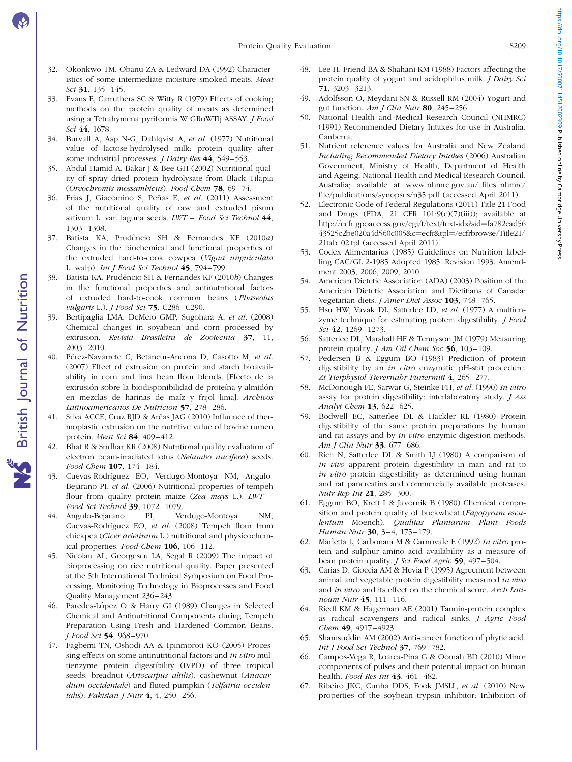32. Okonkwo TM, Obanu ZA & Ledward DA (1992) Characteristics of some intermediate moisture smoked meats. *Meat Sci* **31**, 135–145.
33. Evans E, Carruthers SC & Witty R (1979) Effects of cooking methods on the protein quality of meats as determined using a Tetrahymena pyriformis W GRoWTlj ASSAY. *J Food Sci* **44**, 1678.
34. Burvall A, Asp N-G, Dahlqvist A, *et al.* (1977) Nutritional value of lactose-hydrolysed milk: protein quality after some industrial processes. *J Dairy Res* **44**, 549–553.
35. Abdul-Hamid A, Bakar J & Bee GH (2002) Nutritional quality of spray dried protein hydrolysate from Black Tilapia (*Oreochromis mossambicus*). *Food Chem* **78**, 69–74.
36. Frias J, Giacomino S, Peñas E, *et al.* (2011) Assessment of the nutritional quality of raw and extruded pisum sativum L. var. laguna seeds. *LWT – Food Sci Technol* **44**, 1303–1308.
37. Batista KA, Prudêncio SH & Fernandes KF (2010*a*) Changes in the biochemical and functional properties of the extruded hard-to-cook cowpea (*Vigna unguiculata* L. walp). *Int J Food Sci Technol* **45**, 794–799.
38. Batista KA, Prudêncio SH & Fernandes KF (2010*b*) Changes in the functional properties and antinutritional factors of extruded hard-to-cook common beans (*Phaseolus vulgaris* L.). *J Food Sci* **75**, C286–C290.
39. Bertipaglia LMA, DeMelo GMP, Sugohara A, *et al.* (2008) Chemical changes in soyabean and corn processed by extrusion. *Revista Brasileira de Zootecnia* **37**, 11, 2003–2010.
40. Pérez-Navarrete C, Betancur-Ancona D, Casotto M, *et al.* (2007) Effect of extrusion on protein and starch bioavailability in corn and lima bean flour blends. [Efecto de la extrusión sobre la biodisponibilidad de proteína y almidón en mezclas de harinas de maíz y frijol lima]. *Archivos Latinoamericanos De Nutricion* **57**, 278–286.
41. Silva ACCE, Cruz RJD & Arêas JAG (2010) Influence of thermoplastic extrusion on the nutritive value of bovine rumen protein. *Meat Sci* **84**, 409–412.
42. Bhat R & Sridhar KR (2008) Nutritional quality evaluation of electron beam-irradiated lotus (*Nelumbo nucifera*) seeds. *Food Chem* **107**, 174–184.
43. Cuevas-Rodríguez EO, Verdugo-Montoya NM, Angulo-Bejarano PI, *et al.* (2006) Nutritional properties of tempeh flour from quality protein maize (*Zea mays* L.). *LWT – Food Sci Technol* **39**, 1072–1079.
44. Angulo-Bejarano PI, Verdugo-Montoya NM, Cuevas-Rodríguez EO, *et al.* (2008) Tempeh flour from chickpea (*Cicer arietinum* L.) nutritional and physicochemical properties. *Food Chem* **106**, 106–112.
45. Nicolau AL, Georgescu LA, Segal R (2009) The impact of bioprocessing on rice nutritional quality. Paper presented at the 5th International Technical Symposium on Food Processing, Monitoring Technology in Bioprocesses and Food Quality Management 236–243.
46. Paredes-López O & Harry GI (1989) Changes in Selected Chemical and Antinutritional Components during Tempeh Preparation Using Fresh and Hardened Common Beans. *J Food Sci* **54**, 968–970.
47. Fagbemi TN, Oshodi AA & Ipinmoroti KO (2005) Processing effects on some antinutritional factors and *in vitro* multienzyme protein digestibility (IVPD) of three tropical seeds: breadnut (*Artocarpus altilis*), cashewnut (*Anacardium occidentale*) and fluted pumpkin (*Telfairia occidentalis*). *Pakistan J Nutr* **4**, 4, 250–256.
48. Lee H, Friend BA & Shahani KM (1988) Factors affecting the protein quality of yogurt and acidophilus milk. *J Dairy Sci* **71**, 3203–3213.
49. Adolfsson O, Meydani SN & Russell RM (2004) Yogurt and gut function. *Am J Clin Nutr* **80**, 245–256.
50. National Health and Medical Research Council (NHMRC) (1991) Recommended Dietary Intakes for use in Australia. Canberra.
51. Nutrient reference values for Australia and New Zealand *Including Recommended Dietary Intakes* (2006) Australian Government, Ministry of Health, Department of Health and Ageing, National Health and Medical Research Council, Australia; available at www.nhmrc.gov.au/_files_nhmrc/file/publications/synopses/n35.pdf (accessed April 2011).
52. Electronic Code of Federal Regulations (2011) Title 21 Food and Drugs (FDA, 21 CFR 101·9(c)(7)(iii)); available at http://ecfr.gpoaccess.gov/cgi/t/text/text-idx?sid=fa782cad5643525c2be020a4d560c005&c=ecfr&tpl=/ecfrbrowse/Title21/21tab_02.tpl (accessed April 2011).
53. Codex Alimentarius (1985) Guidelines on Nutrition labelling CAC/GL 2-1985 Adopted 1985. Revision 1993. Amendment 2003, 2006, 2009, 2010.
54. American Dietetic Association (ADA) (2003) Position of the American Dietetic Association and Dietitians of Canada: Vegetarian diets. *J Amer Diet Assoc* **103**, 748–765.
55. Hsu HW, Vavak DL, Satterlee LD, *et al.* (1977) A multienzyme technique for estimating protein digestibility. *J Food Sci* **42**, 1269–1273.
56. Satterlee DL, Marshall HF & Tennyson JM (1979) Measuring protein quality. *J Am Oil Chem Soc* **56**, 103–109.
57. Pedersen B & Eggum BO (1983) Prediction of protein digestibility by an *in vitro* enzymatic pH-stat procedure. *Zt Tierphysiol Tierernahr Furtermitt* **4**, 265–277.
58. McDonough FE, Sarwar G, Steinke FH, *et al.* (1990) *In vitro* assay for protein digestibility: interlaboratory study. *J Ass Analyt Chem* **13**, 622–625.
59. Bodwell EC, Satterlee DL & Hackler RL (1980) Protein digestibility of the same protein preparations by human and rat assays and by *in vitro* enzymic digestion methods. *Am J Clin Nutr* **33**, 677–686.
60. Rich N, Satterlee DL & Smith LJ (1980) A comparison of *in vivo* apparent protein digestibility in man and rat to *in vitro* protein digestibility as determined using human and rat pancreatins and commercially available proteases. *Nutr Rep Int* **21**, 285–300.
61. Eggum BO, Kreft I & Javornik B (1980) Chemical composition and protein quality of buckwheat (*Fagopyrum esculentum* Moench). *Qualitas Plantarum Plant Foods Human Nutr* **30**, 3–4, 175–179.
62. Marletta L, Carbonara M & Carnovale E (1992) *In vitro* protein and sulphur amino acid availability as a measure of bean protein quality. *J Sci Food Agric* **59**, 497–504.
63. Carias D, Cioccia AM & Hevia P (1995) Agreement between animal and vegetable protein digestibility measured *in vivo* and *in vitro* and its effect on the chemical score. *Arch Latinoam Nutr* **45**, 111–116.
64. Riedl KM & Hagerman AE (2001) Tannin-protein complex as radical scavengers and radical sinks. *J Agric Food Chem* **49**, 4917–4923.
65. Shamsuddin AM (2002) Anti-cancer function of phytic acid. *Int J Food Sci Technol* **37**, 769–782.
66. Campos-Vega R, Loarca-Pina G & Oomah BD (2010) Minor components of pulses and their potential impact on human health. *Food Res Int* **43**, 461–482.
67. Ribeiro JKC, Cunha DDS, Fook JMSLL, *et al.* (2010) New properties of the soybean trypsin inhibitor: Inhibition of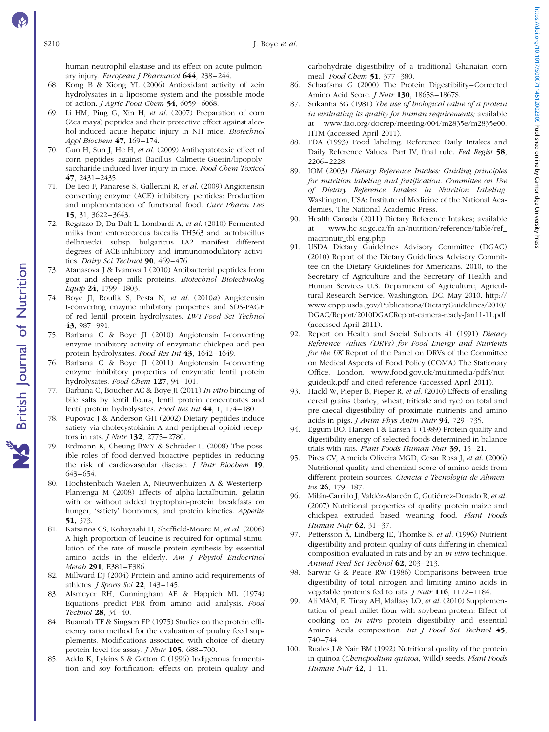human neutrophil elastase and its effect on acute pulmonary injury. *European J Pharmacol* **644**, 238–244.

68. Kong B & Xiong YL (2006) Antioxidant activity of zein hydrolysates in a liposome system and the possible mode of action. *J Agric Food Chem* **54**, 6059–6068.
69. Li HM, Ping G, Xin H, *et al.* (2007) Preparation of corn (Zea mays) peptides and their protective effect against alcohol-induced acute hepatic injury in NH mice. *Biotechnol Appl Biochem* **47**, 169–174.
70. Guo H, Sun J, He H, *et al.* (2009) Antihepatotoxic effect of corn peptides against Bacillus Calmette-Guerin/lipopolysaccharide-induced liver injury in mice. *Food Chem Toxicol* **47**, 2431–2435.
71. De Leo F, Panarese S, Gallerani R, *et al.* (2009) Angiotensin converting enzyme (ACE) inhibitory peptides: Production and implementation of functional food. *Curr Pharm Des* **15**, 31, 3622–3643.
72. Regazzo D, Da Dalt L, Lombardi A, *et al.* (2010) Fermented milks from enterococcus faecalis TH563 and lactobacillus delbrueckii subsp. bulgaricus LA2 manifest different degrees of ACE-inhibitory and immunomodulatory activities. *Dairy Sci Technol* **90**, 469–476.
73. Atanasova J & Ivanova I (2010) Antibacterial peptides from goat and sheep milk proteins. *Biotechnol Biotechnolog Equip* **24**, 1799–1803.
74. Boye JI, Roufik S, Pesta N, *et al.* (2010*a*) Angiotensin I-converting enzyme inhibitory properties and SDS-PAGE of red lentil protein hydrolysates. *LWT-Food Sci Technol* **43**, 987–991.
75. Barbana C & Boye JI (2010) Angiotensin I-converting enzyme inhibitory activity of enzymatic chickpea and pea protein hydrolysates. *Food Res Int* **43**, 1642–1649.
76. Barbana C & Boye JI (2011) Angiotensin I-converting enzyme inhibitory properties of enzymatic lentil protein hydrolysates. *Food Chem* **127**, 94–101.
77. Barbana C, Boucher AC & Boye JI (2011) *In vitro* binding of bile salts by lentil flours, lentil protein concentrates and lentil protein hydrolysates. *Food Res Int* **44**, 1, 174–180.
78. Pupovac J & Anderson GH (2002) Dietary peptides induce satiety via cholecystokinin-A and peripheral opioid receptors in rats. *J Nutr* **132**, 2775–2780.
79. Erdmann K, Cheung BWY & Schröder H (2008) The possible roles of food-derived bioactive peptides in reducing the risk of cardiovascular disease. *J Nutr Biochem* **19**, 643–654.
80. Hochstenbach-Waelen A, Nieuwenhuizen A & Westerterp-Plantenga M (2008) Effects of alpha-lactalbumin, gelatin with or without added tryptophan-protein breakfasts on hunger, 'satiety' hormones, and protein kinetics. *Appetite* **51**, 373.
81. Katsanos CS, Kobayashi H, Sheffield-Moore M, *et al.* (2006) A high proportion of leucine is required for optimal stimulation of the rate of muscle protein synthesis by essential amino acids in the elderly. *Am J Physiol Endocrinol Metab* **291**, E381–E386.
82. Millward DJ (2004) Protein and amino acid requirements of athletes. *J Sports Sci* **22**, 143–145.
83. Alsmeyer RH, Cunningham AE & Happich ML (1974) Equations predict PER from amino acid analysis. *Food Technol* **28**, 34–40.
84. Buamah TF & Singsen EP (1975) Studies on the protein efficiency ratio method for the evaluation of poultry feed supplements. Modifications associated with choice of dietary protein level for assay. *J Nutr* **105**, 688–700.
85. Addo K, Lykins S & Cotton C (1996) Indigenous fermentation and soy fortification: effects on protein quality and carbohydrate digestibility of a traditional Ghanaian corn meal. *Food Chem* **51**, 377–380.
86. Schaafsma G (2000) The Protein Digestibility–Corrected Amino Acid Score. *J Nutr* **130**, 1865S–1867S.
87. Srikantia SG (1981) *The use of biological value of a protein in evaluating its quality for human requirements;* available at www.fao.org/docrep/meeting/004/m2835e/m2835e00.HTM (accessed April 2011).
88. FDA (1993) Food labeling: Reference Daily Intakes and Daily Reference Values. Part IV, final rule. *Fed Regist* **58**, 2206–2228.
89. IOM (2003) *Dietary Reference Intakes: Guiding principles for nutrition labeling and fortification*. *Committee on Use of Dietary Reference Intakes in Nutrition Labeling*. Washington, USA: Institute of Medicine of the National Academies, The National Academic Press.
90. Health Canada (2011) Dietary Reference Intakes; available at www.hc-sc.gc.ca/fn-an/nutrition/reference/table/ref_macronutr_tbl-eng.php
91. USDA Dietary Guidelines Advisory Committee (DGAC) (2010) Report of the Dietary Guidelines Advisory Committee on the Dietary Guidelines for Americans, 2010, to the Secretary of Agriculture and the Secretary of Health and Human Services U.S. Department of Agriculture, Agricultural Research Service, Washington, DC. May 2010. http://www.cnpp.usda.gov/Publications/DietaryGuidelines/2010/DGAC/Report/2010DGACReport-camera-ready-Jan11-11.pdf (accessed April 2011).
92. Report on Health and Social Subjects 41 (1991) *Dietary Reference Values (DRVs) for Food Energy and Nutrients for the UK* Report of the Panel on DRVs of the Committee on Medical Aspects of Food Policy (COMA) The Stationary Office. London. www.food.gov.uk/multimedia/pdfs/nutguideuk.pdf and cited reference (accessed April 2011).
93. Hackl W, Pieper B, Pieper R, *et al.* (2010) Effects of ensiling cereal grains (barley, wheat, triticale and rye) on total and pre-caecal digestibility of proximate nutrients and amino acids in pigs. *J Anim Phys Anim Nutr* **94**, 729–735.
94. Eggum BO, Hansen I & Larsen T (1989) Protein quality and digestibility energy of selected foods determined in balance trials with rats. *Plant Foods Human Nutr* **39**, 13–21.
95. Pires CV, Almeida Oliveira MGD, Cesar Rosa J, *et al.* (2006) Nutritional quality and chemical score of amino acids from different protein sources. *Ciencia e Tecnologia de Alimentos* **26**, 179–187.
96. Milán-Carrillo J, Valdéz-Alarcón C, Gutiérrez-Dorado R, *et al.* (2007) Nutritional properties of quality protein maize and chickpea extruded based weaning food. *Plant Foods Human Nutr* **62**, 31–37.
97. Pettersson Å, Lindberg JE, Thomke S, *et al.* (1996) Nutrient digestibility and protein quality of oats differing in chemical composition evaluated in rats and by an *in vitro* technique. *Animal Feed Sci Technol* **62**, 203–213.
98. Sarwar G & Peace RW (1986) Comparisons between true digestibility of total nitrogen and limiting amino acids in vegetable proteins fed to rats. *J Nutr* **116**, 1172–1184.
99. Ali MAM, El Tinay AH, Mallasy LO, *et al.* (2010) Supplementation of pearl millet flour with soybean protein: Effect of cooking on *in vitro* protein digestibility and essential Amino Acids composition. *Int J Food Sci Technol* **45**, 740–744.
100. Ruales J & Nair BM (1992) Nutritional quality of the protein in quinoa (*Chenopodium quinoa*, Willd) seeds. *Plant Foods Human Nutr* **42**, 1–11.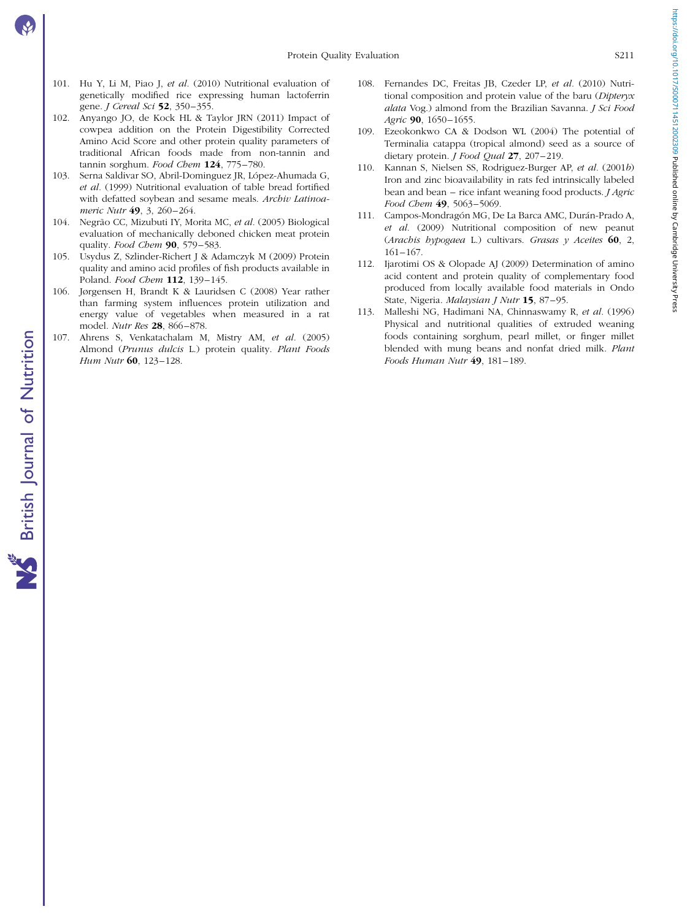101. Hu Y, Li M, Piao J, *et al.* (2010) Nutritional evaluation of genetically modified rice expressing human lactoferrin gene. *J Cereal Sci* **52**, 350–355.
102. Anyango JO, de Kock HL & Taylor JRN (2011) Impact of cowpea addition on the Protein Digestibility Corrected Amino Acid Score and other protein quality parameters of traditional African foods made from non-tannin and tannin sorghum. *Food Chem* **124**, 775–780.
103. Serna Saldivar SO, Abril-Dominguez JR, López-Ahumada G, *et al.* (1999) Nutritional evaluation of table bread fortified with defatted soybean and sesame meals. *Archiv Latinoameric Nutr* **49**, 3, 260–264.
104. Negrão CC, Mizubuti IY, Morita MC, *et al.* (2005) Biological evaluation of mechanically deboned chicken meat protein quality. *Food Chem* **90**, 579–583.
105. Usydus Z, Szlinder-Richert J & Adamczyk M (2009) Protein quality and amino acid profiles of fish products available in Poland. *Food Chem* **112**, 139–145.
106. Jørgensen H, Brandt K & Lauridsen C (2008) Year rather than farming system influences protein utilization and energy value of vegetables when measured in a rat model. *Nutr Res* **28**, 866–878.
107. Ahrens S, Venkatachalam M, Mistry AM, *et al.* (2005) Almond (*Prunus dulcis* L.) protein quality. *Plant Foods Hum Nutr* **60**, 123–128.
108. Fernandes DC, Freitas JB, Czeder LP, *et al.* (2010) Nutritional composition and protein value of the baru (*Dipteryx alata* Vog.) almond from the Brazilian Savanna. *J Sci Food Agric* **90**, 1650–1655.
109. Ezeokonkwo CA & Dodson WL (2004) The potential of Terminalia catappa (tropical almond) seed as a source of dietary protein. *J Food Qual* **27**, 207–219.
110. Kannan S, Nielsen SS, Rodriguez-Burger AP, *et al.* (2001*b*) Iron and zinc bioavailability in rats fed intrinsically labeled bean and bean – rice infant weaning food products. *J Agric Food Chem* **49**, 5063–5069.
111. Campos-Mondragón MG, De La Barca AMC, Durán-Prado A, *et al.* (2009) Nutritional composition of new peanut (*Arachis hypogaea* L.) cultivars. *Grasas y Aceites* **60**, 2, 161–167.
112. Ijarotimi OS & Olopade AJ (2009) Determination of amino acid content and protein quality of complementary food produced from locally available food materials in Ondo State, Nigeria. *Malaysian J Nutr* **15**, 87–95.
113. Malleshi NG, Hadimani NA, Chinnaswamy R, *et al.* (1996) Physical and nutritional qualities of extruded weaning foods containing sorghum, pearl millet, or finger millet blended with mung beans and nonfat dried milk. *Plant Foods Human Nutr* **49**, 181–189.